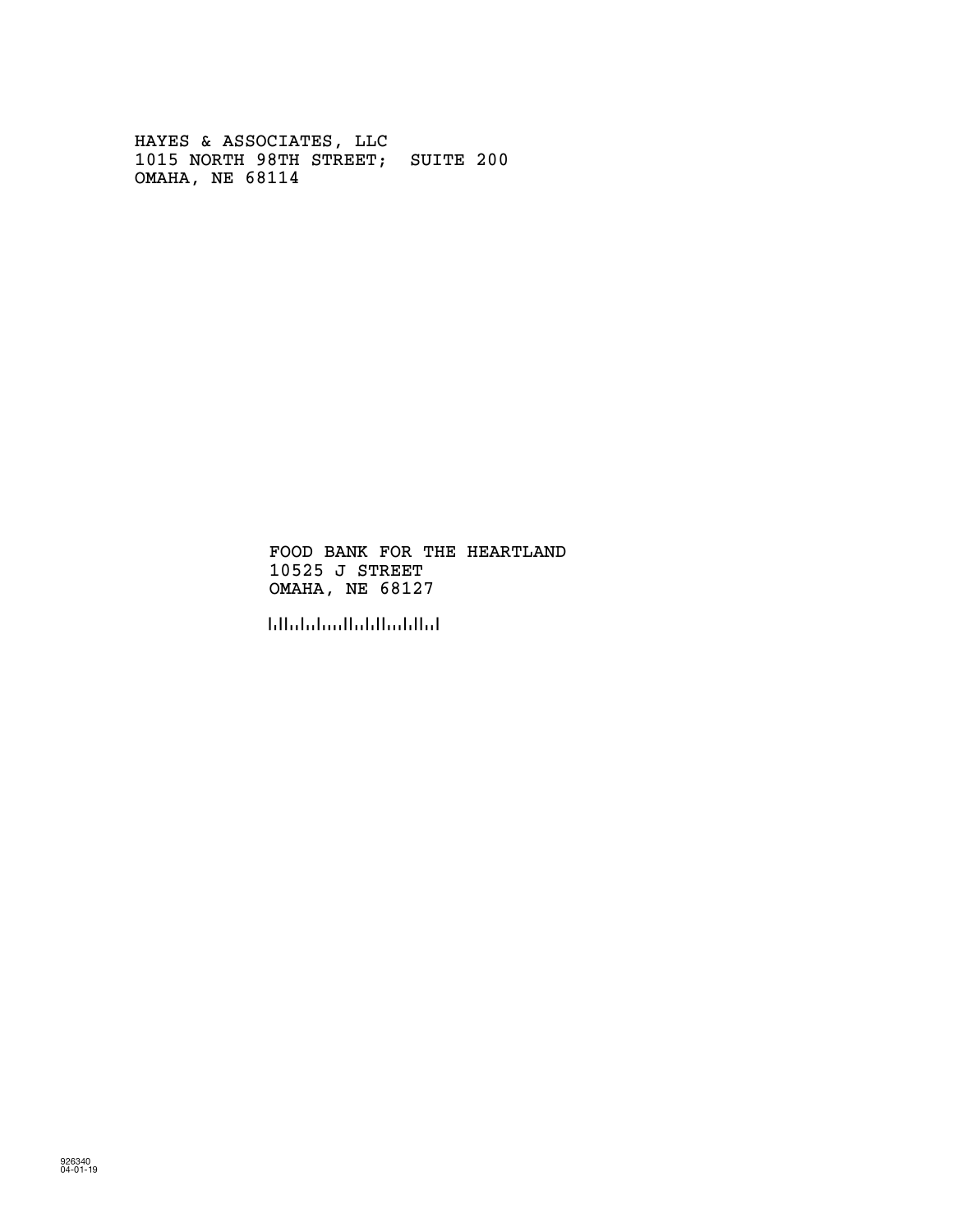HAYES & ASSOCIATES, LLC
1015 NORTH 98TH STREET; SUITE 200
OMAHA, NE 68114

FOOD BANK FOR THE HEARTLAND
10525 J STREET
OMAHA, NE 68127

926340
04-01-19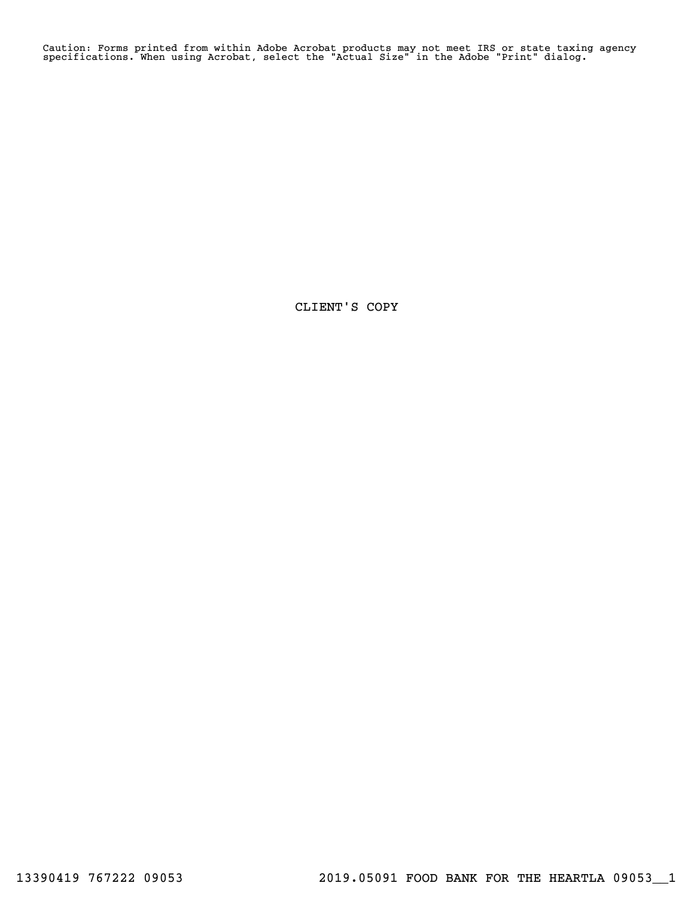Caution: Forms printed from within Adobe Acrobat products may not meet IRS or state taxing agency specifications. When using Acrobat, select the "Actual Size" in the Adobe "Print" dialog.

CLIENT'S COPY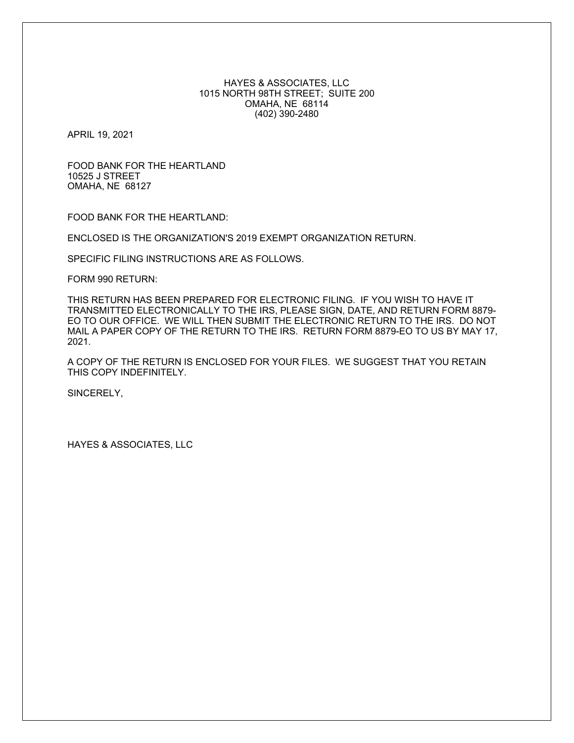HAYES & ASSOCIATES, LLC
1015 NORTH 98TH STREET; SUITE 200
OMAHA, NE 68114
(402) 390-2480

APRIL 19, 2021

FOOD BANK FOR THE HEARTLAND
10525 J STREET
OMAHA, NE 68127

FOOD BANK FOR THE HEARTLAND:

ENCLOSED IS THE ORGANIZATION'S 2019 EXEMPT ORGANIZATION RETURN.

SPECIFIC FILING INSTRUCTIONS ARE AS FOLLOWS.

FORM 990 RETURN:

THIS RETURN HAS BEEN PREPARED FOR ELECTRONIC FILING. IF YOU WISH TO HAVE IT TRANSMITTED ELECTRONICALLY TO THE IRS, PLEASE SIGN, DATE, AND RETURN FORM 8879-EO TO OUR OFFICE. WE WILL THEN SUBMIT THE ELECTRONIC RETURN TO THE IRS. DO NOT MAIL A PAPER COPY OF THE RETURN TO THE IRS. RETURN FORM 8879-EO TO US BY MAY 17, 2021.

A COPY OF THE RETURN IS ENCLOSED FOR YOUR FILES. WE SUGGEST THAT YOU RETAIN THIS COPY INDEFINITELY.

SINCERELY,

HAYES & ASSOCIATES, LLC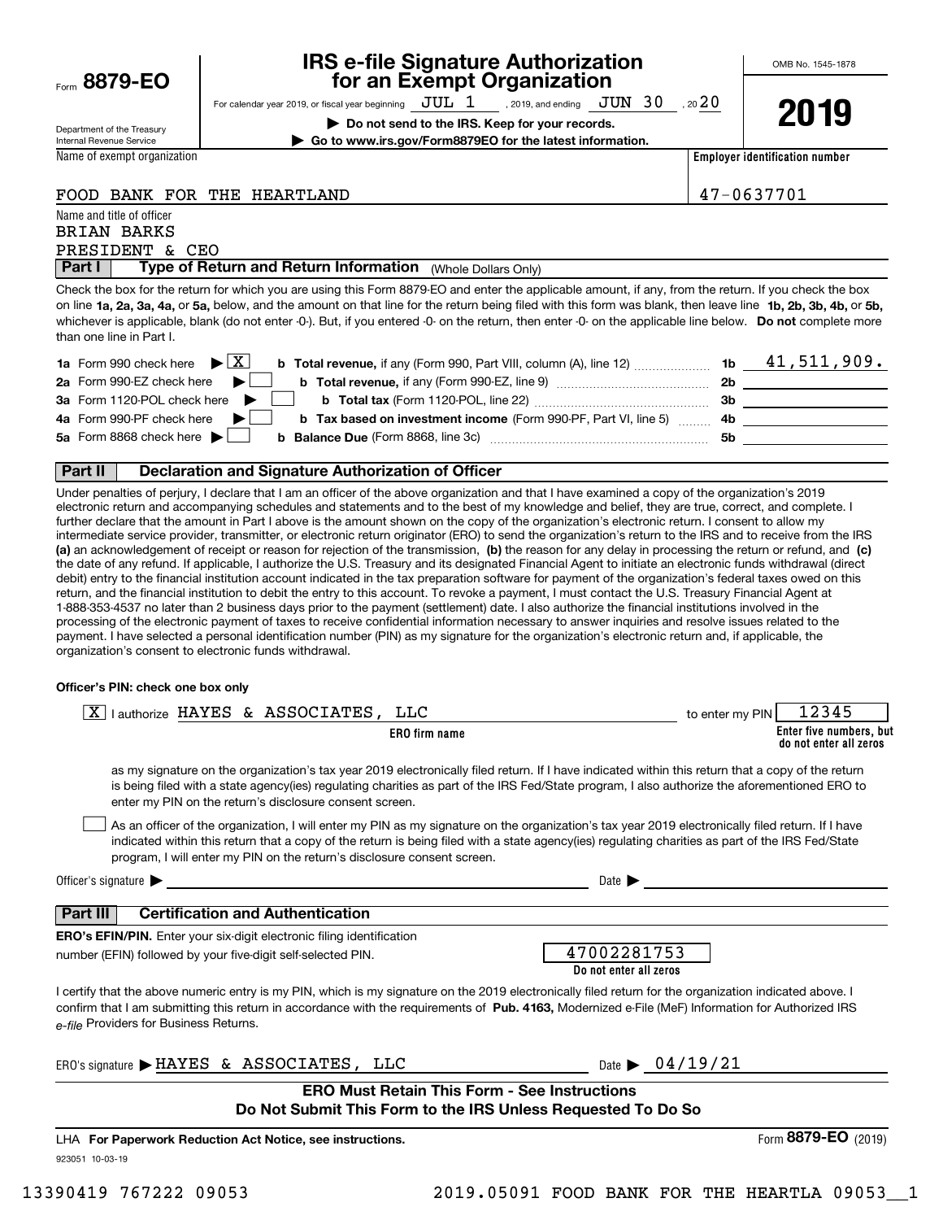Form **8879-EO**

Department of the Treasury
Internal Revenue Service

# IRS e-file Signature Authorization for an Exempt Organization

For calendar year 2019, or fiscal year beginning JUL 1, 2019, and ending JUN 30, 20 20

**▶ Do not send to the IRS. Keep for your records.**

**▶ Go to www.irs.gov/Form8879EO for the latest information.**

OMB No. 1545-1878

**2019**

| Name of exempt organization | Employer identification number |
|---|---|
| FOOD BANK FOR THE HEARTLAND | 47-0637701 |

Name and title of officer
BRIAN BARKS
PRESIDENT & CEO

## Part I — Type of Return and Return Information (Whole Dollars Only)

Check the box for the return for which you are using this Form 8879-EO and enter the applicable amount, if any, from the return. If you check the box on line **1a, 2a, 3a, 4a,** or **5a,** below, and the amount on that line for the return being filed with this form was blank, then leave line **1b, 2b, 3b, 4b,** or **5b,** whichever is applicable, blank (do not enter -0-). But, if you entered -0- on the return, then enter -0- on the applicable line below. **Do not** complete more than one line in Part I.

| | | | |
|---|---|---|---|
| **1a** Form 990 check here ▶ [X] | **b Total revenue,** if any (Form 990, Part VIII, column (A), line 12) | **1b** | 41,511,909. |
| **2a** Form 990-EZ check here ▶ [ ] | **b Total revenue,** if any (Form 990-EZ, line 9) | **2b** | |
| **3a** Form 1120-POL check here ▶ [ ] | **b Total tax** (Form 1120-POL, line 22) | **3b** | |
| **4a** Form 990-PF check here ▶ [ ] | **b Tax based on investment income** (Form 990-PF, Part VI, line 5) | **4b** | |
| **5a** Form 8868 check here ▶ [ ] | **b Balance Due** (Form 8868, line 3c) | **5b** | |

## Part II — Declaration and Signature Authorization of Officer

Under penalties of perjury, I declare that I am an officer of the above organization and that I have examined a copy of the organization's 2019 electronic return and accompanying schedules and statements and to the best of my knowledge and belief, they are true, correct, and complete. I further declare that the amount in Part I above is the amount shown on the copy of the organization's electronic return. I consent to allow my intermediate service provider, transmitter, or electronic return originator (ERO) to send the organization's return to the IRS and to receive from the IRS **(a)** an acknowledgement of receipt or reason for rejection of the transmission, **(b)** the reason for any delay in processing the return or refund, and **(c)** the date of any refund. If applicable, I authorize the U.S. Treasury and its designated Financial Agent to initiate an electronic funds withdrawal (direct debit) entry to the financial institution account indicated in the tax preparation software for payment of the organization's federal taxes owed on this return, and the financial institution to debit the entry to this account. To revoke a payment, I must contact the U.S. Treasury Financial Agent at 1-888-353-4537 no later than 2 business days prior to the payment (settlement) date. I also authorize the financial institutions involved in the processing of the electronic payment of taxes to receive confidential information necessary to answer inquiries and resolve issues related to the payment. I have selected a personal identification number (PIN) as my signature for the organization's electronic return and, if applicable, the organization's consent to electronic funds withdrawal.

**Officer's PIN: check one box only**

[X] I authorize HAYES & ASSOCIATES, LLC (**ERO firm name**) to enter my PIN 12345 (**Enter five numbers, but do not enter all zeros**)

as my signature on the organization's tax year 2019 electronically filed return. If I have indicated within this return that a copy of the return is being filed with a state agency(ies) regulating charities as part of the IRS Fed/State program, I also authorize the aforementioned ERO to enter my PIN on the return's disclosure consent screen.

[ ] As an officer of the organization, I will enter my PIN as my signature on the organization's tax year 2019 electronically filed return. If I have indicated within this return that a copy of the return is being filed with a state agency(ies) regulating charities as part of the IRS Fed/State program, I will enter my PIN on the return's disclosure consent screen.

Officer's signature ▶ ______________________ Date ▶ ______________

## Part III — Certification and Authentication

**ERO's EFIN/PIN.** Enter your six-digit electronic filing identification number (EFIN) followed by your five-digit self-selected PIN.

47002281753
**Do not enter all zeros**

I certify that the above numeric entry is my PIN, which is my signature on the 2019 electronically filed return for the organization indicated above. I confirm that I am submitting this return in accordance with the requirements of **Pub. 4163,** Modernized e-File (MeF) Information for Authorized IRS *e-file* Providers for Business Returns.

ERO's signature ▶ HAYES & ASSOCIATES, LLC Date ▶ 04/19/21

**ERO Must Retain This Form - See Instructions**
**Do Not Submit This Form to the IRS Unless Requested To Do So**

LHA **For Paperwork Reduction Act Notice, see instructions.** Form **8879-EO** (2019)

923051 10-03-19

13390419 767222 09053 2019.05091 FOOD BANK FOR THE HEARTLA 09053__1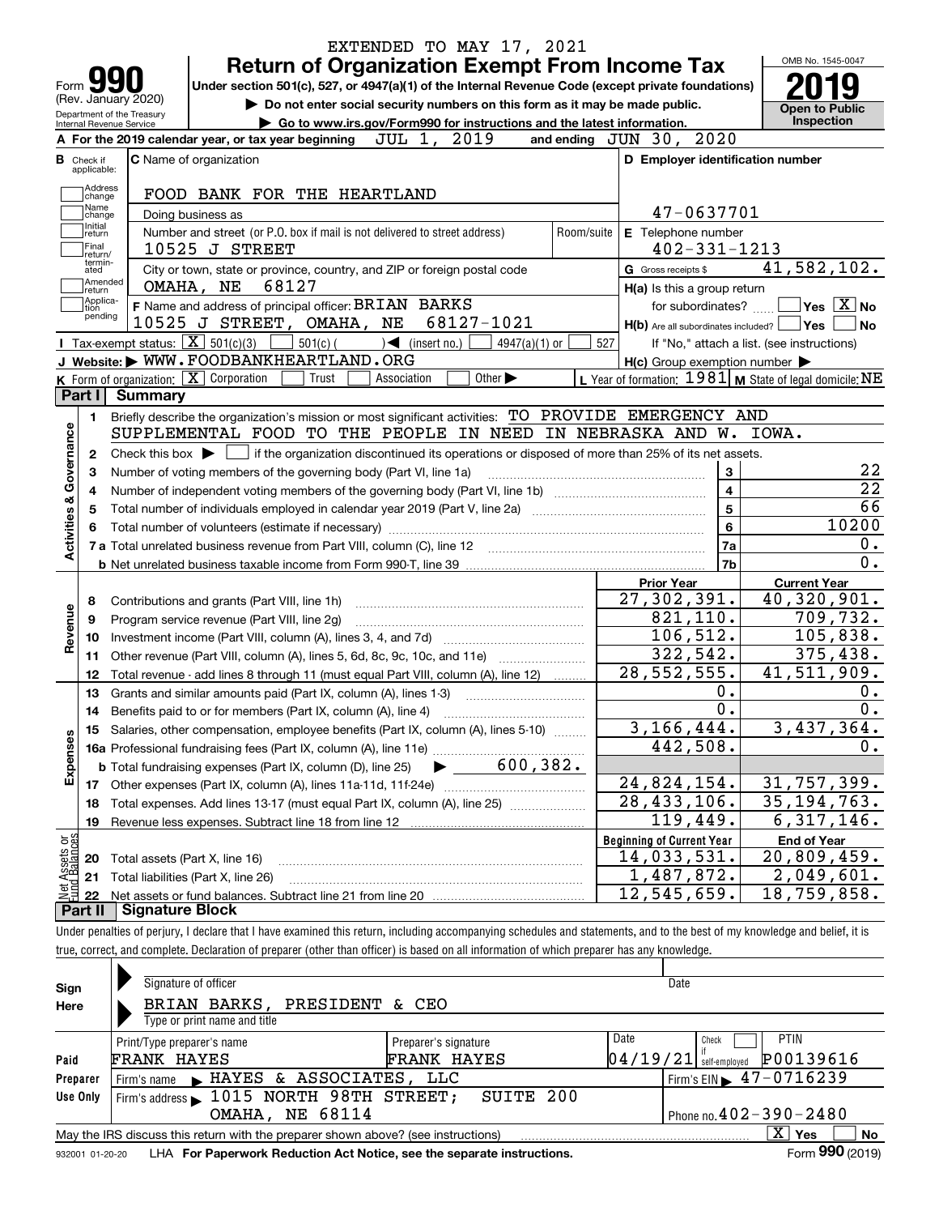EXTENDED TO MAY 17, 2021

# Form 990 — Return of Organization Exempt From Income Tax

(Rev. January 2020) Department of the Treasury Internal Revenue Service

Under section 501(c), 527, or 4947(a)(1) of the Internal Revenue Code (except private foundations)

▶ Do not enter social security numbers on this form as it may be made public.

▶ Go to www.irs.gov/Form990 for instructions and the latest information.

OMB No. 1545-0047 **2019** Open to Public Inspection

**A** For the 2019 calendar year, or tax year beginning JUL 1, 2019 and ending JUN 30, 2020

**B** Check if applicable: Address change, Name change, Initial return, Final return/terminated, Amended return, Application pending

**C** Name of organization: FOOD BANK FOR THE HEARTLAND

Doing business as

Number and street (or P.O. box if mail is not delivered to street address): 10525 J STREET — Room/suite

City or town, state or province, country, and ZIP or foreign postal code: OMAHA, NE 68127

**D** Employer identification number: 47-0637701

**E** Telephone number: 402-331-1213

**G** Gross receipts $ 41,582,102.

**F** Name and address of principal officer: BRIAN BARKS, 10525 J STREET, OMAHA, NE 68127-1021

**H(a)** Is this a group return for subordinates? ☐ Yes ☒ No

**H(b)** Are all subordinates included? ☐ Yes ☐ No If "No," attach a list. (see instructions)

**H(c)** Group exemption number ▶

**I** Tax-exempt status: ☒ 501(c)(3) ☐ 501(c) ( ) ◀ (insert no.) ☐ 4947(a)(1) or ☐ 527

**J** Website: ▶ WWW.FOODBANKHEARTLAND.ORG

**K** Form of organization: ☒ Corporation ☐ Trust ☐ Association ☐ Other ▶

**L** Year of formation: 1981 **M** State of legal domicile: NE

## Part I Summary

**Activities & Governance**

1. Briefly describe the organization's mission or most significant activities: TO PROVIDE EMERGENCY AND SUPPLEMENTAL FOOD TO THE PEOPLE IN NEED IN NEBRASKA AND W. IOWA.
2. Check this box ▶ ☐ if the organization discontinued its operations or disposed of more than 25% of its net assets.

| | | | |
|---|---|---|---|
| 3 | Number of voting members of the governing body (Part VI, line 1a) | 3 | 22 |
| 4 | Number of independent voting members of the governing body (Part VI, line 1b) | 4 | 22 |
| 5 | Total number of individuals employed in calendar year 2019 (Part V, line 2a) | 5 | 66 |
| 6 | Total number of volunteers (estimate if necessary) | 6 | 10200 |
| 7a | Total unrelated business revenue from Part VIII, column (C), line 12 | 7a | 0. |
| b | Net unrelated business taxable income from Form 990-T, line 39 | 7b | 0. |

| | | Prior Year | Current Year |
|---|---|---|---|
| **Revenue** | | | |
| 8 | Contributions and grants (Part VIII, line 1h) | 27,302,391. | 40,320,901. |
| 9 | Program service revenue (Part VIII, line 2g) | 821,110. | 709,732. |
| 10 | Investment income (Part VIII, column (A), lines 3, 4, and 7d) | 106,512. | 105,838. |
| 11 | Other revenue (Part VIII, column (A), lines 5, 6d, 8c, 9c, 10c, and 11e) | 322,542. | 375,438. |
| 12 | Total revenue - add lines 8 through 11 (must equal Part VIII, column (A), line 12) | 28,552,555. | 41,511,909. |
| **Expenses** | | | |
| 13 | Grants and similar amounts paid (Part IX, column (A), lines 1-3) | 0. | 0. |
| 14 | Benefits paid to or for members (Part IX, column (A), line 4) | 0. | 0. |
| 15 | Salaries, other compensation, employee benefits (Part IX, column (A), lines 5-10) | 3,166,444. | 3,437,364. |
| 16a | Professional fundraising fees (Part IX, column (A), line 11e) | 442,508. | 0. |
| b | Total fundraising expenses (Part IX, column (D), line 25) ▶ 600,382. | | |
| 17 | Other expenses (Part IX, column (A), lines 11a-11d, 11f-24e) | 24,824,154. | 31,757,399. |
| 18 | Total expenses. Add lines 13-17 (must equal Part IX, column (A), line 25) | 28,433,106. | 35,194,763. |
| 19 | Revenue less expenses. Subtract line 18 from line 12 | 119,449. | 6,317,146. |

| | | Beginning of Current Year | End of Year |
|---|---|---|---|
| **Net Assets or Fund Balances** | | | |
| 20 | Total assets (Part X, line 16) | 14,033,531. | 20,809,459. |
| 21 | Total liabilities (Part X, line 26) | 1,487,872. | 2,049,601. |
| 22 | Net assets or fund balances. Subtract line 21 from line 20 | 12,545,659. | 18,759,858. |

## Part II Signature Block

Under penalties of perjury, I declare that I have examined this return, including accompanying schedules and statements, and to the best of my knowledge and belief, it is true, correct, and complete. Declaration of preparer (other than officer) is based on all information of which preparer has any knowledge.

**Sign Here**

Signature of officer — Date

BRIAN BARKS, PRESIDENT & CEO

Type or print name and title

**Paid Preparer Use Only**

| Print/Type preparer's name | Preparer's signature | Date | Check ☐ if self-employed | PTIN |
|---|---|---|---|---|
| FRANK HAYES | FRANK HAYES | 04/19/21 | | P00139616 |

Firm's name ▶ HAYES & ASSOCIATES, LLC — Firm's EIN ▶ 47-0716239

Firm's address ▶ 1015 NORTH 98TH STREET; SUITE 200, OMAHA, NE 68114 — Phone no. 402-390-2480

May the IRS discuss this return with the preparer shown above? (see instructions) ☒ Yes ☐ No

932001 01-20-20 LHA For Paperwork Reduction Act Notice, see the separate instructions. Form 990 (2019)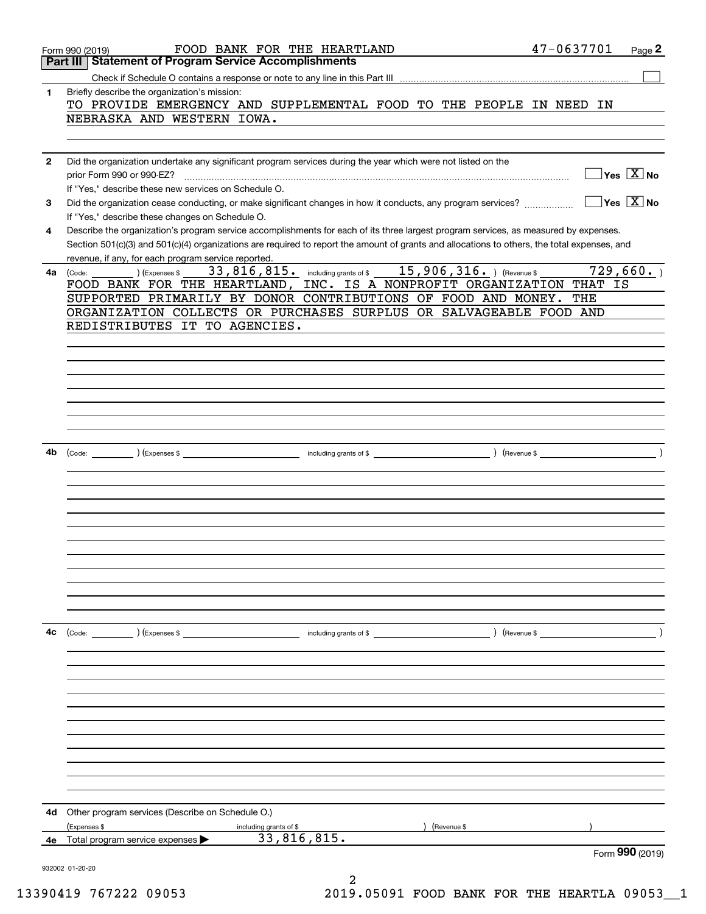Form 990 (2019) FOOD BANK FOR THE HEARTLAND 47-0637701 Page **2**

## Part III Statement of Program Service Accomplishments

Check if Schedule O contains a response or note to any line in this Part III ☐

**1** Briefly describe the organization's mission:

TO PROVIDE EMERGENCY AND SUPPLEMENTAL FOOD TO THE PEOPLE IN NEED IN NEBRASKA AND WESTERN IOWA.

**2** Did the organization undertake any significant program services during the year which were not listed on the prior Form 990 or 990-EZ? ☐ Yes ☒ No

If "Yes," describe these new services on Schedule O.

**3** Did the organization cease conducting, or make significant changes in how it conducts, any program services? ☐ Yes ☒ No

If "Yes," describe these changes on Schedule O.

**4** Describe the organization's program service accomplishments for each of its three largest program services, as measured by expenses. Section 501(c)(3) and 501(c)(4) organizations are required to report the amount of grants and allocations to others, the total expenses, and revenue, if any, for each program service reported.

**4a** (Code: ) (Expenses $ 33,816,815. including grants of $ 15,906,316. ) (Revenue $ 729,660. )

FOOD BANK FOR THE HEARTLAND, INC. IS A NONPROFIT ORGANIZATION THAT IS SUPPORTED PRIMARILY BY DONOR CONTRIBUTIONS OF FOOD AND MONEY. THE ORGANIZATION COLLECTS OR PURCHASES SURPLUS OR SALVAGEABLE FOOD AND REDISTRIBUTES IT TO AGENCIES.

**4b** (Code: ) (Expenses $ including grants of $ ) (Revenue $ )

**4c** (Code: ) (Expenses $ including grants of $ ) (Revenue $ )

**4d** Other program services (Describe on Schedule O.)

(Expenses $ including grants of $ ) (Revenue $ )

**4e** Total program service expenses ▶ 33,816,815.

Form **990** (2019)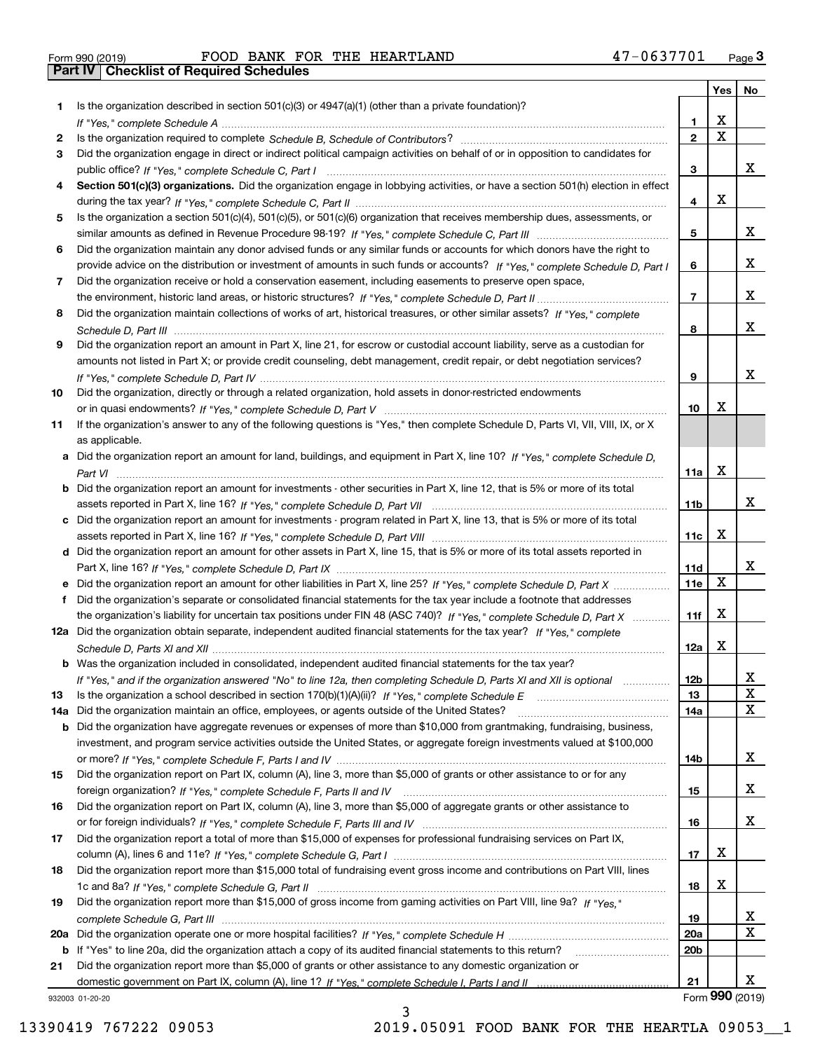Form 990 (2019) FOOD BANK FOR THE HEARTLAND 47-0637701

## Part IV Checklist of Required Schedules

| | | | Yes | No |
|---|---|---|---|---|
| 1 | Is the organization described in section 501(c)(3) or 4947(a)(1) (other than a private foundation)? *If "Yes," complete Schedule A* | 1 | X | |
| 2 | Is the organization required to complete *Schedule B, Schedule of Contributors*? | 2 | X | |
| 3 | Did the organization engage in direct or indirect political campaign activities on behalf of or in opposition to candidates for public office? *If "Yes," complete Schedule C, Part I* | 3 | | X |
| 4 | **Section 501(c)(3) organizations.** Did the organization engage in lobbying activities, or have a section 501(h) election in effect during the tax year? *If "Yes," complete Schedule C, Part II* | 4 | X | |
| 5 | Is the organization a section 501(c)(4), 501(c)(5), or 501(c)(6) organization that receives membership dues, assessments, or similar amounts as defined in Revenue Procedure 98-19? *If "Yes," complete Schedule C, Part III* | 5 | | X |
| 6 | Did the organization maintain any donor advised funds or any similar funds or accounts for which donors have the right to provide advice on the distribution or investment of amounts in such funds or accounts? *If "Yes," complete Schedule D, Part I* | 6 | | X |
| 7 | Did the organization receive or hold a conservation easement, including easements to preserve open space, the environment, historic land areas, or historic structures? *If "Yes," complete Schedule D, Part II* | 7 | | X |
| 8 | Did the organization maintain collections of works of art, historical treasures, or other similar assets? *If "Yes," complete Schedule D, Part III* | 8 | | X |
| 9 | Did the organization report an amount in Part X, line 21, for escrow or custodial account liability, serve as a custodian for amounts not listed in Part X; or provide credit counseling, debt management, credit repair, or debt negotiation services? *If "Yes," complete Schedule D, Part IV* | 9 | | X |
| 10 | Did the organization, directly or through a related organization, hold assets in donor-restricted endowments or in quasi endowments? *If "Yes," complete Schedule D, Part V* | 10 | X | |
| 11 | If the organization's answer to any of the following questions is "Yes," then complete Schedule D, Parts VI, VII, VIII, IX, or X as applicable. | | | |
| a | Did the organization report an amount for land, buildings, and equipment in Part X, line 10? *If "Yes," complete Schedule D, Part VI* | 11a | X | |
| b | Did the organization report an amount for investments - other securities in Part X, line 12, that is 5% or more of its total assets reported in Part X, line 16? *If "Yes," complete Schedule D, Part VII* | 11b | | X |
| c | Did the organization report an amount for investments - program related in Part X, line 13, that is 5% or more of its total assets reported in Part X, line 16? *If "Yes," complete Schedule D, Part VIII* | 11c | X | |
| d | Did the organization report an amount for other assets in Part X, line 15, that is 5% or more of its total assets reported in Part X, line 16? *If "Yes," complete Schedule D, Part IX* | 11d | | X |
| e | Did the organization report an amount for other liabilities in Part X, line 25? *If "Yes," complete Schedule D, Part X* | 11e | X | |
| f | Did the organization's separate or consolidated financial statements for the tax year include a footnote that addresses the organization's liability for uncertain tax positions under FIN 48 (ASC 740)? *If "Yes," complete Schedule D, Part X* | 11f | X | |
| 12a | Did the organization obtain separate, independent audited financial statements for the tax year? *If "Yes," complete Schedule D, Parts XI and XII* | 12a | X | |
| b | Was the organization included in consolidated, independent audited financial statements for the tax year? *If "Yes," and if the organization answered "No" to line 12a, then completing Schedule D, Parts XI and XII is optional* | 12b | | X |
| 13 | Is the organization a school described in section 170(b)(1)(A)(ii)? *If "Yes," complete Schedule E* | 13 | | X |
| 14a | Did the organization maintain an office, employees, or agents outside of the United States? | 14a | | X |
| b | Did the organization have aggregate revenues or expenses of more than $10,000 from grantmaking, fundraising, business, investment, and program service activities outside the United States, or aggregate foreign investments valued at $100,000 or more? *If "Yes," complete Schedule F, Parts I and IV* | 14b | | X |
| 15 | Did the organization report on Part IX, column (A), line 3, more than $5,000 of grants or other assistance to or for any foreign organization? *If "Yes," complete Schedule F, Parts II and IV* | 15 | | X |
| 16 | Did the organization report on Part IX, column (A), line 3, more than $5,000 of aggregate grants or other assistance to or for foreign individuals? *If "Yes," complete Schedule F, Parts III and IV* | 16 | | X |
| 17 | Did the organization report a total of more than $15,000 of expenses for professional fundraising services on Part IX, column (A), lines 6 and 11e? *If "Yes," complete Schedule G, Part I* | 17 | X | |
| 18 | Did the organization report more than $15,000 total of fundraising event gross income and contributions on Part VIII, lines 1c and 8a? *If "Yes," complete Schedule G, Part II* | 18 | X | |
| 19 | Did the organization report more than $15,000 of gross income from gaming activities on Part VIII, line 9a? *If "Yes," complete Schedule G, Part III* | 19 | | X |
| 20a | Did the organization operate one or more hospital facilities? *If "Yes," complete Schedule H* | 20a | | X |
| b | If "Yes" to line 20a, did the organization attach a copy of its audited financial statements to this return? | 20b | | |
| 21 | Did the organization report more than $5,000 of grants or other assistance to any domestic organization or domestic government on Part IX, column (A), line 1? *If "Yes," complete Schedule I, Parts I and II* | 21 | | X |

932003 01-20-20 Form **990** (2019)

13390419 767222 09053 2019.05091 FOOD BANK FOR THE HEARTLA 09053__1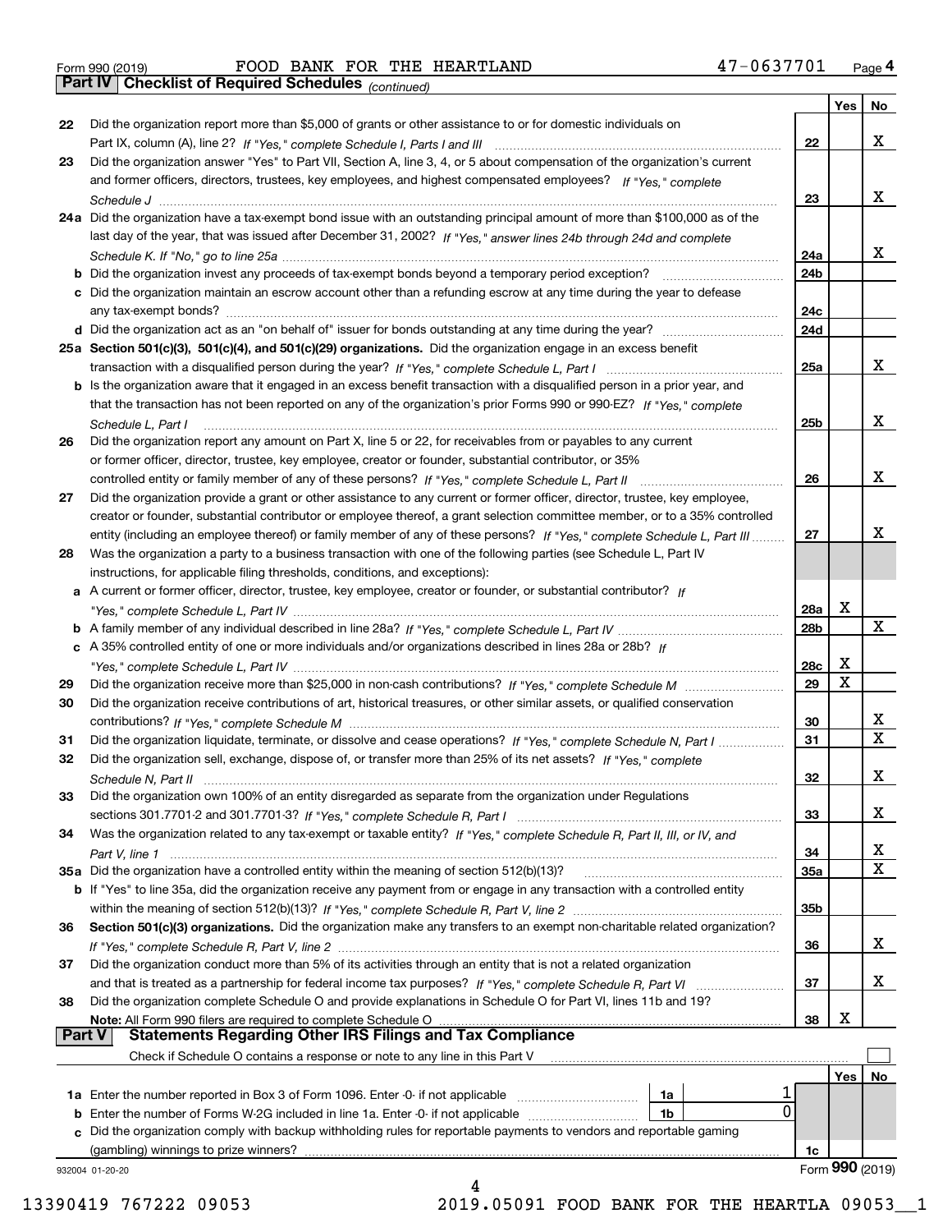Form 990 (2019) FOOD BANK FOR THE HEARTLAND 47-0637701 Page 4

**Part IV Checklist of Required Schedules** *(continued)*

| | | | Yes | No |
|---|---|---|---|---|
| 22 | Did the organization report more than $5,000 of grants or other assistance to or for domestic individuals on Part IX, column (A), line 2? *If "Yes," complete Schedule I, Parts I and III* | 22 | | X |
| 23 | Did the organization answer "Yes" to Part VII, Section A, line 3, 4, or 5 about compensation of the organization's current and former officers, directors, trustees, key employees, and highest compensated employees? *If "Yes," complete Schedule J* | 23 | | X |
| 24a | Did the organization have a tax-exempt bond issue with an outstanding principal amount of more than $100,000 as of the last day of the year, that was issued after December 31, 2002? *If "Yes," answer lines 24b through 24d and complete Schedule K. If "No," go to line 25a* | 24a | | X |
| b | Did the organization invest any proceeds of tax-exempt bonds beyond a temporary period exception? | 24b | | |
| c | Did the organization maintain an escrow account other than a refunding escrow at any time during the year to defease any tax-exempt bonds? | 24c | | |
| d | Did the organization act as an "on behalf of" issuer for bonds outstanding at any time during the year? | 24d | | |
| 25a | **Section 501(c)(3), 501(c)(4), and 501(c)(29) organizations.** Did the organization engage in an excess benefit transaction with a disqualified person during the year? *If "Yes," complete Schedule L, Part I* | 25a | | X |
| b | Is the organization aware that it engaged in an excess benefit transaction with a disqualified person in a prior year, and that the transaction has not been reported on any of the organization's prior Forms 990 or 990-EZ? *If "Yes," complete Schedule L, Part I* | 25b | | X |
| 26 | Did the organization report any amount on Part X, line 5 or 22, for receivables from or payables to any current or former officer, director, trustee, key employee, creator or founder, substantial contributor, or 35% controlled entity or family member of any of these persons? *If "Yes," complete Schedule L, Part II* | 26 | | X |
| 27 | Did the organization provide a grant or other assistance to any current or former officer, director, trustee, key employee, creator or founder, substantial contributor or employee thereof, a grant selection committee member, or to a 35% controlled entity (including an employee thereof) or family member of any of these persons? *If "Yes," complete Schedule L, Part III* | 27 | | X |
| 28 | Was the organization a party to a business transaction with one of the following parties (see Schedule L, Part IV instructions, for applicable filing thresholds, conditions, and exceptions): | | | |
| a | A current or former officer, director, trustee, key employee, creator or founder, or substantial contributor? *If "Yes," complete Schedule L, Part IV* | 28a | X | |
| b | A family member of any individual described in line 28a? *If "Yes," complete Schedule L, Part IV* | 28b | | X |
| c | A 35% controlled entity of one or more individuals and/or organizations described in lines 28a or 28b? *If "Yes," complete Schedule L, Part IV* | 28c | X | |
| 29 | Did the organization receive more than $25,000 in non-cash contributions? *If "Yes," complete Schedule M* | 29 | X | |
| 30 | Did the organization receive contributions of art, historical treasures, or other similar assets, or qualified conservation contributions? *If "Yes," complete Schedule M* | 30 | | X |
| 31 | Did the organization liquidate, terminate, or dissolve and cease operations? *If "Yes," complete Schedule N, Part I* | 31 | | X |
| 32 | Did the organization sell, exchange, dispose of, or transfer more than 25% of its net assets? *If "Yes," complete Schedule N, Part II* | 32 | | X |
| 33 | Did the organization own 100% of an entity disregarded as separate from the organization under Regulations sections 301.7701-2 and 301.7701-3? *If "Yes," complete Schedule R, Part I* | 33 | | X |
| 34 | Was the organization related to any tax-exempt or taxable entity? *If "Yes," complete Schedule R, Part II, III, or IV, and Part V, line 1* | 34 | | X |
| 35a | Did the organization have a controlled entity within the meaning of section 512(b)(13)? | 35a | | X |
| b | If "Yes" to line 35a, did the organization receive any payment from or engage in any transaction with a controlled entity within the meaning of section 512(b)(13)? *If "Yes," complete Schedule R, Part V, line 2* | 35b | | |
| 36 | **Section 501(c)(3) organizations.** Did the organization make any transfers to an exempt non-charitable related organization? *If "Yes," complete Schedule R, Part V, line 2* | 36 | | X |
| 37 | Did the organization conduct more than 5% of its activities through an entity that is not a related organization and that is treated as a partnership for federal income tax purposes? *If "Yes," complete Schedule R, Part VI* | 37 | | X |
| 38 | Did the organization complete Schedule O and provide explanations in Schedule O for Part VI, lines 11b and 19? **Note:** All Form 990 filers are required to complete Schedule O | 38 | X | |

**Part V Statements Regarding Other IRS Filings and Tax Compliance**

Check if Schedule O contains a response or note to any line in this Part V ☐

| | | | | | Yes | No |
|---|---|---|---|---|---|---|
| 1a | Enter the number reported in Box 3 of Form 1096. Enter -0- if not applicable | 1a | 1 | | | |
| b | Enter the number of Forms W-2G included in line 1a. Enter -0- if not applicable | 1b | 0 | | | |
| c | Did the organization comply with backup withholding rules for reportable payments to vendors and reportable gaming (gambling) winnings to prize winners? | | | 1c | | |

932004 01-20-20 Form **990** (2019)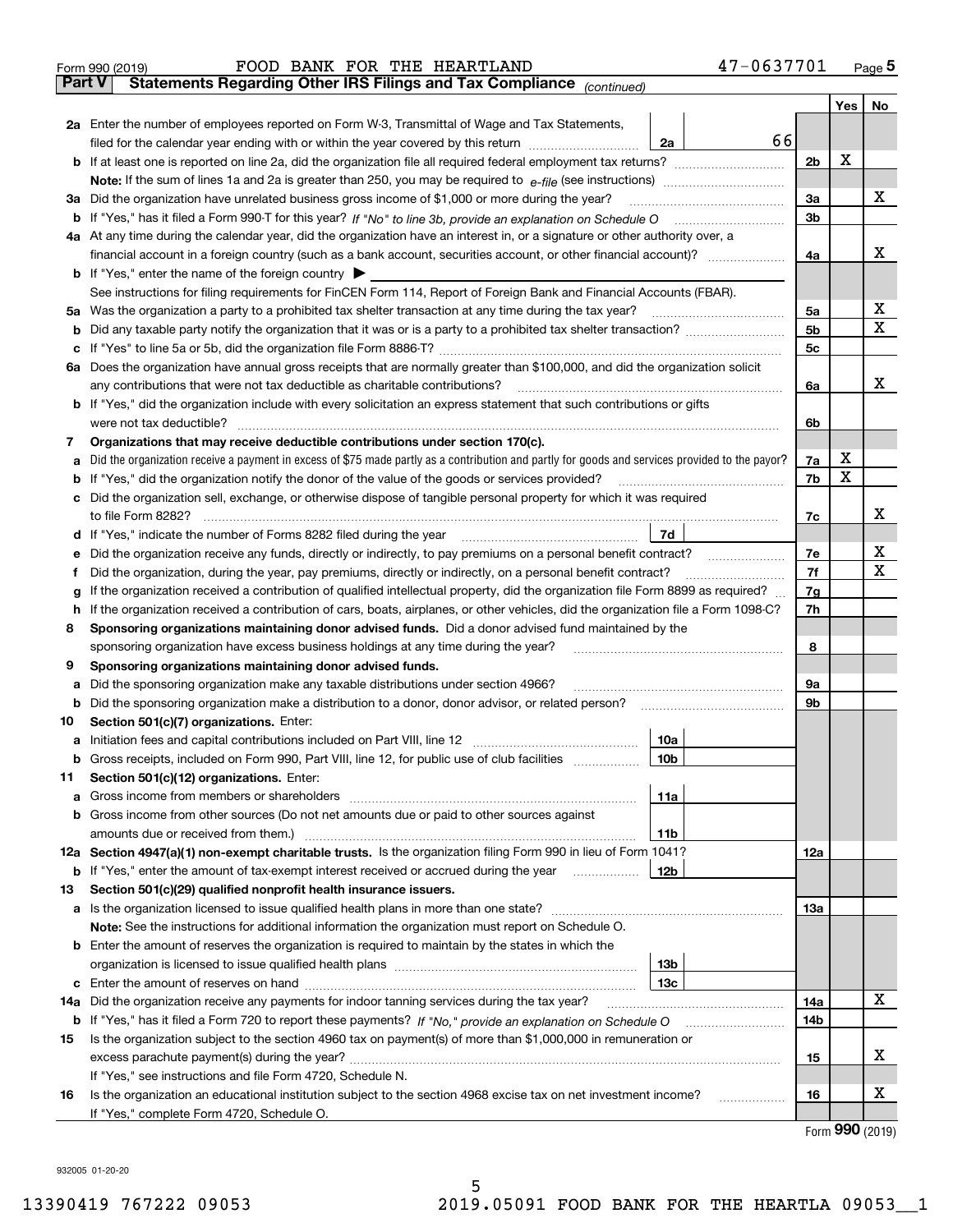Form 990 (2019) FOOD BANK FOR THE HEARTLAND 47-0637701 Page 5

**Part V Statements Regarding Other IRS Filings and Tax Compliance** *(continued)*

| | | | | Yes | No |
|---|---|---|---|---|---|
| **2a** | Enter the number of employees reported on Form W-3, Transmittal of Wage and Tax Statements, filed for the calendar year ending with or within the year covered by this return | 2a | 66 | | |
| **b** | If at least one is reported on line 2a, did the organization file all required federal employment tax returns? | | | 2b | X | |
| | **Note:** If the sum of lines 1a and 2a is greater than 250, you may be required to *e-file* (see instructions) | | | | | |
| **3a** | Did the organization have unrelated business gross income of $1,000 or more during the year? | | | 3a | | X |
| **b** | If "Yes," has it filed a Form 990-T for this year? *If "No" to line 3b, provide an explanation on Schedule O* | | | 3b | | |
| **4a** | At any time during the calendar year, did the organization have an interest in, or a signature or other authority over, a financial account in a foreign country (such as a bank account, securities account, or other financial account)? | | | 4a | | X |
| **b** | If "Yes," enter the name of the foreign country ▶ | | | | | |
| | See instructions for filing requirements for FinCEN Form 114, Report of Foreign Bank and Financial Accounts (FBAR). | | | | | |
| **5a** | Was the organization a party to a prohibited tax shelter transaction at any time during the tax year? | | | 5a | | X |
| **b** | Did any taxable party notify the organization that it was or is a party to a prohibited tax shelter transaction? | | | 5b | | X |
| **c** | If "Yes" to line 5a or 5b, did the organization file Form 8886-T? | | | 5c | | |
| **6a** | Does the organization have annual gross receipts that are normally greater than $100,000, and did the organization solicit any contributions that were not tax deductible as charitable contributions? | | | 6a | | X |
| **b** | If "Yes," did the organization include with every solicitation an express statement that such contributions or gifts were not tax deductible? | | | 6b | | |
| **7** | **Organizations that may receive deductible contributions under section 170(c).** | | | | | |
| **a** | Did the organization receive a payment in excess of $75 made partly as a contribution and partly for goods and services provided to the payor? | | | 7a | X | |
| **b** | If "Yes," did the organization notify the donor of the value of the goods or services provided? | | | 7b | X | |
| **c** | Did the organization sell, exchange, or otherwise dispose of tangible personal property for which it was required to file Form 8282? | | | 7c | | X |
| **d** | If "Yes," indicate the number of Forms 8282 filed during the year | 7d | | | | |
| **e** | Did the organization receive any funds, directly or indirectly, to pay premiums on a personal benefit contract? | | | 7e | | X |
| **f** | Did the organization, during the year, pay premiums, directly or indirectly, on a personal benefit contract? | | | 7f | | X |
| **g** | If the organization received a contribution of qualified intellectual property, did the organization file Form 8899 as required? | | | 7g | | |
| **h** | If the organization received a contribution of cars, boats, airplanes, or other vehicles, did the organization file a Form 1098-C? | | | 7h | | |
| **8** | **Sponsoring organizations maintaining donor advised funds.** Did a donor advised fund maintained by the sponsoring organization have excess business holdings at any time during the year? | | | 8 | | |
| **9** | **Sponsoring organizations maintaining donor advised funds.** | | | | | |
| **a** | Did the sponsoring organization make any taxable distributions under section 4966? | | | 9a | | |
| **b** | Did the sponsoring organization make a distribution to a donor, donor advisor, or related person? | | | 9b | | |
| **10** | **Section 501(c)(7) organizations.** Enter: | | | | | |
| **a** | Initiation fees and capital contributions included on Part VIII, line 12 | 10a | | | | |
| **b** | Gross receipts, included on Form 990, Part VIII, line 12, for public use of club facilities | 10b | | | | |
| **11** | **Section 501(c)(12) organizations.** Enter: | | | | | |
| **a** | Gross income from members or shareholders | 11a | | | | |
| **b** | Gross income from other sources (Do not net amounts due or paid to other sources against amounts due or received from them.) | 11b | | | | |
| **12a** | **Section 4947(a)(1) non-exempt charitable trusts.** Is the organization filing Form 990 in lieu of Form 1041? | | | 12a | | |
| **b** | If "Yes," enter the amount of tax-exempt interest received or accrued during the year | 12b | | | | |
| **13** | **Section 501(c)(29) qualified nonprofit health insurance issuers.** | | | | | |
| **a** | Is the organization licensed to issue qualified health plans in more than one state? | | | 13a | | |
| | **Note:** See the instructions for additional information the organization must report on Schedule O. | | | | | |
| **b** | Enter the amount of reserves the organization is required to maintain by the states in which the organization is licensed to issue qualified health plans | 13b | | | | |
| **c** | Enter the amount of reserves on hand | 13c | | | | |
| **14a** | Did the organization receive any payments for indoor tanning services during the tax year? | | | 14a | | X |
| **b** | If "Yes," has it filed a Form 720 to report these payments? *If "No," provide an explanation on Schedule O* | | | 14b | | |
| **15** | Is the organization subject to the section 4960 tax on payment(s) of more than $1,000,000 in remuneration or excess parachute payment(s) during the year? | | | 15 | | X |
| | If "Yes," see instructions and file Form 4720, Schedule N. | | | | | |
| **16** | Is the organization an educational institution subject to the section 4968 excise tax on net investment income? | | | 16 | | X |
| | If "Yes," complete Form 4720, Schedule O. | | | | | |

Form **990** (2019)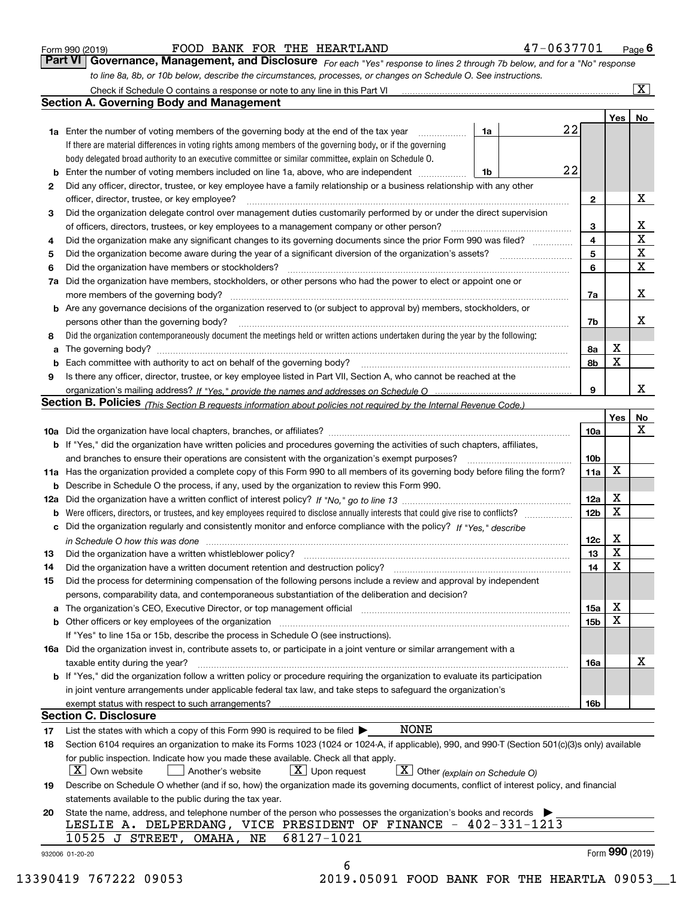Form 990 (2019) FOOD BANK FOR THE HEARTLAND 47-0637701 Page 6

## Part VI Governance, Management, and Disclosure

*For each "Yes" response to lines 2 through 7b below, and for a "No" response to line 8a, 8b, or 10b below, describe the circumstances, processes, or changes on Schedule O. See instructions.*

Check if Schedule O contains a response or note to any line in this Part VI [X]

### Section A. Governing Body and Management

| | | | Yes | No |
|---|---|---|---|---|
| 1a | Enter the number of voting members of the governing body at the end of the tax year — 1a: 22. If there are material differences in voting rights among members of the governing body, or if the governing body delegated broad authority to an executive committee or similar committee, explain on Schedule O. | | | |
| b | Enter the number of voting members included on line 1a, above, who are independent — 1b: 22 | | | |
| 2 | Did any officer, director, trustee, or key employee have a family relationship or a business relationship with any other officer, director, trustee, or key employee? | 2 | | X |
| 3 | Did the organization delegate control over management duties customarily performed by or under the direct supervision of officers, directors, trustees, or key employees to a management company or other person? | 3 | | X |
| 4 | Did the organization make any significant changes to its governing documents since the prior Form 990 was filed? | 4 | | X |
| 5 | Did the organization become aware during the year of a significant diversion of the organization's assets? | 5 | | X |
| 6 | Did the organization have members or stockholders? | 6 | | X |
| 7a | Did the organization have members, stockholders, or other persons who had the power to elect or appoint one or more members of the governing body? | 7a | | X |
| b | Are any governance decisions of the organization reserved to (or subject to approval by) members, stockholders, or persons other than the governing body? | 7b | | X |
| 8 | Did the organization contemporaneously document the meetings held or written actions undertaken during the year by the following: | | | |
| a | The governing body? | 8a | X | |
| b | Each committee with authority to act on behalf of the governing body? | 8b | X | |
| 9 | Is there any officer, director, trustee, or key employee listed in Part VII, Section A, who cannot be reached at the organization's mailing address? *If "Yes," provide the names and addresses on Schedule O* | 9 | | X |

### Section B. Policies *(This Section B requests information about policies not required by the Internal Revenue Code.)*

| | | | Yes | No |
|---|---|---|---|---|
| 10a | Did the organization have local chapters, branches, or affiliates? | 10a | | X |
| b | If "Yes," did the organization have written policies and procedures governing the activities of such chapters, affiliates, and branches to ensure their operations are consistent with the organization's exempt purposes? | 10b | | |
| 11a | Has the organization provided a complete copy of this Form 990 to all members of its governing body before filing the form? | 11a | X | |
| b | Describe in Schedule O the process, if any, used by the organization to review this Form 990. | | | |
| 12a | Did the organization have a written conflict of interest policy? *If "No," go to line 13* | 12a | X | |
| b | Were officers, directors, or trustees, and key employees required to disclose annually interests that could give rise to conflicts? | 12b | X | |
| c | Did the organization regularly and consistently monitor and enforce compliance with the policy? *If "Yes," describe in Schedule O how this was done* | 12c | X | |
| 13 | Did the organization have a written whistleblower policy? | 13 | X | |
| 14 | Did the organization have a written document retention and destruction policy? | 14 | X | |
| 15 | Did the process for determining compensation of the following persons include a review and approval by independent persons, comparability data, and contemporaneous substantiation of the deliberation and decision? | | | |
| a | The organization's CEO, Executive Director, or top management official | 15a | X | |
| b | Other officers or key employees of the organization | 15b | X | |
| | If "Yes" to line 15a or 15b, describe the process in Schedule O (see instructions). | | | |
| 16a | Did the organization invest in, contribute assets to, or participate in a joint venture or similar arrangement with a taxable entity during the year? | 16a | | X |
| b | If "Yes," did the organization follow a written policy or procedure requiring the organization to evaluate its participation in joint venture arrangements under applicable federal tax law, and take steps to safeguard the organization's exempt status with respect to such arrangements? | 16b | | |

### Section C. Disclosure

17 List the states with which a copy of this Form 990 is required to be filed ▶ NONE

18 Section 6104 requires an organization to make its Forms 1023 (1024 or 1024-A, if applicable), 990, and 990-T (Section 501(c)(3)s only) available for public inspection. Indicate how you made these available. Check all that apply.

[X] Own website [ ] Another's website [X] Upon request [X] Other *(explain on Schedule O)*

19 Describe on Schedule O whether (and if so, how) the organization made its governing documents, conflict of interest policy, and financial statements available to the public during the tax year.

20 State the name, address, and telephone number of the person who possesses the organization's books and records ▶

LESLIE A. DELPERDANG, VICE PRESIDENT OF FINANCE - 402-331-1213
10525 J STREET, OMAHA, NE 68127-1021

932006 01-20-20 Form 990 (2019)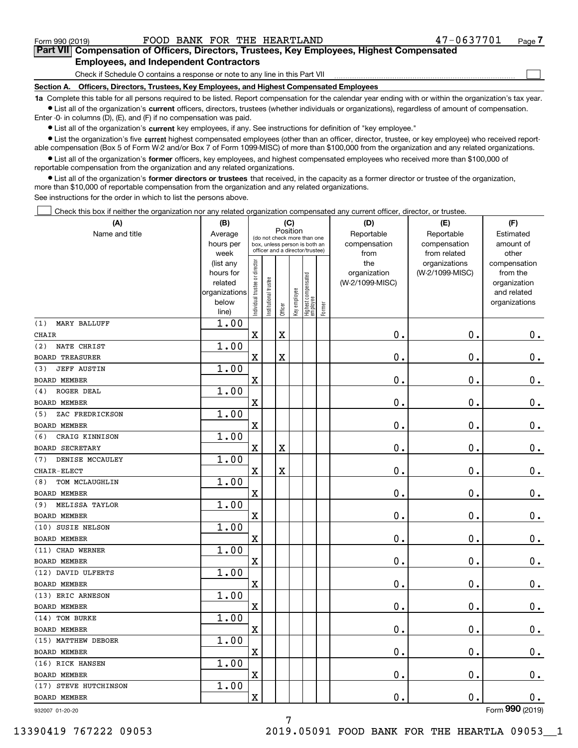Form 990 (2019) FOOD BANK FOR THE HEARTLAND 47-0637701 Page 7

## Part VII Compensation of Officers, Directors, Trustees, Key Employees, Highest Compensated Employees, and Independent Contractors

Check if Schedule O contains a response or note to any line in this Part VII ☐

### Section A. Officers, Directors, Trustees, Key Employees, and Highest Compensated Employees

**1a** Complete this table for all persons required to be listed. Report compensation for the calendar year ending with or within the organization's tax year.

- List all of the organization's **current** officers, directors, trustees (whether individuals or organizations), regardless of amount of compensation. Enter -0- in columns (D), (E), and (F) if no compensation was paid.
- List all of the organization's **current** key employees, if any. See instructions for definition of "key employee."
- List the organization's five **current** highest compensated employees (other than an officer, director, trustee, or key employee) who received reportable compensation (Box 5 of Form W-2 and/or Box 7 of Form 1099-MISC) of more than $100,000 from the organization and any related organizations.
- List all of the organization's **former** officers, key employees, and highest compensated employees who received more than $100,000 of reportable compensation from the organization and any related organizations.
- List all of the organization's **former directors or trustees** that received, in the capacity as a former director or trustee of the organization, more than $10,000 of reportable compensation from the organization and any related organizations.

See instructions for the order in which to list the persons above.

☐ Check this box if neither the organization nor any related organization compensated any current officer, director, or trustee.

| (A) Name and title | (B) Average hours per week (list any hours for related organizations below line) | (C) Position: Individual trustee or director | Institutional trustee | Officer | Key employee | Highest compensated employee | Former | (D) Reportable compensation from the organization (W-2/1099-MISC) | (E) Reportable compensation from related organizations (W-2/1099-MISC) | (F) Estimated amount of other compensation from the organization and related organizations |
|---|---|---|---|---|---|---|---|---|---|---|
| (1) MARY BALLUFF<br>CHAIR | 1.00 | X | | X | | | | 0. | 0. | 0. |
| (2) NATE CHRIST<br>BOARD TREASURER | 1.00 | X | | X | | | | 0. | 0. | 0. |
| (3) JEFF AUSTIN<br>BOARD MEMBER | 1.00 | X | | | | | | 0. | 0. | 0. |
| (4) ROGER DEAL<br>BOARD MEMBER | 1.00 | X | | | | | | 0. | 0. | 0. |
| (5) ZAC FREDRICKSON<br>BOARD MEMBER | 1.00 | X | | | | | | 0. | 0. | 0. |
| (6) CRAIG KINNISON<br>BOARD SECRETARY | 1.00 | X | | X | | | | 0. | 0. | 0. |
| (7) DENISE MCCAULEY<br>CHAIR-ELECT | 1.00 | X | | X | | | | 0. | 0. | 0. |
| (8) TOM MCLAUGHLIN<br>BOARD MEMBER | 1.00 | X | | | | | | 0. | 0. | 0. |
| (9) MELISSA TAYLOR<br>BOARD MEMBER | 1.00 | X | | | | | | 0. | 0. | 0. |
| (10) SUSIE NELSON<br>BOARD MEMBER | 1.00 | X | | | | | | 0. | 0. | 0. |
| (11) CHAD WERNER<br>BOARD MEMBER | 1.00 | X | | | | | | 0. | 0. | 0. |
| (12) DAVID ULFERTS<br>BOARD MEMBER | 1.00 | X | | | | | | 0. | 0. | 0. |
| (13) ERIC ARNESON<br>BOARD MEMBER | 1.00 | X | | | | | | 0. | 0. | 0. |
| (14) TOM BURKE<br>BOARD MEMBER | 1.00 | X | | | | | | 0. | 0. | 0. |
| (15) MATTHEW DEBOER<br>BOARD MEMBER | 1.00 | X | | | | | | 0. | 0. | 0. |
| (16) RICK HANSEN<br>BOARD MEMBER | 1.00 | X | | | | | | 0. | 0. | 0. |
| (17) STEVE HUTCHINSON<br>BOARD MEMBER | 1.00 | X | | | | | | 0. | 0. | 0. |

932007 01-20-20 Form 990 (2019)

13390419 767222 09053 2019.05091 FOOD BANK FOR THE HEARTLA 09053__1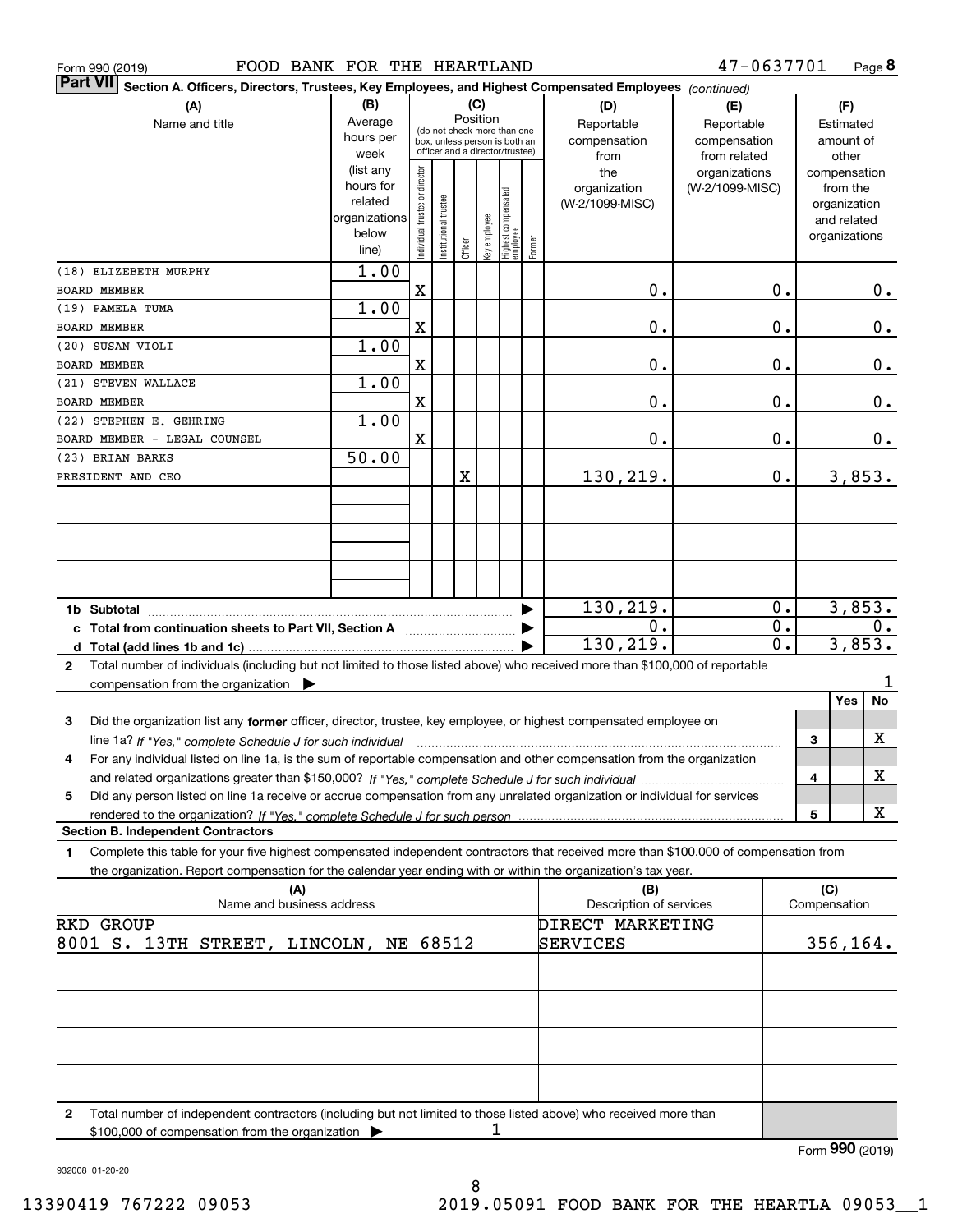Form 990 (2019) FOOD BANK FOR THE HEARTLAND 47-0637701 Page **8**

**Part VII** Section A. Officers, Directors, Trustees, Key Employees, and Highest Compensated Employees *(continued)*

| (A) Name and title | (B) Average hours per week (list any hours for related organizations below line) | (C) Position: Individual trustee or director | Institutional trustee | Officer | Key employee | Highest compensated employee | Former | (D) Reportable compensation from the organization (W-2/1099-MISC) | (E) Reportable compensation from related organizations (W-2/1099-MISC) | (F) Estimated amount of other compensation from the organization and related organizations |
|---|---|---|---|---|---|---|---|---|---|---|
| (18) ELIZEBETH MURPHY<br>BOARD MEMBER | 1.00 | X | | | | | | 0. | 0. | 0. |
| (19) PAMELA TUMA<br>BOARD MEMBER | 1.00 | X | | | | | | 0. | 0. | 0. |
| (20) SUSAN VIOLI<br>BOARD MEMBER | 1.00 | X | | | | | | 0. | 0. | 0. |
| (21) STEVEN WALLACE<br>BOARD MEMBER | 1.00 | X | | | | | | 0. | 0. | 0. |
| (22) STEPHEN E. GEHRING<br>BOARD MEMBER - LEGAL COUNSEL | 1.00 | X | | | | | | 0. | 0. | 0. |
| (23) BRIAN BARKS<br>PRESIDENT AND CEO | 50.00 | | | X | | | | 130,219. | 0. | 3,853. |
| | | | | | | | | | | |
| | | | | | | | | | | |
| | | | | | | | | | | |
| **1b Subtotal** | | | | | | | | 130,219. | 0. | 3,853. |
| **c Total from continuation sheets to Part VII, Section A** | | | | | | | | 0. | 0. | 0. |
| **d Total (add lines 1b and 1c)** | | | | | | | | 130,219. | 0. | 3,853. |

**2** Total number of individuals (including but not limited to those listed above) who received more than $100,000 of reportable compensation from the organization ▶ 1

| | | Yes | No |
|---|---|---|---|
| **3** Did the organization list any **former** officer, director, trustee, key employee, or highest compensated employee on line 1a? *If "Yes," complete Schedule J for such individual* | 3 | | X |
| **4** For any individual listed on line 1a, is the sum of reportable compensation and other compensation from the organization and related organizations greater than $150,000? *If "Yes," complete Schedule J for such individual* | 4 | | X |
| **5** Did any person listed on line 1a receive or accrue compensation from any unrelated organization or individual for services rendered to the organization? *If "Yes," complete Schedule J for such person* | 5 | | X |

**Section B. Independent Contractors**

**1** Complete this table for your five highest compensated independent contractors that received more than $100,000 of compensation from the organization. Report compensation for the calendar year ending with or within the organization's tax year.

| (A) Name and business address | (B) Description of services | (C) Compensation |
|---|---|---|
| RKD GROUP<br>8001 S. 13TH STREET, LINCOLN, NE 68512 | DIRECT MARKETING SERVICES | 356,164. |
| | | |
| | | |
| | | |
| | | |

**2** Total number of independent contractors (including but not limited to those listed above) who received more than $100,000 of compensation from the organization ▶ 1

Form **990** (2019)

932008 01-20-20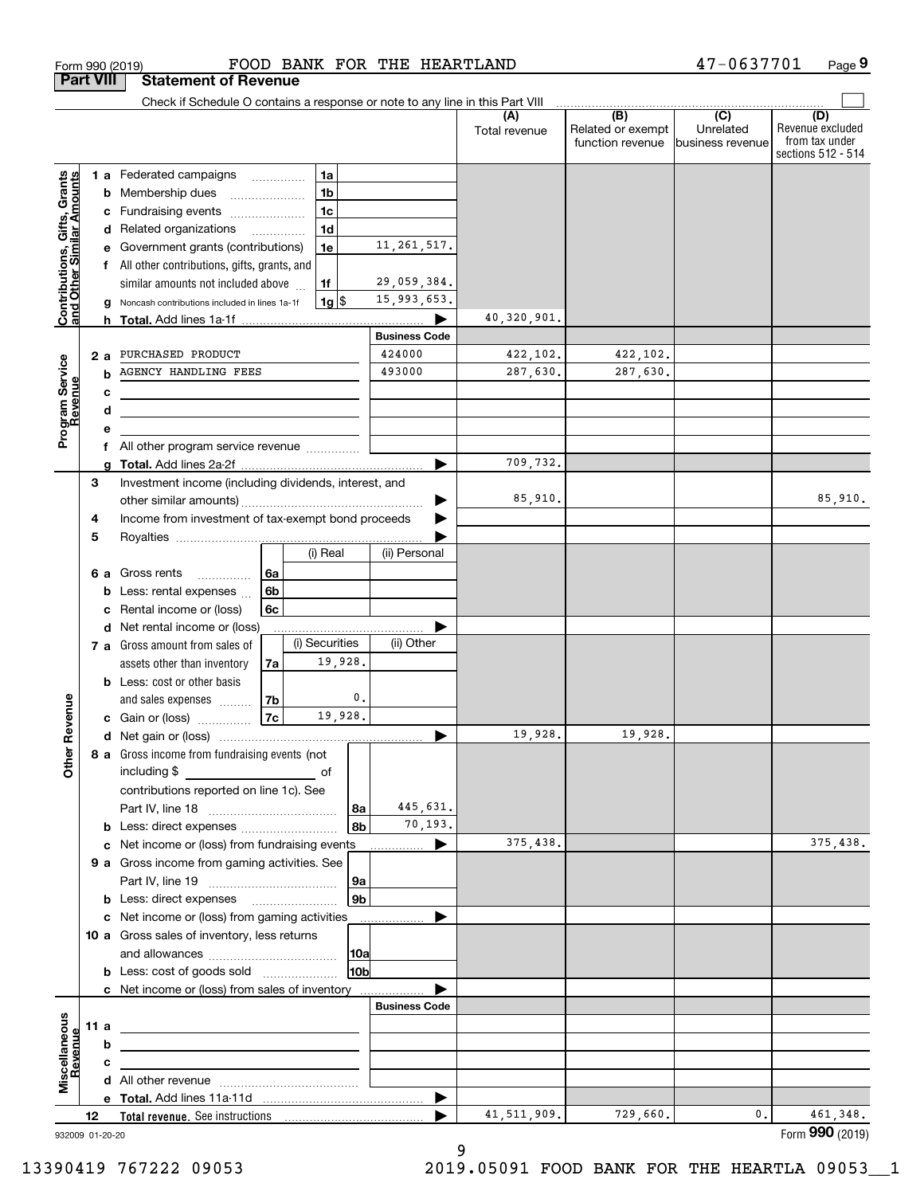Form 990 (2019) FOOD BANK FOR THE HEARTLAND 47-0637701 Page 9

## Part VIII Statement of Revenue

Check if Schedule O contains a response or note to any line in this Part VIII

| | | | | (A) Total revenue | (B) Related or exempt function revenue | (C) Unrelated business revenue | (D) Revenue excluded from tax under sections 512 - 514 |
|---|---|---|---|---|---|---|---|
| **Contributions, Gifts, Grants and Other Similar Amounts** | 1 a Federated campaigns | 1a | | | | | |
| | b Membership dues | 1b | | | | | |
| | c Fundraising events | 1c | | | | | |
| | d Related organizations | 1d | | | | | |
| | e Government grants (contributions) | 1e | 11,261,517. | | | | |
| | f All other contributions, gifts, grants, and similar amounts not included above | 1f | 29,059,384. | | | | |
| | g Noncash contributions included in lines 1a-1f | 1g $ | 15,993,653. | | | | |
| | h **Total.** Add lines 1a-1f | | ▶ | 40,320,901. | | | |
| | | | Business Code | | | | |
| **Program Service Revenue** | 2 a PURCHASED PRODUCT | | 424000 | 422,102. | 422,102. | | |
| | b AGENCY HANDLING FEES | | 493000 | 287,630. | 287,630. | | |
| | c | | | | | | |
| | d | | | | | | |
| | e | | | | | | |
| | f All other program service revenue | | | | | | |
| | g **Total.** Add lines 2a-2f | | ▶ | 709,732. | | | |
| **Other Revenue** | 3 Investment income (including dividends, interest, and other similar amounts) | | ▶ | 85,910. | | | 85,910. |
| | 4 Income from investment of tax-exempt bond proceeds | | ▶ | | | | |
| | 5 Royalties | | ▶ | | | | |
| | | (i) Real | (ii) Personal | | | | |
| | 6 a Gross rents 6a | | | | | | |
| | b Less: rental expenses 6b | | | | | | |
| | c Rental income or (loss) 6c | | | | | | |
| | d Net rental income or (loss) | | ▶ | | | | |
| | | (i) Securities | (ii) Other | | | | |
| | 7 a Gross amount from sales of assets other than inventory 7a | 19,928. | | | | | |
| | b Less: cost or other basis and sales expenses 7b | 0. | | | | | |
| | c Gain or (loss) 7c | 19,928. | | | | | |
| | d Net gain or (loss) | | ▶ | 19,928. | 19,928. | | |
| | 8 a Gross income from fundraising events (not including $ of contributions reported on line 1c). See Part IV, line 18 | 8a | 445,631. | | | | |
| | b Less: direct expenses | 8b | 70,193. | | | | |
| | c Net income or (loss) from fundraising events | | ▶ | 375,438. | | | 375,438. |
| | 9 a Gross income from gaming activities. See Part IV, line 19 | 9a | | | | | |
| | b Less: direct expenses | 9b | | | | | |
| | c Net income or (loss) from gaming activities | | ▶ | | | | |
| | 10 a Gross sales of inventory, less returns and allowances | 10a | | | | | |
| | b Less: cost of goods sold | 10b | | | | | |
| | c Net income or (loss) from sales of inventory | | ▶ | | | | |
| | | | Business Code | | | | |
| **Miscellaneous Revenue** | 11 a | | | | | | |
| | b | | | | | | |
| | c | | | | | | |
| | d All other revenue | | | | | | |
| | e **Total.** Add lines 11a-11d | | ▶ | | | | |
| | 12 **Total revenue.** See instructions | | ▶ | 41,511,909. | 729,660. | 0. | 461,348. |

932009 01-20-20 Form **990** (2019)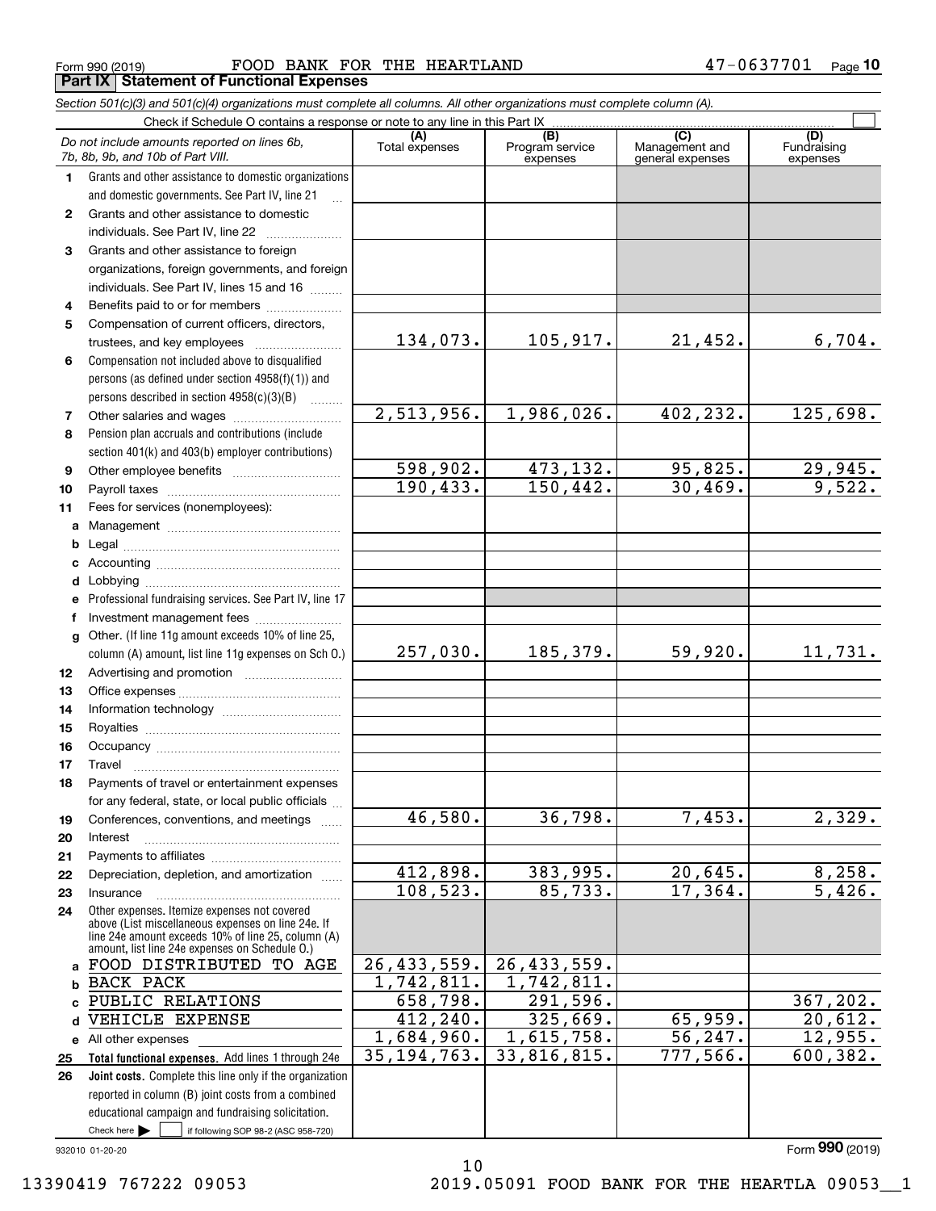Form 990 (2019) FOOD BANK FOR THE HEARTLAND 47-0637701

## Part IX Statement of Functional Expenses

*Section 501(c)(3) and 501(c)(4) organizations must complete all columns. All other organizations must complete column (A).*

Check if Schedule O contains a response or note to any line in this Part IX

| *Do not include amounts reported on lines 6b, 7b, 8b, 9b, and 10b of Part VIII.* | (A) Total expenses | (B) Program service expenses | (C) Management and general expenses | (D) Fundraising expenses |
|---|---|---|---|---|
| 1 Grants and other assistance to domestic organizations and domestic governments. See Part IV, line 21 | | | | |
| 2 Grants and other assistance to domestic individuals. See Part IV, line 22 | | | | |
| 3 Grants and other assistance to foreign organizations, foreign governments, and foreign individuals. See Part IV, lines 15 and 16 | | | | |
| 4 Benefits paid to or for members | | | | |
| 5 Compensation of current officers, directors, trustees, and key employees | 134,073. | 105,917. | 21,452. | 6,704. |
| 6 Compensation not included above to disqualified persons (as defined under section 4958(f)(1)) and persons described in section 4958(c)(3)(B) | | | | |
| 7 Other salaries and wages | 2,513,956. | 1,986,026. | 402,232. | 125,698. |
| 8 Pension plan accruals and contributions (include section 401(k) and 403(b) employer contributions) | | | | |
| 9 Other employee benefits | 598,902. | 473,132. | 95,825. | 29,945. |
| 10 Payroll taxes | 190,433. | 150,442. | 30,469. | 9,522. |
| 11 Fees for services (nonemployees): | | | | |
| a Management | | | | |
| b Legal | | | | |
| c Accounting | | | | |
| d Lobbying | | | | |
| e Professional fundraising services. See Part IV, line 17 | | | | |
| f Investment management fees | | | | |
| g Other. (If line 11g amount exceeds 10% of line 25, column (A) amount, list line 11g expenses on Sch O.) | 257,030. | 185,379. | 59,920. | 11,731. |
| 12 Advertising and promotion | | | | |
| 13 Office expenses | | | | |
| 14 Information technology | | | | |
| 15 Royalties | | | | |
| 16 Occupancy | | | | |
| 17 Travel | | | | |
| 18 Payments of travel or entertainment expenses for any federal, state, or local public officials | | | | |
| 19 Conferences, conventions, and meetings | 46,580. | 36,798. | 7,453. | 2,329. |
| 20 Interest | | | | |
| 21 Payments to affiliates | | | | |
| 22 Depreciation, depletion, and amortization | 412,898. | 383,995. | 20,645. | 8,258. |
| 23 Insurance | 108,523. | 85,733. | 17,364. | 5,426. |
| 24 Other expenses. Itemize expenses not covered above (List miscellaneous expenses on line 24e. If line 24e amount exceeds 10% of line 25, column (A) amount, list line 24e expenses on Schedule O.) | | | | |
| a FOOD DISTRIBUTED TO AGE | 26,433,559. | 26,433,559. | | |
| b BACK PACK | 1,742,811. | 1,742,811. | | |
| c PUBLIC RELATIONS | 658,798. | 291,596. | | 367,202. |
| d VEHICLE EXPENSE | 412,240. | 325,669. | 65,959. | 20,612. |
| e All other expenses | 1,684,960. | 1,615,758. | 56,247. | 12,955. |
| 25 **Total functional expenses.** Add lines 1 through 24e | 35,194,763. | 33,816,815. | 777,566. | 600,382. |
| 26 **Joint costs.** Complete this line only if the organization reported in column (B) joint costs from a combined educational campaign and fundraising solicitation. Check here ☐ if following SOP 98-2 (ASC 958-720) | | | | |

932010 01-20-20

Form **990** (2019)

13390419 767222 09053 2019.05091 FOOD BANK FOR THE HEARTLA 09053__1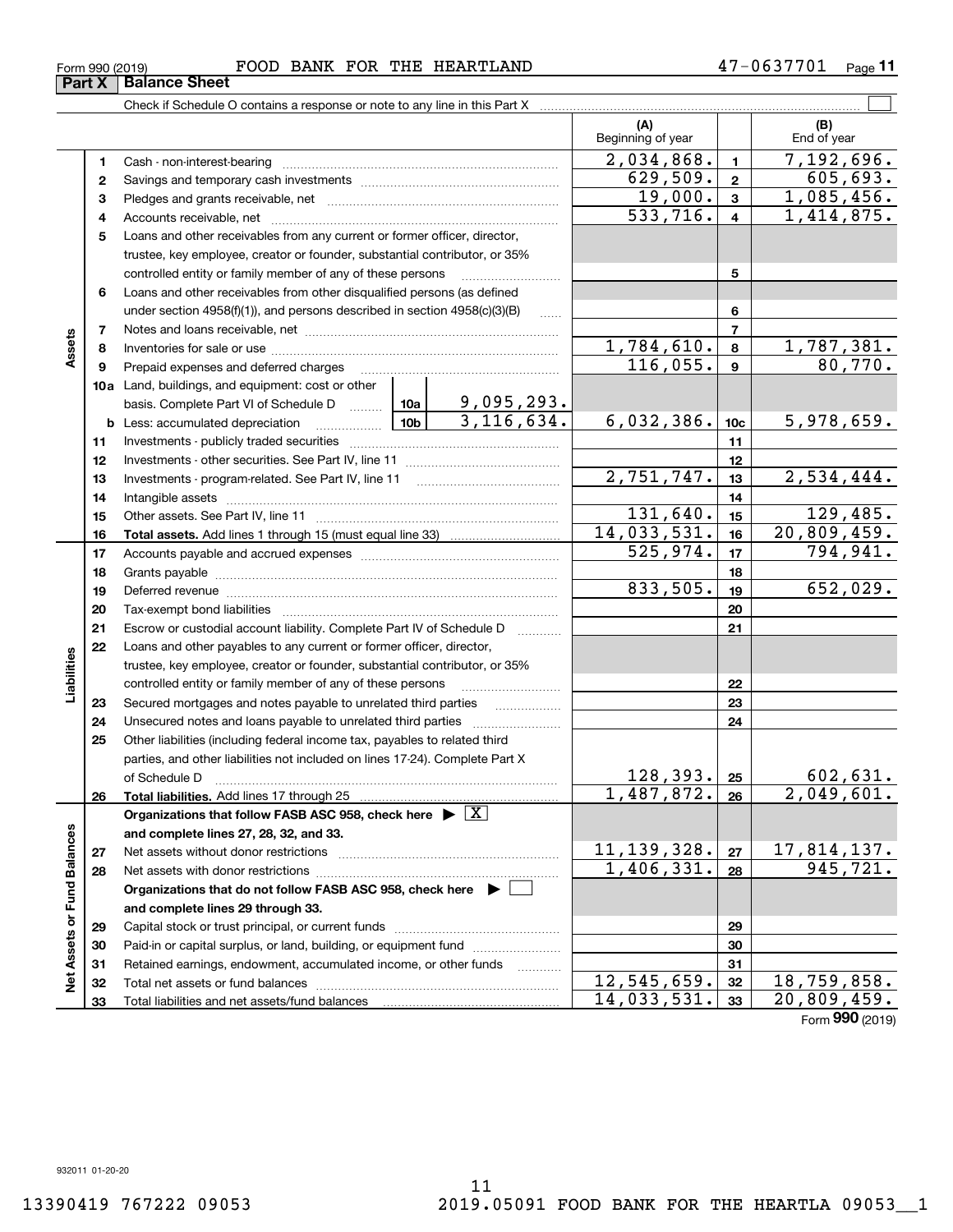Form 990 (2019) FOOD BANK FOR THE HEARTLAND 47-0637701

## Part X Balance Sheet

Check if Schedule O contains a response or note to any line in this Part X

| | | | | (A) Beginning of year | | (B) End of year |
|---|---|---|---|---|---|---|
| **Assets** | 1 | Cash - non-interest-bearing | | 2,034,868. | 1 | 7,192,696. |
| | 2 | Savings and temporary cash investments | | 629,509. | 2 | 605,693. |
| | 3 | Pledges and grants receivable, net | | 19,000. | 3 | 1,085,456. |
| | 4 | Accounts receivable, net | | 533,716. | 4 | 1,414,875. |
| | 5 | Loans and other receivables from any current or former officer, director, trustee, key employee, creator or founder, substantial contributor, or 35% controlled entity or family member of any of these persons | | | 5 | |
| | 6 | Loans and other receivables from other disqualified persons (as defined under section 4958(f)(1)), and persons described in section 4958(c)(3)(B) | | | 6 | |
| | 7 | Notes and loans receivable, net | | | 7 | |
| | 8 | Inventories for sale or use | | 1,784,610. | 8 | 1,787,381. |
| | 9 | Prepaid expenses and deferred charges | | 116,055. | 9 | 80,770. |
| | 10a | Land, buildings, and equipment: cost or other basis. Complete Part VI of Schedule D | 10a 9,095,293. | | | |
| | b | Less: accumulated depreciation | 10b 3,116,634. | 6,032,386. | 10c | 5,978,659. |
| | 11 | Investments - publicly traded securities | | | 11 | |
| | 12 | Investments - other securities. See Part IV, line 11 | | | 12 | |
| | 13 | Investments - program-related. See Part IV, line 11 | | 2,751,747. | 13 | 2,534,444. |
| | 14 | Intangible assets | | | 14 | |
| | 15 | Other assets. See Part IV, line 11 | | 131,640. | 15 | 129,485. |
| | 16 | **Total assets.** Add lines 1 through 15 (must equal line 33) | | 14,033,531. | 16 | 20,809,459. |
| **Liabilities** | 17 | Accounts payable and accrued expenses | | 525,974. | 17 | 794,941. |
| | 18 | Grants payable | | | 18 | |
| | 19 | Deferred revenue | | 833,505. | 19 | 652,029. |
| | 20 | Tax-exempt bond liabilities | | | 20 | |
| | 21 | Escrow or custodial account liability. Complete Part IV of Schedule D | | | 21 | |
| | 22 | Loans and other payables to any current or former officer, director, trustee, key employee, creator or founder, substantial contributor, or 35% controlled entity or family member of any of these persons | | | 22 | |
| | 23 | Secured mortgages and notes payable to unrelated third parties | | | 23 | |
| | 24 | Unsecured notes and loans payable to unrelated third parties | | | 24 | |
| | 25 | Other liabilities (including federal income tax, payables to related third parties, and other liabilities not included on lines 17-24). Complete Part X of Schedule D | | 128,393. | 25 | 602,631. |
| | 26 | **Total liabilities.** Add lines 17 through 25 | | 1,487,872. | 26 | 2,049,601. |
| **Net Assets or Fund Balances** | | **Organizations that follow FASB ASC 958, check here ▶ [X] and complete lines 27, 28, 32, and 33.** | | | | |
| | 27 | Net assets without donor restrictions | | 11,139,328. | 27 | 17,814,137. |
| | 28 | Net assets with donor restrictions | | 1,406,331. | 28 | 945,721. |
| | | **Organizations that do not follow FASB ASC 958, check here ▶ [ ] and complete lines 29 through 33.** | | | | |
| | 29 | Capital stock or trust principal, or current funds | | | 29 | |
| | 30 | Paid-in or capital surplus, or land, building, or equipment fund | | | 30 | |
| | 31 | Retained earnings, endowment, accumulated income, or other funds | | | 31 | |
| | 32 | Total net assets or fund balances | | 12,545,659. | 32 | 18,759,858. |
| | 33 | Total liabilities and net assets/fund balances | | 14,033,531. | 33 | 20,809,459. |

Form **990** (2019)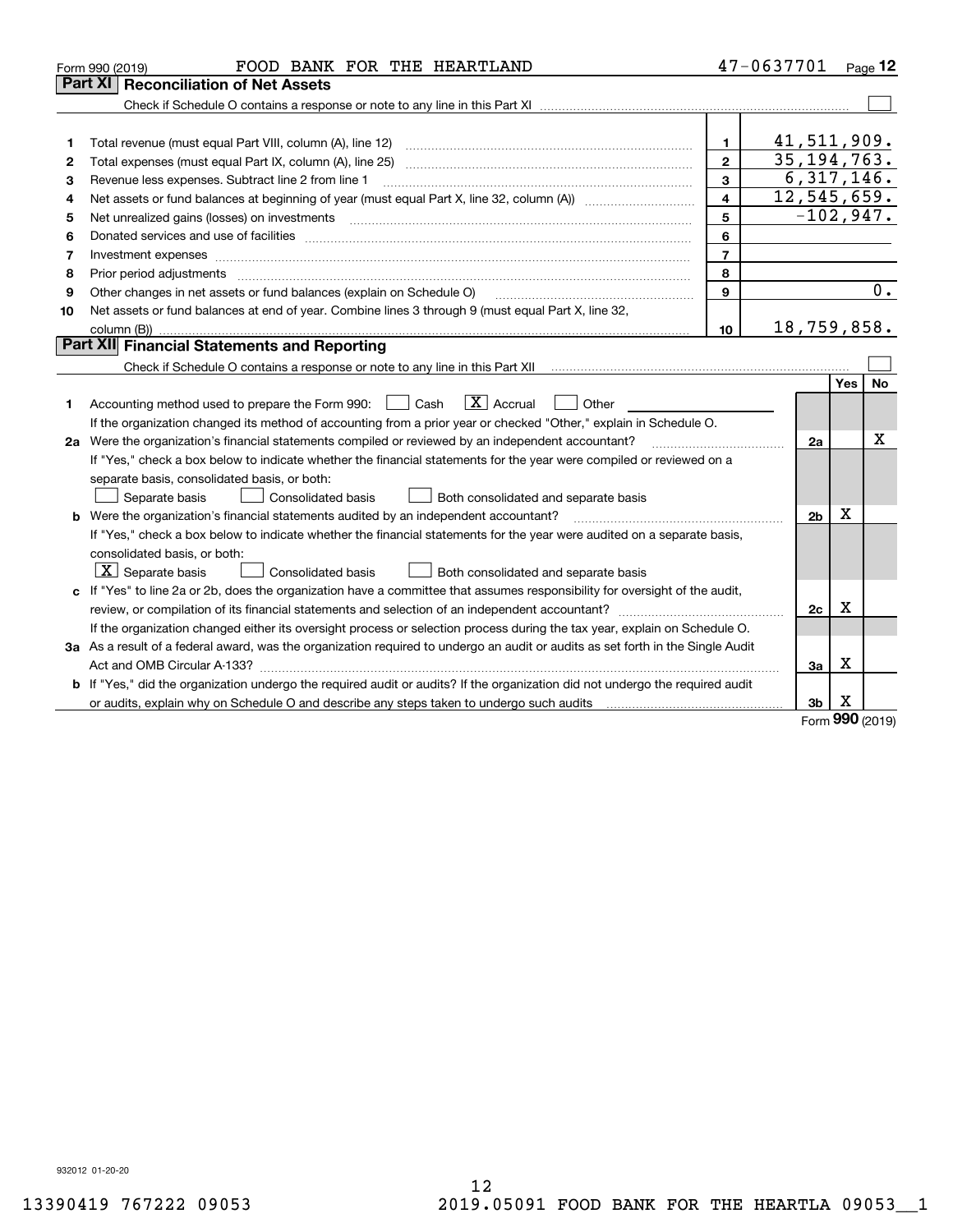Form 990 (2019) FOOD BANK FOR THE HEARTLAND 47-0637701 Page 12

## Part XI Reconciliation of Net Assets

Check if Schedule O contains a response or note to any line in this Part XI ☐

| | | | |
|---|---|---|---|
| 1 | Total revenue (must equal Part VIII, column (A), line 12) | 1 | 41,511,909. |
| 2 | Total expenses (must equal Part IX, column (A), line 25) | 2 | 35,194,763. |
| 3 | Revenue less expenses. Subtract line 2 from line 1 | 3 | 6,317,146. |
| 4 | Net assets or fund balances at beginning of year (must equal Part X, line 32, column (A)) | 4 | 12,545,659. |
| 5 | Net unrealized gains (losses) on investments | 5 | -102,947. |
| 6 | Donated services and use of facilities | 6 | |
| 7 | Investment expenses | 7 | |
| 8 | Prior period adjustments | 8 | |
| 9 | Other changes in net assets or fund balances (explain on Schedule O) | 9 | 0. |
| 10 | Net assets or fund balances at end of year. Combine lines 3 through 9 (must equal Part X, line 32, column (B)) | 10 | 18,759,858. |

## Part XII Financial Statements and Reporting

Check if Schedule O contains a response or note to any line in this Part XII ☐

| | | | Yes | No |
|---|---|---|---|---|
| 1 | Accounting method used to prepare the Form 990: ☐ Cash ☒ Accrual ☐ Other<br>If the organization changed its method of accounting from a prior year or checked "Other," explain in Schedule O. | | | |
| 2a | Were the organization's financial statements compiled or reviewed by an independent accountant?<br>If "Yes," check a box below to indicate whether the financial statements for the year were compiled or reviewed on a separate basis, consolidated basis, or both:<br>☐ Separate basis ☐ Consolidated basis ☐ Both consolidated and separate basis | 2a | | X |
| b | Were the organization's financial statements audited by an independent accountant?<br>If "Yes," check a box below to indicate whether the financial statements for the year were audited on a separate basis, consolidated basis, or both:<br>☒ Separate basis ☐ Consolidated basis ☐ Both consolidated and separate basis | 2b | X | |
| c | If "Yes" to line 2a or 2b, does the organization have a committee that assumes responsibility for oversight of the audit, review, or compilation of its financial statements and selection of an independent accountant?<br>If the organization changed either its oversight process or selection process during the tax year, explain on Schedule O. | 2c | X | |
| 3a | As a result of a federal award, was the organization required to undergo an audit or audits as set forth in the Single Audit Act and OMB Circular A-133? | 3a | X | |
| b | If "Yes," did the organization undergo the required audit or audits? If the organization did not undergo the required audit or audits, explain why on Schedule O and describe any steps taken to undergo such audits | 3b | X | |

Form 990 (2019)

932012 01-20-20

13390419 767222 09053 2019.05091 FOOD BANK FOR THE HEARTLA 09053__1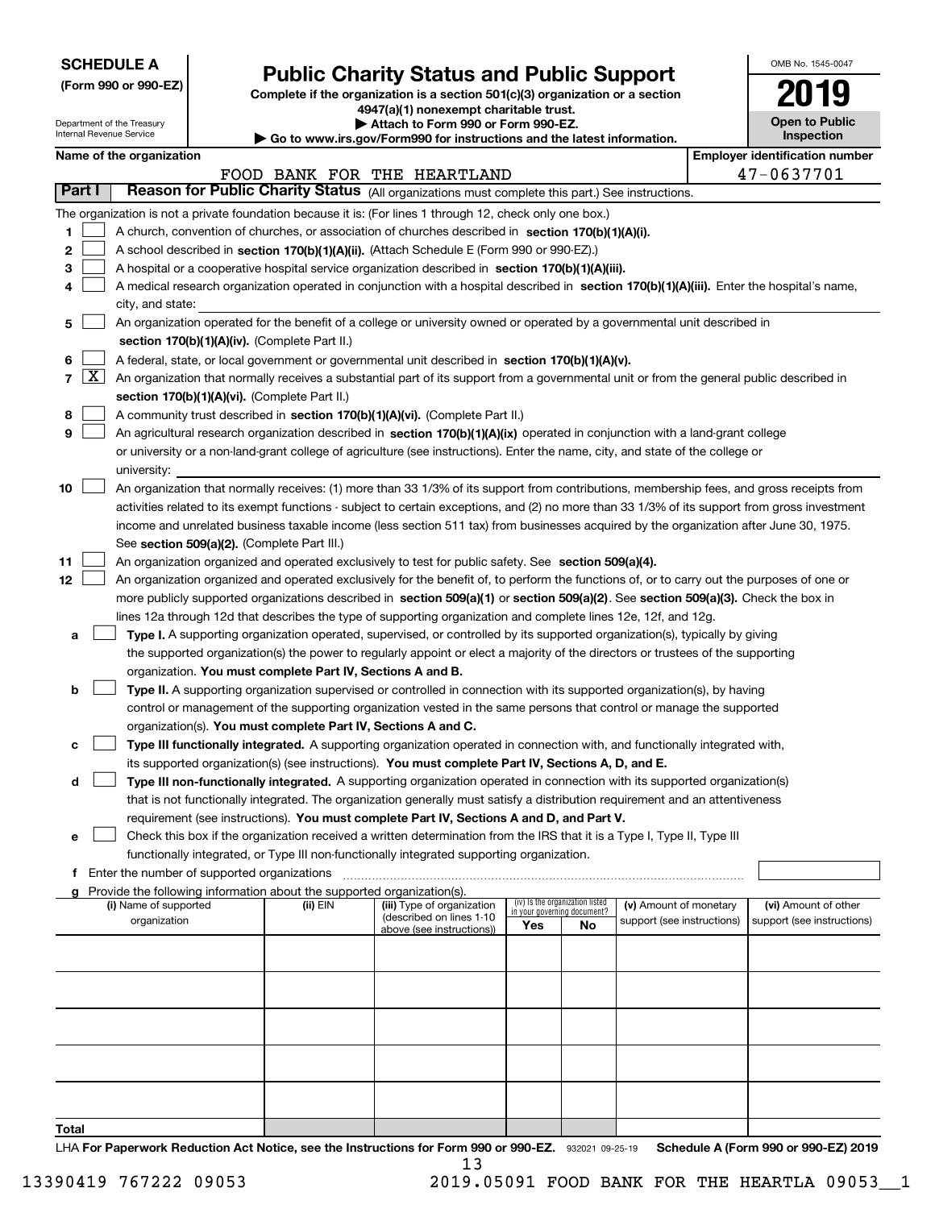**SCHEDULE A**
**(Form 990 or 990-EZ)**

Department of the Treasury
Internal Revenue Service

# Public Charity Status and Public Support

**Complete if the organization is a section 501(c)(3) organization or a section 4947(a)(1) nonexempt charitable trust.**
**▶ Attach to Form 990 or Form 990-EZ.**
**▶ Go to www.irs.gov/Form990 for instructions and the latest information.**

OMB No. 1545-0047

**2019**

**Open to Public Inspection**

**Name of the organization**: FOOD BANK FOR THE HEARTLAND
**Employer identification number**: 47-0637701

## Part I — Reason for Public Charity Status (All organizations must complete this part.) See instructions.

The organization is not a private foundation because it is: (For lines 1 through 12, check only one box.)

1. [ ] A church, convention of churches, or association of churches described in **section 170(b)(1)(A)(i).**
2. [ ] A school described in **section 170(b)(1)(A)(ii).** (Attach Schedule E (Form 990 or 990-EZ).)
3. [ ] A hospital or a cooperative hospital service organization described in **section 170(b)(1)(A)(iii).**
4. [ ] A medical research organization operated in conjunction with a hospital described in **section 170(b)(1)(A)(iii).** Enter the hospital's name, city, and state:
5. [ ] An organization operated for the benefit of a college or university owned or operated by a governmental unit described in **section 170(b)(1)(A)(iv).** (Complete Part II.)
6. [ ] A federal, state, or local government or governmental unit described in **section 170(b)(1)(A)(v).**
7. [X] An organization that normally receives a substantial part of its support from a governmental unit or from the general public described in **section 170(b)(1)(A)(vi).** (Complete Part II.)
8. [ ] A community trust described in **section 170(b)(1)(A)(vi).** (Complete Part II.)
9. [ ] An agricultural research organization described in **section 170(b)(1)(A)(ix)** operated in conjunction with a land-grant college or university or a non-land-grant college of agriculture (see instructions). Enter the name, city, and state of the college or university:
10. [ ] An organization that normally receives: (1) more than 33 1/3% of its support from contributions, membership fees, and gross receipts from activities related to its exempt functions - subject to certain exceptions, and (2) no more than 33 1/3% of its support from gross investment income and unrelated business taxable income (less section 511 tax) from businesses acquired by the organization after June 30, 1975. See **section 509(a)(2).** (Complete Part III.)
11. [ ] An organization organized and operated exclusively to test for public safety. See **section 509(a)(4).**
12. [ ] An organization organized and operated exclusively for the benefit of, to perform the functions of, or to carry out the purposes of one or more publicly supported organizations described in **section 509(a)(1)** or **section 509(a)(2)**. See **section 509(a)(3).** Check the box in lines 12a through 12d that describes the type of supporting organization and complete lines 12e, 12f, and 12g.
   - **a** [ ] **Type I.** A supporting organization operated, supervised, or controlled by its supported organization(s), typically by giving the supported organization(s) the power to regularly appoint or elect a majority of the directors or trustees of the supporting organization. **You must complete Part IV, Sections A and B.**
   - **b** [ ] **Type II.** A supporting organization supervised or controlled in connection with its supported organization(s), by having control or management of the supporting organization vested in the same persons that control or manage the supported organization(s). **You must complete Part IV, Sections A and C.**
   - **c** [ ] **Type III functionally integrated.** A supporting organization operated in connection with, and functionally integrated with, its supported organization(s) (see instructions). **You must complete Part IV, Sections A, D, and E.**
   - **d** [ ] **Type III non-functionally integrated.** A supporting organization operated in connection with its supported organization(s) that is not functionally integrated. The organization generally must satisfy a distribution requirement and an attentiveness requirement (see instructions). **You must complete Part IV, Sections A and D, and Part V.**
   - **e** [ ] Check this box if the organization received a written determination from the IRS that it is a Type I, Type II, Type III functionally integrated, or Type III non-functionally integrated supporting organization.
   - **f** Enter the number of supported organizations
   - **g** Provide the following information about the supported organization(s).

| (i) Name of supported organization | (ii) EIN | (iii) Type of organization (described on lines 1-10 above (see instructions)) | (iv) Is the organization listed in your governing document? Yes | No | (v) Amount of monetary support (see instructions) | (vi) Amount of other support (see instructions) |
|---|---|---|---|---|---|---|
| | | | | | | |
| | | | | | | |
| | | | | | | |
| | | | | | | |
| | | | | | | |
| **Total** | | | | | | |

LHA **For Paperwork Reduction Act Notice, see the Instructions for Form 990 or 990-EZ.** 932021 09-25-19 **Schedule A (Form 990 or 990-EZ) 2019**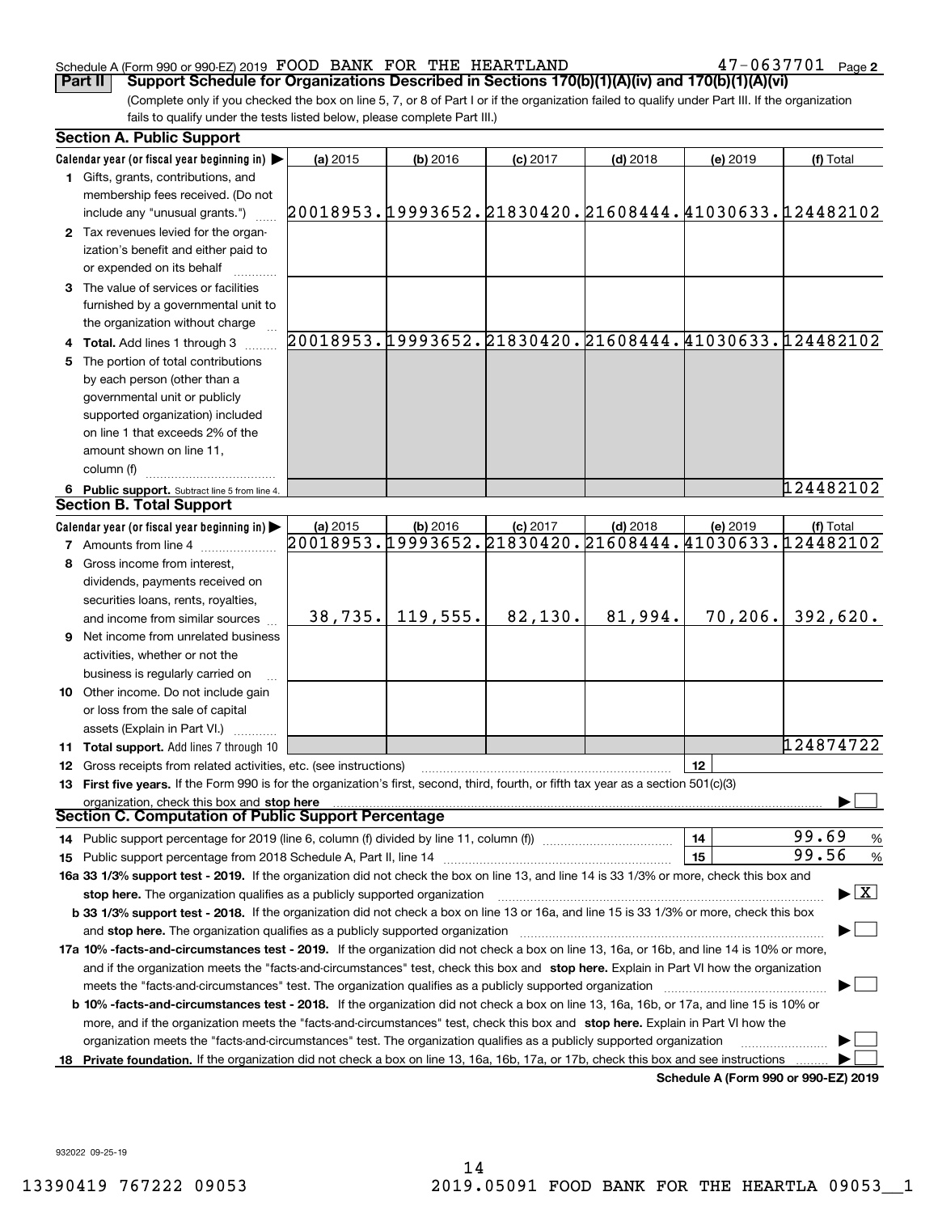Schedule A (Form 990 or 990-EZ) 2019 FOOD BANK FOR THE HEARTLAND 47-0637701 Page 2

**Part II** **Support Schedule for Organizations Described in Sections 170(b)(1)(A)(iv) and 170(b)(1)(A)(vi)**

(Complete only if you checked the box on line 5, 7, or 8 of Part I or if the organization failed to qualify under Part III. If the organization fails to qualify under the tests listed below, please complete Part III.)

### Section A. Public Support

| Calendar year (or fiscal year beginning in) ▶ | (a) 2015 | (b) 2016 | (c) 2017 | (d) 2018 | (e) 2019 | (f) Total |
|---|---|---|---|---|---|---|
| **1** Gifts, grants, contributions, and membership fees received. (Do not include any "unusual grants.") | 20018953. | 19993652. | 21830420. | 21608444. | 41030633. | 124482102 |
| **2** Tax revenues levied for the organization's benefit and either paid to or expended on its behalf | | | | | | |
| **3** The value of services or facilities furnished by a governmental unit to the organization without charge | | | | | | |
| **4 Total.** Add lines 1 through 3 | 20018953. | 19993652. | 21830420. | 21608444. | 41030633. | 124482102 |
| **5** The portion of total contributions by each person (other than a governmental unit or publicly supported organization) included on line 1 that exceeds 2% of the amount shown on line 11, column (f) | | | | | | |
| **6 Public support.** Subtract line 5 from line 4. | | | | | | 124482102 |

### Section B. Total Support

| Calendar year (or fiscal year beginning in) ▶ | (a) 2015 | (b) 2016 | (c) 2017 | (d) 2018 | (e) 2019 | (f) Total |
|---|---|---|---|---|---|---|
| **7** Amounts from line 4 | 20018953. | 19993652. | 21830420. | 21608444. | 41030633. | 124482102 |
| **8** Gross income from interest, dividends, payments received on securities loans, rents, royalties, and income from similar sources | 38,735. | 119,555. | 82,130. | 81,994. | 70,206. | 392,620. |
| **9** Net income from unrelated business activities, whether or not the business is regularly carried on | | | | | | |
| **10** Other income. Do not include gain or loss from the sale of capital assets (Explain in Part VI.) | | | | | | |
| **11 Total support.** Add lines 7 through 10 | | | | | | 124874722 |

**12** Gross receipts from related activities, etc. (see instructions) | **12** |

**13 First five years.** If the Form 990 is for the organization's first, second, third, fourth, or fifth tax year as a section 501(c)(3) organization, check this box and **stop here** ▶ ☐

### Section C. Computation of Public Support Percentage

**14** Public support percentage for 2019 (line 6, column (f) divided by line 11, column (f)) | **14** | 99.69 %

**15** Public support percentage from 2018 Schedule A, Part II, line 14 | **15** | 99.56 %

**16a 33 1/3% support test - 2019.** If the organization did not check the box on line 13, and line 14 is 33 1/3% or more, check this box and **stop here.** The organization qualifies as a publicly supported organization ▶ ☒

**b 33 1/3% support test - 2018.** If the organization did not check a box on line 13 or 16a, and line 15 is 33 1/3% or more, check this box and **stop here.** The organization qualifies as a publicly supported organization ▶ ☐

**17a 10% -facts-and-circumstances test - 2019.** If the organization did not check a box on line 13, 16a, or 16b, and line 14 is 10% or more, and if the organization meets the "facts-and-circumstances" test, check this box and **stop here.** Explain in Part VI how the organization meets the "facts-and-circumstances" test. The organization qualifies as a publicly supported organization ▶ ☐

**b 10% -facts-and-circumstances test - 2018.** If the organization did not check a box on line 13, 16a, 16b, or 17a, and line 15 is 10% or more, and if the organization meets the "facts-and-circumstances" test, check this box and **stop here.** Explain in Part VI how the organization meets the "facts-and-circumstances" test. The organization qualifies as a publicly supported organization ▶ ☐

**18 Private foundation.** If the organization did not check a box on line 13, 16a, 16b, 17a, or 17b, check this box and see instructions ▶ ☐

**Schedule A (Form 990 or 990-EZ) 2019**

932022 09-25-19

13390419 767222 09053 2019.05091 FOOD BANK FOR THE HEARTLA 09053__1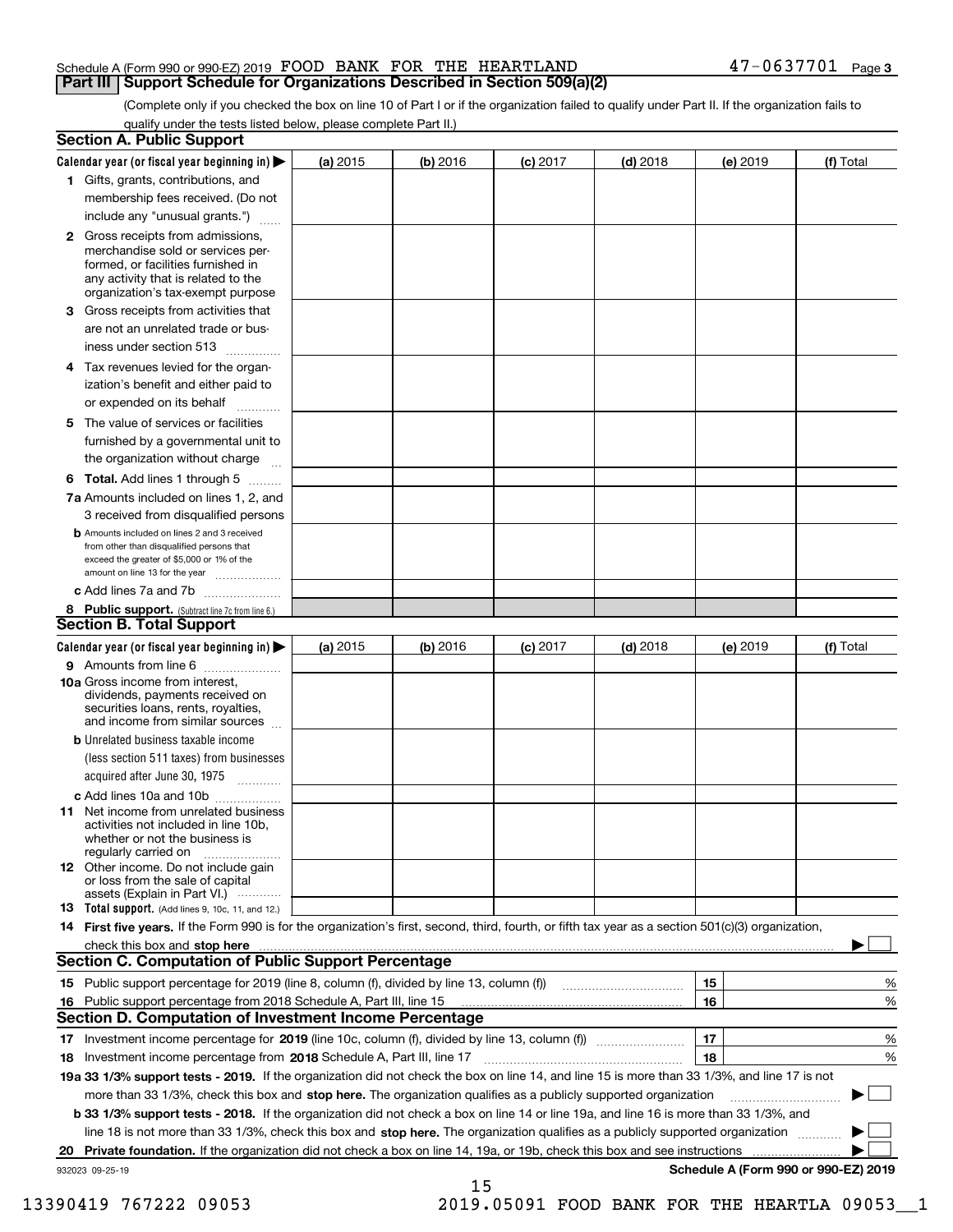Schedule A (Form 990 or 990-EZ) 2019 FOOD BANK FOR THE HEARTLAND 47-0637701 Page 3

## Part III Support Schedule for Organizations Described in Section 509(a)(2)

(Complete only if you checked the box on line 10 of Part I or if the organization failed to qualify under Part II. If the organization fails to qualify under the tests listed below, please complete Part II.)

### Section A. Public Support

| Calendar year (or fiscal year beginning in) ▶ | (a) 2015 | (b) 2016 | (c) 2017 | (d) 2018 | (e) 2019 | (f) Total |
|---|---|---|---|---|---|---|
| 1 Gifts, grants, contributions, and membership fees received. (Do not include any "unusual grants.") | | | | | | |
| 2 Gross receipts from admissions, merchandise sold or services performed, or facilities furnished in any activity that is related to the organization's tax-exempt purpose | | | | | | |
| 3 Gross receipts from activities that are not an unrelated trade or business under section 513 | | | | | | |
| 4 Tax revenues levied for the organization's benefit and either paid to or expended on its behalf | | | | | | |
| 5 The value of services or facilities furnished by a governmental unit to the organization without charge | | | | | | |
| 6 **Total.** Add lines 1 through 5 | | | | | | |
| 7a Amounts included on lines 1, 2, and 3 received from disqualified persons | | | | | | |
| b Amounts included on lines 2 and 3 received from other than disqualified persons that exceed the greater of $5,000 or 1% of the amount on line 13 for the year | | | | | | |
| c Add lines 7a and 7b | | | | | | |
| 8 **Public support.** (Subtract line 7c from line 6.) | | | | | | |

### Section B. Total Support

| Calendar year (or fiscal year beginning in) ▶ | (a) 2015 | (b) 2016 | (c) 2017 | (d) 2018 | (e) 2019 | (f) Total |
|---|---|---|---|---|---|---|
| 9 Amounts from line 6 | | | | | | |
| 10a Gross income from interest, dividends, payments received on securities loans, rents, royalties, and income from similar sources | | | | | | |
| b Unrelated business taxable income (less section 511 taxes) from businesses acquired after June 30, 1975 | | | | | | |
| c Add lines 10a and 10b | | | | | | |
| 11 Net income from unrelated business activities not included in line 10b, whether or not the business is regularly carried on | | | | | | |
| 12 Other income. Do not include gain or loss from the sale of capital assets (Explain in Part VI.) | | | | | | |
| 13 **Total support.** (Add lines 9, 10c, 11, and 12.) | | | | | | |

14 **First five years.** If the Form 990 is for the organization's first, second, third, fourth, or fifth tax year as a section 501(c)(3) organization, check this box and **stop here** ▶ ☐

### Section C. Computation of Public Support Percentage

15 Public support percentage for 2019 (line 8, column (f), divided by line 13, column (f)) | 15 | %

16 Public support percentage from 2018 Schedule A, Part III, line 15 | 16 | %

### Section D. Computation of Investment Income Percentage

17 Investment income percentage for **2019** (line 10c, column (f), divided by line 13, column (f)) | 17 | %

18 Investment income percentage from **2018** Schedule A, Part III, line 17 | 18 | %

**19a 33 1/3% support tests - 2019.** If the organization did not check the box on line 14, and line 15 is more than 33 1/3%, and line 17 is not more than 33 1/3%, check this box and **stop here.** The organization qualifies as a publicly supported organization ▶ ☐

**b 33 1/3% support tests - 2018.** If the organization did not check a box on line 14 or line 19a, and line 16 is more than 33 1/3%, and line 18 is not more than 33 1/3%, check this box and **stop here.** The organization qualifies as a publicly supported organization ▶ ☐

**20 Private foundation.** If the organization did not check a box on line 14, 19a, or 19b, check this box and see instructions ▶ ☐

932023 09-25-19

**Schedule A (Form 990 or 990-EZ) 2019**

13390419 767222 09053 2019.05091 FOOD BANK FOR THE HEARTLA 09053__1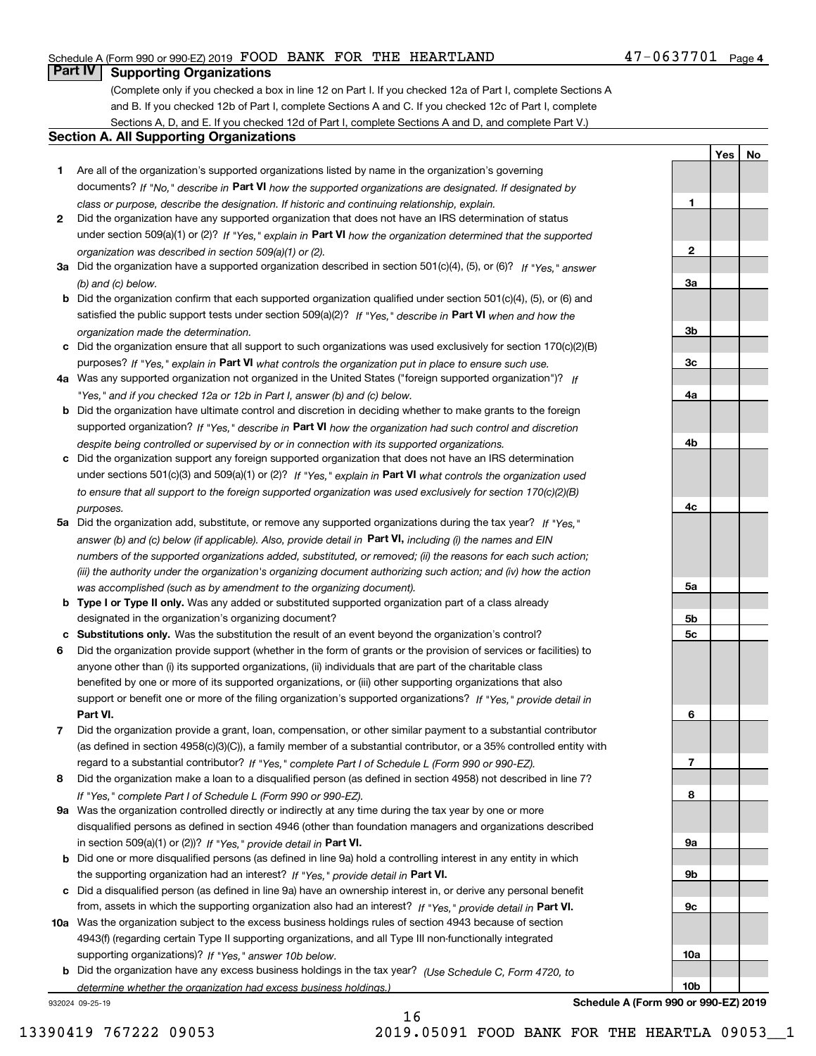Schedule A (Form 990 or 990-EZ) 2019 FOOD BANK FOR THE HEARTLAND 47-0637701 Page 4

## Part IV Supporting Organizations

(Complete only if you checked a box in line 12 on Part I. If you checked 12a of Part I, complete Sections A and B. If you checked 12b of Part I, complete Sections A and C. If you checked 12c of Part I, complete Sections A, D, and E. If you checked 12d of Part I, complete Sections A and D, and complete Part V.)

### Section A. All Supporting Organizations

| | | | Yes | No |
|---|---|---|---|---|
| **1** | Are all of the organization's supported organizations listed by name in the organization's governing documents? *If "No," describe in* **Part VI** *how the supported organizations are designated. If designated by class or purpose, describe the designation. If historic and continuing relationship, explain.* | **1** | | |
| **2** | Did the organization have any supported organization that does not have an IRS determination of status under section 509(a)(1) or (2)? *If "Yes," explain in* **Part VI** *how the organization determined that the supported organization was described in section 509(a)(1) or (2).* | **2** | | |
| **3a** | Did the organization have a supported organization described in section 501(c)(4), (5), or (6)? *If "Yes," answer (b) and (c) below.* | **3a** | | |
| **b** | Did the organization confirm that each supported organization qualified under section 501(c)(4), (5), or (6) and satisfied the public support tests under section 509(a)(2)? *If "Yes," describe in* **Part VI** *when and how the organization made the determination.* | **3b** | | |
| **c** | Did the organization ensure that all support to such organizations was used exclusively for section 170(c)(2)(B) purposes? *If "Yes," explain in* **Part VI** *what controls the organization put in place to ensure such use.* | **3c** | | |
| **4a** | Was any supported organization not organized in the United States ("foreign supported organization")? *If "Yes," and if you checked 12a or 12b in Part I, answer (b) and (c) below.* | **4a** | | |
| **b** | Did the organization have ultimate control and discretion in deciding whether to make grants to the foreign supported organization? *If "Yes," describe in* **Part VI** *how the organization had such control and discretion despite being controlled or supervised by or in connection with its supported organizations.* | **4b** | | |
| **c** | Did the organization support any foreign supported organization that does not have an IRS determination under sections 501(c)(3) and 509(a)(1) or (2)? *If "Yes," explain in* **Part VI** *what controls the organization used to ensure that all support to the foreign supported organization was used exclusively for section 170(c)(2)(B) purposes.* | **4c** | | |
| **5a** | Did the organization add, substitute, or remove any supported organizations during the tax year? *If "Yes," answer (b) and (c) below (if applicable). Also, provide detail in* **Part VI,** *including (i) the names and EIN numbers of the supported organizations added, substituted, or removed; (ii) the reasons for each such action; (iii) the authority under the organization's organizing document authorizing such action; and (iv) how the action was accomplished (such as by amendment to the organizing document).* | **5a** | | |
| **b** | **Type I or Type II only.** Was any added or substituted supported organization part of a class already designated in the organization's organizing document? | **5b** | | |
| **c** | **Substitutions only.** Was the substitution the result of an event beyond the organization's control? | **5c** | | |
| **6** | Did the organization provide support (whether in the form of grants or the provision of services or facilities) to anyone other than (i) its supported organizations, (ii) individuals that are part of the charitable class benefited by one or more of its supported organizations, or (iii) other supporting organizations that also support or benefit one or more of the filing organization's supported organizations? *If "Yes," provide detail in* **Part VI.** | **6** | | |
| **7** | Did the organization provide a grant, loan, compensation, or other similar payment to a substantial contributor (as defined in section 4958(c)(3)(C)), a family member of a substantial contributor, or a 35% controlled entity with regard to a substantial contributor? *If "Yes," complete Part I of Schedule L (Form 990 or 990-EZ).* | **7** | | |
| **8** | Did the organization make a loan to a disqualified person (as defined in section 4958) not described in line 7? *If "Yes," complete Part I of Schedule L (Form 990 or 990-EZ).* | **8** | | |
| **9a** | Was the organization controlled directly or indirectly at any time during the tax year by one or more disqualified persons as defined in section 4946 (other than foundation managers and organizations described in section 509(a)(1) or (2))? *If "Yes," provide detail in* **Part VI.** | **9a** | | |
| **b** | Did one or more disqualified persons (as defined in line 9a) hold a controlling interest in any entity in which the supporting organization had an interest? *If "Yes," provide detail in* **Part VI.** | **9b** | | |
| **c** | Did a disqualified person (as defined in line 9a) have an ownership interest in, or derive any personal benefit from, assets in which the supporting organization also had an interest? *If "Yes," provide detail in* **Part VI.** | **9c** | | |
| **10a** | Was the organization subject to the excess business holdings rules of section 4943 because of section 4943(f) (regarding certain Type II supporting organizations, and all Type III non-functionally integrated supporting organizations)? *If "Yes," answer 10b below.* | **10a** | | |
| **b** | Did the organization have any excess business holdings in the tax year? *(Use Schedule C, Form 4720, to determine whether the organization had excess business holdings.)* | **10b** | | |

932024 09-25-19 **Schedule A (Form 990 or 990-EZ) 2019**

13390419 767222 09053 2019.05091 FOOD BANK FOR THE HEARTLA 09053__1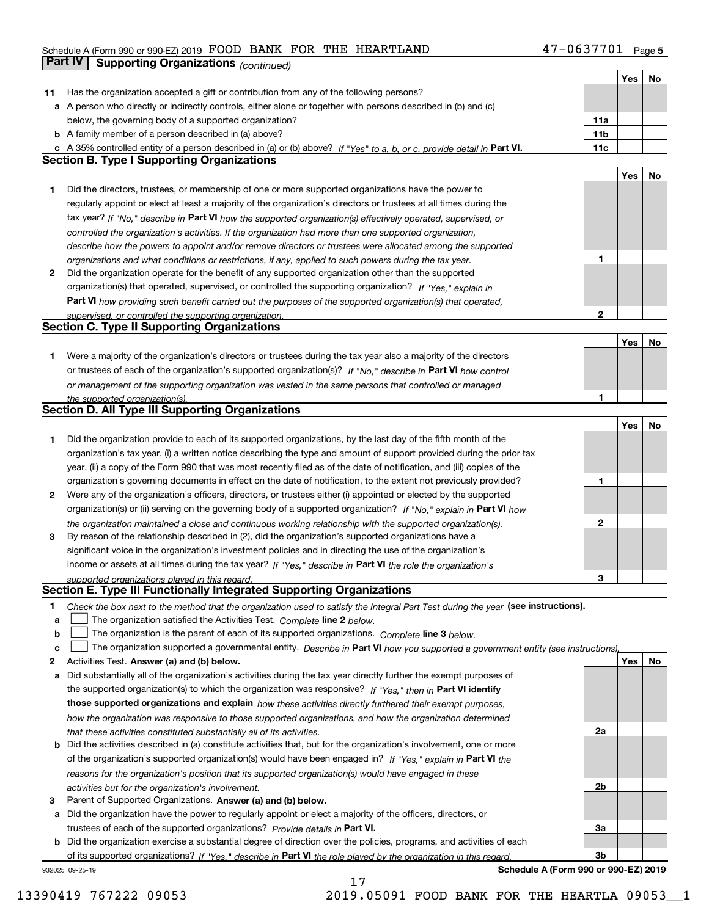Schedule A (Form 990 or 990-EZ) 2019 FOOD BANK FOR THE HEARTLAND 47-0637701 Page 5

## Part IV Supporting Organizations *(continued)*

| | | | Yes | No |
|---|---|---|---|---|
| 11 | Has the organization accepted a gift or contribution from any of the following persons? | | | |
| a | A person who directly or indirectly controls, either alone or together with persons described in (b) and (c) below, the governing body of a supported organization? | 11a | | |
| b | A family member of a person described in (a) above? | 11b | | |
| c | A 35% controlled entity of a person described in (a) or (b) above? *If "Yes" to a, b, or c, provide detail in* **Part VI.** | 11c | | |

### Section B. Type I Supporting Organizations

| | | | Yes | No |
|---|---|---|---|---|
| 1 | Did the directors, trustees, or membership of one or more supported organizations have the power to regularly appoint or elect at least a majority of the organization's directors or trustees at all times during the tax year? *If "No," describe in* **Part VI** *how the supported organization(s) effectively operated, supervised, or controlled the organization's activities. If the organization had more than one supported organization, describe how the powers to appoint and/or remove directors or trustees were allocated among the supported organizations and what conditions or restrictions, if any, applied to such powers during the tax year.* | 1 | | |
| 2 | Did the organization operate for the benefit of any supported organization other than the supported organization(s) that operated, supervised, or controlled the supporting organization? *If "Yes," explain in* **Part VI** *how providing such benefit carried out the purposes of the supported organization(s) that operated, supervised, or controlled the supporting organization.* | 2 | | |

### Section C. Type II Supporting Organizations

| | | | Yes | No |
|---|---|---|---|---|
| 1 | Were a majority of the organization's directors or trustees during the tax year also a majority of the directors or trustees of each of the organization's supported organization(s)? *If "No," describe in* **Part VI** *how control or management of the supporting organization was vested in the same persons that controlled or managed the supported organization(s).* | 1 | | |

### Section D. All Type III Supporting Organizations

| | | | Yes | No |
|---|---|---|---|---|
| 1 | Did the organization provide to each of its supported organizations, by the last day of the fifth month of the organization's tax year, (i) a written notice describing the type and amount of support provided during the prior tax year, (ii) a copy of the Form 990 that was most recently filed as of the date of notification, and (iii) copies of the organization's governing documents in effect on the date of notification, to the extent not previously provided? | 1 | | |
| 2 | Were any of the organization's officers, directors, or trustees either (i) appointed or elected by the supported organization(s) or (ii) serving on the governing body of a supported organization? *If "No," explain in* **Part VI** *how the organization maintained a close and continuous working relationship with the supported organization(s).* | 2 | | |
| 3 | By reason of the relationship described in (2), did the organization's supported organizations have a significant voice in the organization's investment policies and in directing the use of the organization's income or assets at all times during the tax year? *If "Yes," describe in* **Part VI** *the role the organization's supported organizations played in this regard.* | 3 | | |

### Section E. Type III Functionally Integrated Supporting Organizations

1 *Check the box next to the method that the organization used to satisfy the Integral Part Test during the year* **(see instructions).**

a ☐ The organization satisfied the Activities Test. *Complete* **line 2** *below.*

b ☐ The organization is the parent of each of its supported organizations. *Complete* **line 3** *below.*

c ☐ The organization supported a governmental entity. *Describe in* **Part VI** *how you supported a government entity (see instructions).*

| | | | Yes | No |
|---|---|---|---|---|
| 2 | Activities Test. **Answer (a) and (b) below.** | | | |
| a | Did substantially all of the organization's activities during the tax year directly further the exempt purposes of the supported organization(s) to which the organization was responsive? *If "Yes," then in* **Part VI identify those supported organizations and explain** *how these activities directly furthered their exempt purposes, how the organization was responsive to those supported organizations, and how the organization determined that these activities constituted substantially all of its activities.* | 2a | | |
| b | Did the activities described in (a) constitute activities that, but for the organization's involvement, one or more of the organization's supported organization(s) would have been engaged in? *If "Yes," explain in* **Part VI** *the reasons for the organization's position that its supported organization(s) would have engaged in these activities but for the organization's involvement.* | 2b | | |
| 3 | Parent of Supported Organizations. **Answer (a) and (b) below.** | | | |
| a | Did the organization have the power to regularly appoint or elect a majority of the officers, directors, or trustees of each of the supported organizations? *Provide details in* **Part VI.** | 3a | | |
| b | Did the organization exercise a substantial degree of direction over the policies, programs, and activities of each of its supported organizations? *If "Yes," describe in* **Part VI** *the role played by the organization in this regard.* | 3b | | |

932025 09-25-19 **Schedule A (Form 990 or 990-EZ) 2019**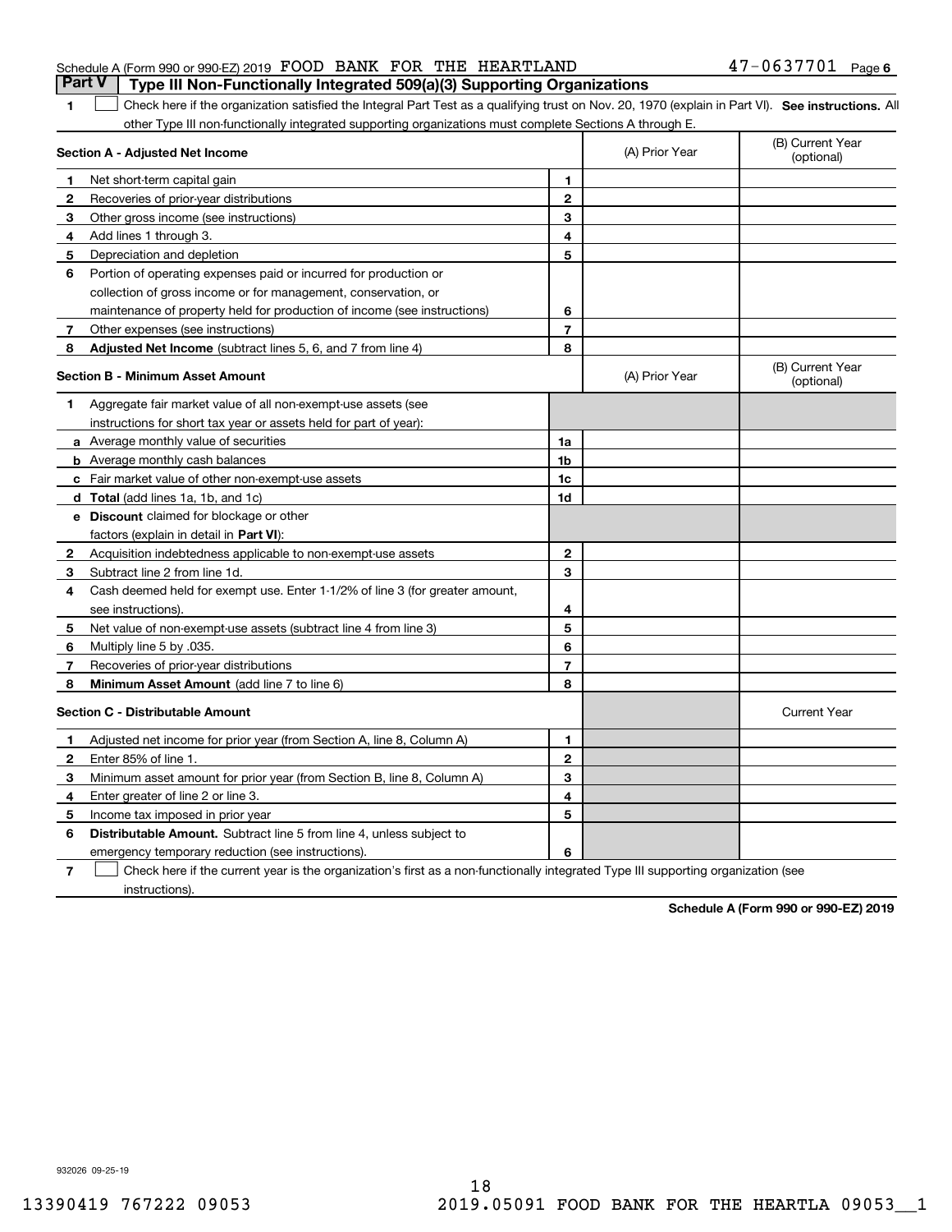Schedule A (Form 990 or 990-EZ) 2019 FOOD BANK FOR THE HEARTLAND 47-0637701 Page 6

## Part V Type III Non-Functionally Integrated 509(a)(3) Supporting Organizations

1 ☐ Check here if the organization satisfied the Integral Part Test as a qualifying trust on Nov. 20, 1970 (explain in Part VI). **See instructions.** All other Type III non-functionally integrated supporting organizations must complete Sections A through E.

| Section A - Adjusted Net Income | | | (A) Prior Year | (B) Current Year (optional) |
|---|---|---|---|---|
| 1 | Net short-term capital gain | 1 | | |
| 2 | Recoveries of prior-year distributions | 2 | | |
| 3 | Other gross income (see instructions) | 3 | | |
| 4 | Add lines 1 through 3. | 4 | | |
| 5 | Depreciation and depletion | 5 | | |
| 6 | Portion of operating expenses paid or incurred for production or collection of gross income or for management, conservation, or maintenance of property held for production of income (see instructions) | 6 | | |
| 7 | Other expenses (see instructions) | 7 | | |
| 8 | **Adjusted Net Income** (subtract lines 5, 6, and 7 from line 4) | 8 | | |

| Section B - Minimum Asset Amount | | | (A) Prior Year | (B) Current Year (optional) |
|---|---|---|---|---|
| 1 | Aggregate fair market value of all non-exempt-use assets (see instructions for short tax year or assets held for part of year): | | | |
| a | Average monthly value of securities | 1a | | |
| b | Average monthly cash balances | 1b | | |
| c | Fair market value of other non-exempt-use assets | 1c | | |
| d | **Total** (add lines 1a, 1b, and 1c) | 1d | | |
| e | **Discount** claimed for blockage or other factors (explain in detail in **Part VI**): | | | |
| 2 | Acquisition indebtedness applicable to non-exempt-use assets | 2 | | |
| 3 | Subtract line 2 from line 1d. | 3 | | |
| 4 | Cash deemed held for exempt use. Enter 1-1/2% of line 3 (for greater amount, see instructions). | 4 | | |
| 5 | Net value of non-exempt-use assets (subtract line 4 from line 3) | 5 | | |
| 6 | Multiply line 5 by .035. | 6 | | |
| 7 | Recoveries of prior-year distributions | 7 | | |
| 8 | **Minimum Asset Amount** (add line 7 to line 6) | 8 | | |

| Section C - Distributable Amount | | | | Current Year |
|---|---|---|---|---|
| 1 | Adjusted net income for prior year (from Section A, line 8, Column A) | 1 | | |
| 2 | Enter 85% of line 1. | 2 | | |
| 3 | Minimum asset amount for prior year (from Section B, line 8, Column A) | 3 | | |
| 4 | Enter greater of line 2 or line 3. | 4 | | |
| 5 | Income tax imposed in prior year | 5 | | |
| 6 | **Distributable Amount.** Subtract line 5 from line 4, unless subject to emergency temporary reduction (see instructions). | 6 | | |

7 ☐ Check here if the current year is the organization's first as a non-functionally integrated Type III supporting organization (see instructions).

**Schedule A (Form 990 or 990-EZ) 2019**

932026 09-25-19

13390419 767222 09053 2019.05091 FOOD BANK FOR THE HEARTLA 09053__1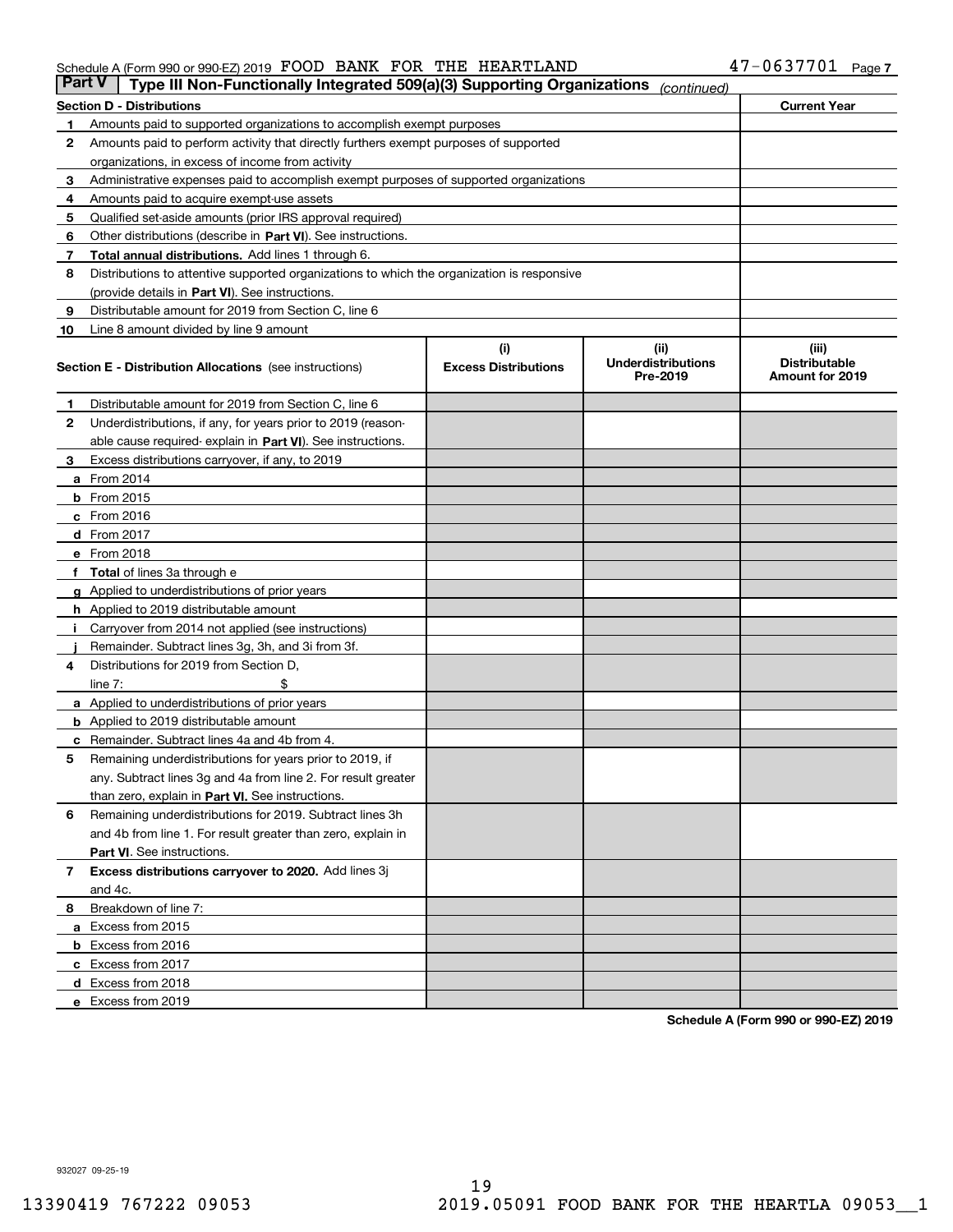Schedule A (Form 990 or 990-EZ) 2019 FOOD BANK FOR THE HEARTLAND 47-0637701 Page 7

## Part V | Type III Non-Functionally Integrated 509(a)(3) Supporting Organizations *(continued)*

| **Section D - Distributions** | | **Current Year** |
|---|---|---|
| 1 | Amounts paid to supported organizations to accomplish exempt purposes | |
| 2 | Amounts paid to perform activity that directly furthers exempt purposes of supported organizations, in excess of income from activity | |
| 3 | Administrative expenses paid to accomplish exempt purposes of supported organizations | |
| 4 | Amounts paid to acquire exempt-use assets | |
| 5 | Qualified set-aside amounts (prior IRS approval required) | |
| 6 | Other distributions (describe in **Part VI**). See instructions. | |
| 7 | **Total annual distributions.** Add lines 1 through 6. | |
| 8 | Distributions to attentive supported organizations to which the organization is responsive (provide details in **Part VI**). See instructions. | |
| 9 | Distributable amount for 2019 from Section C, line 6 | |
| 10 | Line 8 amount divided by line 9 amount | |

| **Section E - Distribution Allocations** (see instructions) | | (i) Excess Distributions | (ii) Underdistributions Pre-2019 | (iii) Distributable Amount for 2019 |
|---|---|---|---|---|
| 1 | Distributable amount for 2019 from Section C, line 6 | | | |
| 2 | Underdistributions, if any, for years prior to 2019 (reasonable cause required- explain in **Part VI**). See instructions. | | | |
| 3 | Excess distributions carryover, if any, to 2019 | | | |
| a | From 2014 | | | |
| b | From 2015 | | | |
| c | From 2016 | | | |
| d | From 2017 | | | |
| e | From 2018 | | | |
| f | **Total** of lines 3a through e | | | |
| g | Applied to underdistributions of prior years | | | |
| h | Applied to 2019 distributable amount | | | |
| i | Carryover from 2014 not applied (see instructions) | | | |
| j | Remainder. Subtract lines 3g, 3h, and 3i from 3f. | | | |
| 4 | Distributions for 2019 from Section D, line 7: $ | | | |
| a | Applied to underdistributions of prior years | | | |
| b | Applied to 2019 distributable amount | | | |
| c | Remainder. Subtract lines 4a and 4b from 4. | | | |
| 5 | Remaining underdistributions for years prior to 2019, if any. Subtract lines 3g and 4a from line 2. For result greater than zero, explain in **Part VI.** See instructions. | | | |
| 6 | Remaining underdistributions for 2019. Subtract lines 3h and 4b from line 1. For result greater than zero, explain in **Part VI**. See instructions. | | | |
| 7 | **Excess distributions carryover to 2020.** Add lines 3j and 4c. | | | |
| 8 | Breakdown of line 7: | | | |
| a | Excess from 2015 | | | |
| b | Excess from 2016 | | | |
| c | Excess from 2017 | | | |
| d | Excess from 2018 | | | |
| e | Excess from 2019 | | | |

**Schedule A (Form 990 or 990-EZ) 2019**

932027 09-25-19

13390419 767222 09053 2019.05091 FOOD BANK FOR THE HEARTLA 09053__1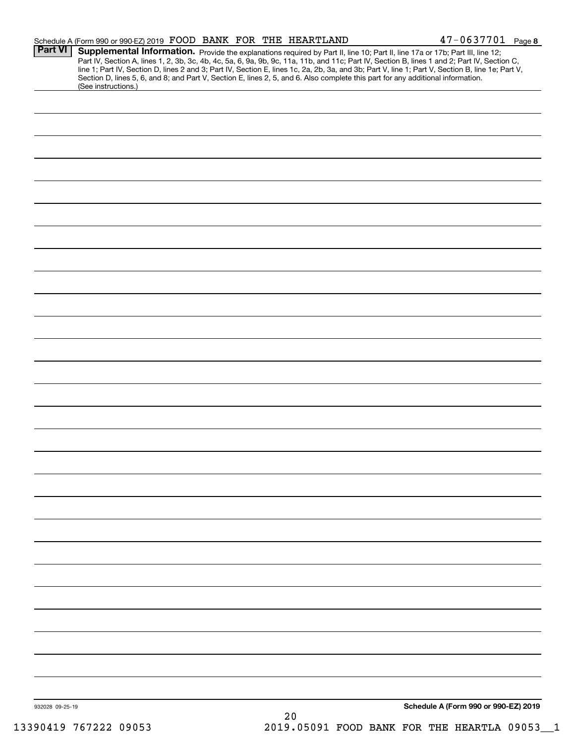Schedule A (Form 990 or 990-EZ) 2019 FOOD BANK FOR THE HEARTLAND 47-0637701 Page 8

**Part VI** **Supplemental Information.** Provide the explanations required by Part II, line 10; Part II, line 17a or 17b; Part III, line 12; Part IV, Section A, lines 1, 2, 3b, 3c, 4b, 4c, 5a, 6, 9a, 9b, 9c, 11a, 11b, and 11c; Part IV, Section B, lines 1 and 2; Part IV, Section C, line 1; Part IV, Section D, lines 2 and 3; Part IV, Section E, lines 1c, 2a, 2b, 3a, and 3b; Part V, line 1; Part V, Section B, line 1e; Part V, Section D, lines 5, 6, and 8; and Part V, Section E, lines 2, 5, and 6. Also complete this part for any additional information. (See instructions.)

932028 09-25-19

**Schedule A (Form 990 or 990-EZ) 2019**

13390419 767222 09053 2019.05091 FOOD BANK FOR THE HEARTLA 09053__1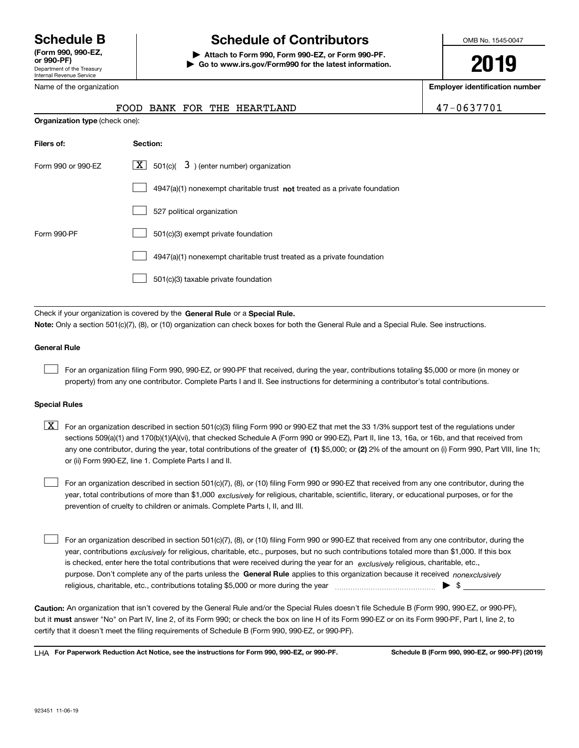# Schedule B

**(Form 990, 990-EZ, or 990-PF)**

Department of the Treasury
Internal Revenue Service

# Schedule of Contributors

**▶ Attach to Form 990, Form 990-EZ, or Form 990-PF.**
**▶ Go to www.irs.gov/Form990 for the latest information.**

OMB No. 1545-0047

**2019**

| Name of the organization | Employer identification number |
|---|---|
| FOOD BANK FOR THE HEARTLAND | 47-0637701 |

**Organization type** (check one):

| Filers of: | Section: |
|---|---|
| Form 990 or 990-EZ | [X] 501(c)( 3 ) (enter number) organization |
| | [ ] 4947(a)(1) nonexempt charitable trust **not** treated as a private foundation |
| | [ ] 527 political organization |
| Form 990-PF | [ ] 501(c)(3) exempt private foundation |
| | [ ] 4947(a)(1) nonexempt charitable trust treated as a private foundation |
| | [ ] 501(c)(3) taxable private foundation |

Check if your organization is covered by the **General Rule** or a **Special Rule.**

**Note:** Only a section 501(c)(7), (8), or (10) organization can check boxes for both the General Rule and a Special Rule. See instructions.

**General Rule**

[ ] For an organization filing Form 990, 990-EZ, or 990-PF that received, during the year, contributions totaling $5,000 or more (in money or property) from any one contributor. Complete Parts I and II. See instructions for determining a contributor's total contributions.

**Special Rules**

[X] For an organization described in section 501(c)(3) filing Form 990 or 990-EZ that met the 33 1/3% support test of the regulations under sections 509(a)(1) and 170(b)(1)(A)(vi), that checked Schedule A (Form 990 or 990-EZ), Part II, line 13, 16a, or 16b, and that received from any one contributor, during the year, total contributions of the greater of **(1)** $5,000; or **(2)** 2% of the amount on (i) Form 990, Part VIII, line 1h; or (ii) Form 990-EZ, line 1. Complete Parts I and II.

[ ] For an organization described in section 501(c)(7), (8), or (10) filing Form 990 or 990-EZ that received from any one contributor, during the year, total contributions of more than $1,000 *exclusively* for religious, charitable, scientific, literary, or educational purposes, or for the prevention of cruelty to children or animals. Complete Parts I, II, and III.

[ ] For an organization described in section 501(c)(7), (8), or (10) filing Form 990 or 990-EZ that received from any one contributor, during the year, contributions *exclusively* for religious, charitable, etc., purposes, but no such contributions totaled more than $1,000. If this box is checked, enter here the total contributions that were received during the year for an *exclusively* religious, charitable, etc., purpose. Don't complete any of the parts unless the **General Rule** applies to this organization because it received *nonexclusively* religious, charitable, etc., contributions totaling $5,000 or more during the year ▶ $ ____________

**Caution:** An organization that isn't covered by the General Rule and/or the Special Rules doesn't file Schedule B (Form 990, 990-EZ, or 990-PF), but it **must** answer "No" on Part IV, line 2, of its Form 990; or check the box on line H of its Form 990-EZ or on its Form 990-PF, Part I, line 2, to certify that it doesn't meet the filing requirements of Schedule B (Form 990, 990-EZ, or 990-PF).

LHA **For Paperwork Reduction Act Notice, see the instructions for Form 990, 990-EZ, or 990-PF.** **Schedule B (Form 990, 990-EZ, or 990-PF) (2019)**

923451 11-06-19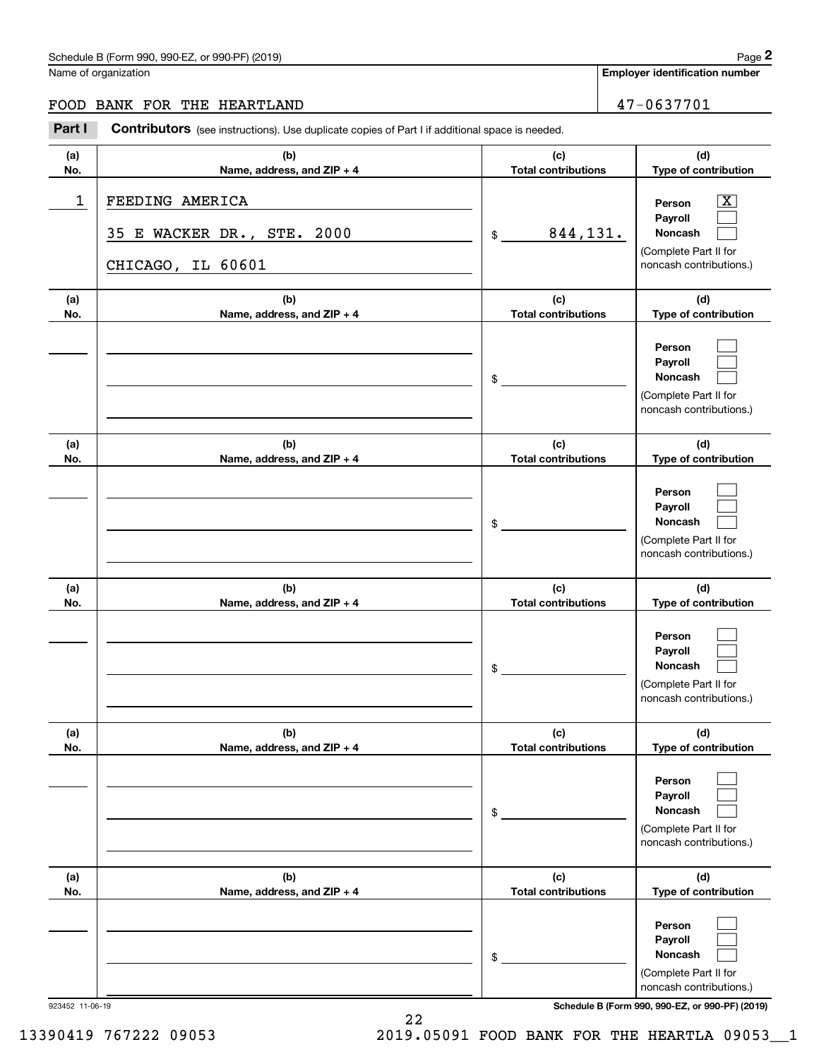Name of organization

FOOD BANK FOR THE HEARTLAND

**Employer identification number**

47-0637701

**Part I** **Contributors** (see instructions). Use duplicate copies of Part I if additional space is needed.

| (a) No. | (b) Name, address, and ZIP + 4 | (c) Total contributions | (d) Type of contribution |
|---|---|---|---|
| 1 | FEEDING AMERICA<br>35 E WACKER DR., STE. 2000<br>CHICAGO, IL 60601 | $ 844,131. | Person [X]<br>Payroll [ ]<br>Noncash [ ]<br>(Complete Part II for noncash contributions.) |
| | | $ | Person [ ]<br>Payroll [ ]<br>Noncash [ ]<br>(Complete Part II for noncash contributions.) |
| | | $ | Person [ ]<br>Payroll [ ]<br>Noncash [ ]<br>(Complete Part II for noncash contributions.) |
| | | $ | Person [ ]<br>Payroll [ ]<br>Noncash [ ]<br>(Complete Part II for noncash contributions.) |
| | | $ | Person [ ]<br>Payroll [ ]<br>Noncash [ ]<br>(Complete Part II for noncash contributions.) |
| | | $ | Person [ ]<br>Payroll [ ]<br>Noncash [ ]<br>(Complete Part II for noncash contributions.) |

923452 11-06-19

**Schedule B (Form 990, 990-EZ, or 990-PF) (2019)**

13390419 767222 09053 2019.05091 FOOD BANK FOR THE HEARTLA 09053__1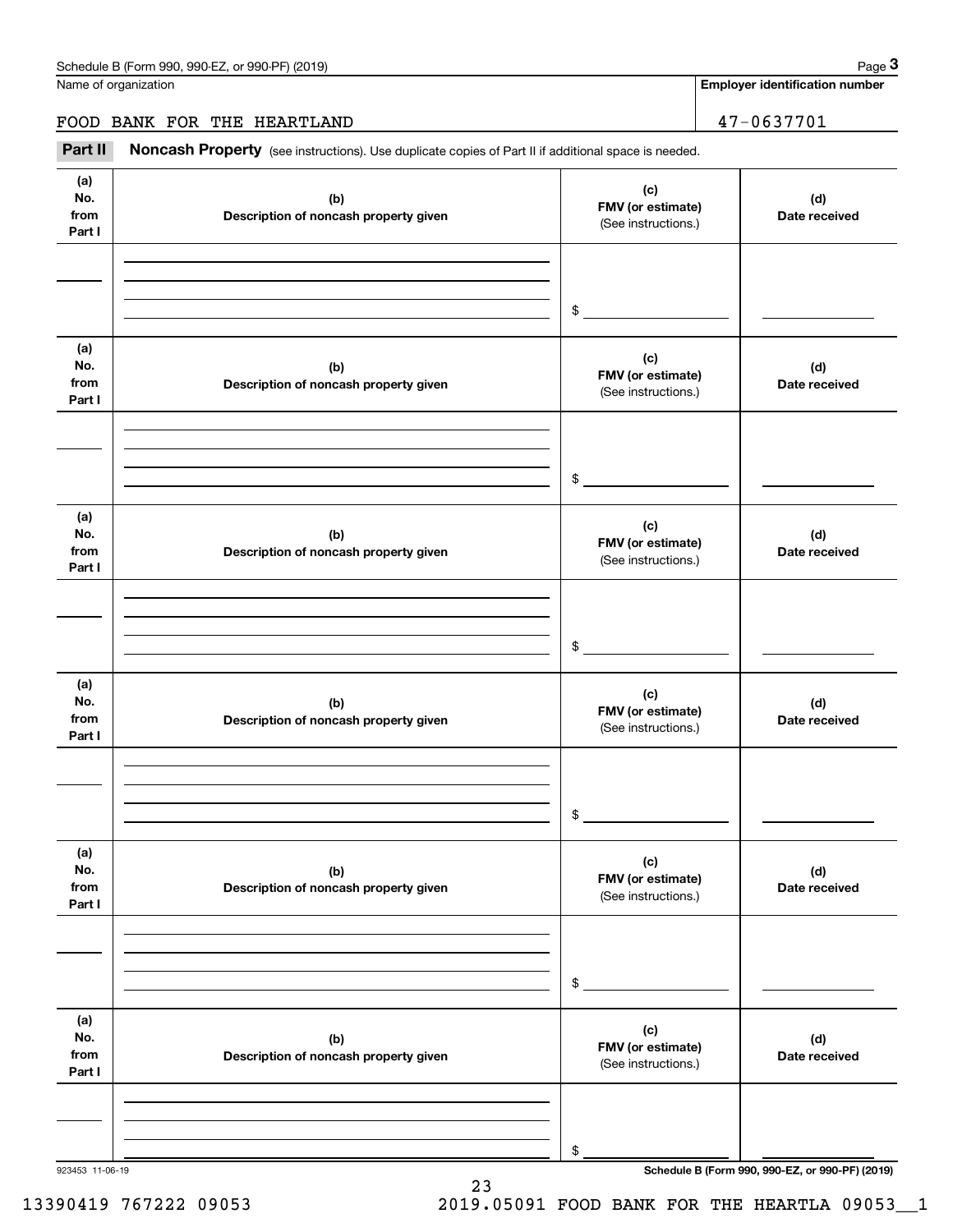Name of organization

**Employer identification number**

FOOD BANK FOR THE HEARTLAND — 47-0637701

**Part II** **Noncash Property** (see instructions). Use duplicate copies of Part II if additional space is needed.

| (a) No. from Part I | (b) Description of noncash property given | (c) FMV (or estimate) (See instructions.) | (d) Date received |
|---|---|---|---|
| | | $ | |

| (a) No. from Part I | (b) Description of noncash property given | (c) FMV (or estimate) (See instructions.) | (d) Date received |
|---|---|---|---|
| | | $ | |

| (a) No. from Part I | (b) Description of noncash property given | (c) FMV (or estimate) (See instructions.) | (d) Date received |
|---|---|---|---|
| | | $ | |

| (a) No. from Part I | (b) Description of noncash property given | (c) FMV (or estimate) (See instructions.) | (d) Date received |
|---|---|---|---|
| | | $ | |

| (a) No. from Part I | (b) Description of noncash property given | (c) FMV (or estimate) (See instructions.) | (d) Date received |
|---|---|---|---|
| | | $ | |

| (a) No. from Part I | (b) Description of noncash property given | (c) FMV (or estimate) (See instructions.) | (d) Date received |
|---|---|---|---|
| | | $ | |

923453 11-06-19

**Schedule B (Form 990, 990-EZ, or 990-PF) (2019)**

13390419 767222 09053 2019.05091 FOOD BANK FOR THE HEARTLA 09053__1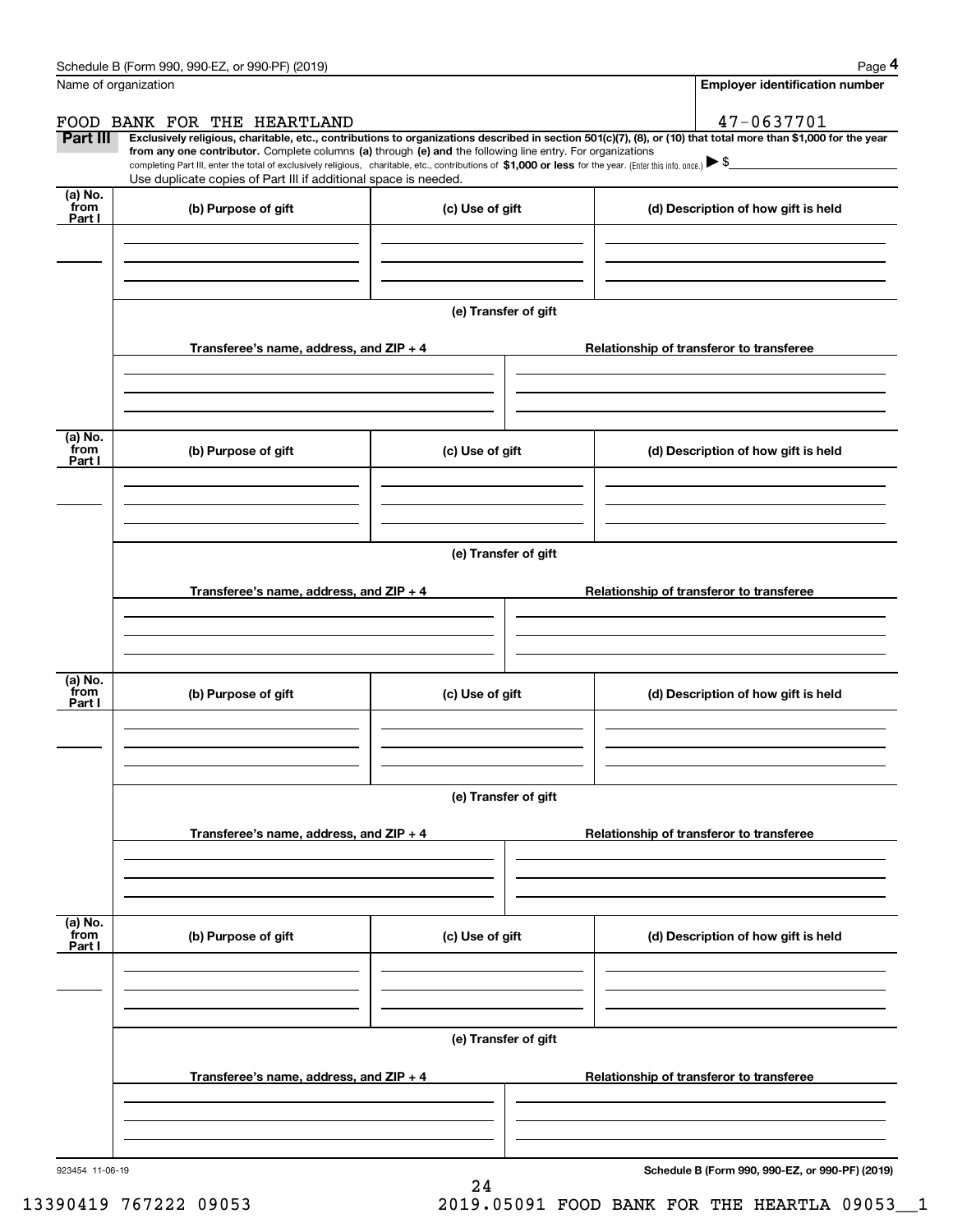Name of organization

FOOD BANK FOR THE HEARTLAND

**Employer identification number**

47-0637701

**Part III** **Exclusively religious, charitable, etc., contributions to organizations described in section 501(c)(7), (8), or (10) that total more than $1,000 for the year from any one contributor.** Complete columns **(a)** through **(e) and** the following line entry. For organizations completing Part III, enter the total of exclusively religious, charitable, etc., contributions of **$1,000 or less** for the year. (Enter this info. once.) ▶ $

Use duplicate copies of Part III if additional space is needed.

| (a) No. from Part I | (b) Purpose of gift | (c) Use of gift | (d) Description of how gift is held |
|---|---|---|---|
| | | | |

(e) Transfer of gift

| Transferee's name, address, and ZIP + 4 | Relationship of transferor to transferee |
|---|---|
| | |

| (a) No. from Part I | (b) Purpose of gift | (c) Use of gift | (d) Description of how gift is held |
|---|---|---|---|
| | | | |

(e) Transfer of gift

| Transferee's name, address, and ZIP + 4 | Relationship of transferor to transferee |
|---|---|
| | |

| (a) No. from Part I | (b) Purpose of gift | (c) Use of gift | (d) Description of how gift is held |
|---|---|---|---|
| | | | |

(e) Transfer of gift

| Transferee's name, address, and ZIP + 4 | Relationship of transferor to transferee |
|---|---|
| | |

| (a) No. from Part I | (b) Purpose of gift | (c) Use of gift | (d) Description of how gift is held |
|---|---|---|---|
| | | | |

(e) Transfer of gift

| Transferee's name, address, and ZIP + 4 | Relationship of transferor to transferee |
|---|---|
| | |

923454 11-06-19

**Schedule B (Form 990, 990-EZ, or 990-PF) (2019)**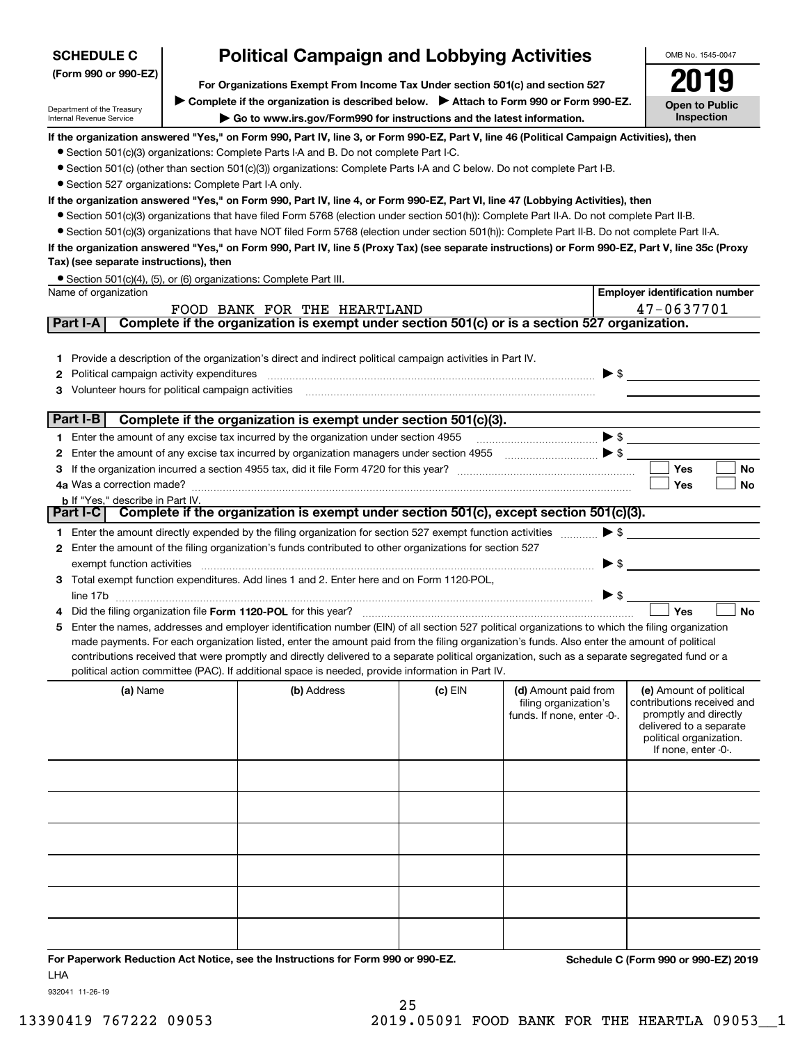**SCHEDULE C**
**(Form 990 or 990-EZ)**

Department of the Treasury
Internal Revenue Service

# Political Campaign and Lobbying Activities

**For Organizations Exempt From Income Tax Under section 501(c) and section 527**

▶ **Complete if the organization is described below.** ▶ **Attach to Form 990 or Form 990-EZ.**

▶ **Go to www.irs.gov/Form990 for instructions and the latest information.**

OMB No. 1545-0047

**2019**

**Open to Public Inspection**

**If the organization answered "Yes," on Form 990, Part IV, line 3, or Form 990-EZ, Part V, line 46 (Political Campaign Activities), then**

- Section 501(c)(3) organizations: Complete Parts I-A and B. Do not complete Part I-C.
- Section 501(c) (other than section 501(c)(3)) organizations: Complete Parts I-A and C below. Do not complete Part I-B.
- Section 527 organizations: Complete Part I-A only.

**If the organization answered "Yes," on Form 990, Part IV, line 4, or Form 990-EZ, Part VI, line 47 (Lobbying Activities), then**

- Section 501(c)(3) organizations that have filed Form 5768 (election under section 501(h)): Complete Part II-A. Do not complete Part II-B.
- Section 501(c)(3) organizations that have NOT filed Form 5768 (election under section 501(h)): Complete Part II-B. Do not complete Part II-A.

**If the organization answered "Yes," on Form 990, Part IV, line 5 (Proxy Tax) (see separate instructions) or Form 990-EZ, Part V, line 35c (Proxy Tax) (see separate instructions), then**

- Section 501(c)(4), (5), or (6) organizations: Complete Part III.

| Name of organization | Employer identification number |
|---|---|
| FOOD BANK FOR THE HEARTLAND | 47-0637701 |

## Part I-A Complete if the organization is exempt under section 501(c) or is a section 527 organization.

1. Provide a description of the organization's direct and indirect political campaign activities in Part IV.
2. Political campaign activity expenditures ▶ $
3. Volunteer hours for political campaign activities

## Part I-B Complete if the organization is exempt under section 501(c)(3).

1. Enter the amount of any excise tax incurred by the organization under section 4955 ▶ $
2. Enter the amount of any excise tax incurred by organization managers under section 4955 ▶ $
3. If the organization incurred a section 4955 tax, did it file Form 4720 for this year? ☐ Yes ☐ No

4a. Was a correction made? ☐ Yes ☐ No

b. If "Yes," describe in Part IV.

## Part I-C Complete if the organization is exempt under section 501(c), except section 501(c)(3).

1. Enter the amount directly expended by the filing organization for section 527 exempt function activities ▶ $
2. Enter the amount of the filing organization's funds contributed to other organizations for section 527 exempt function activities ▶ $
3. Total exempt function expenditures. Add lines 1 and 2. Enter here and on Form 1120-POL, line 17b ▶ $
4. Did the filing organization file **Form 1120-POL** for this year? ☐ Yes ☐ No
5. Enter the names, addresses and employer identification number (EIN) of all section 527 political organizations to which the filing organization made payments. For each organization listed, enter the amount paid from the filing organization's funds. Also enter the amount of political contributions received that were promptly and directly delivered to a separate political organization, such as a separate segregated fund or a political action committee (PAC). If additional space is needed, provide information in Part IV.

| (a) Name | (b) Address | (c) EIN | (d) Amount paid from filing organization's funds. If none, enter -0-. | (e) Amount of political contributions received and promptly and directly delivered to a separate political organization. If none, enter -0-. |
|---|---|---|---|---|
| | | | | |
| | | | | |
| | | | | |
| | | | | |
| | | | | |
| | | | | |

**For Paperwork Reduction Act Notice, see the Instructions for Form 990 or 990-EZ.** **Schedule C (Form 990 or 990-EZ) 2019**

LHA

932041 11-26-19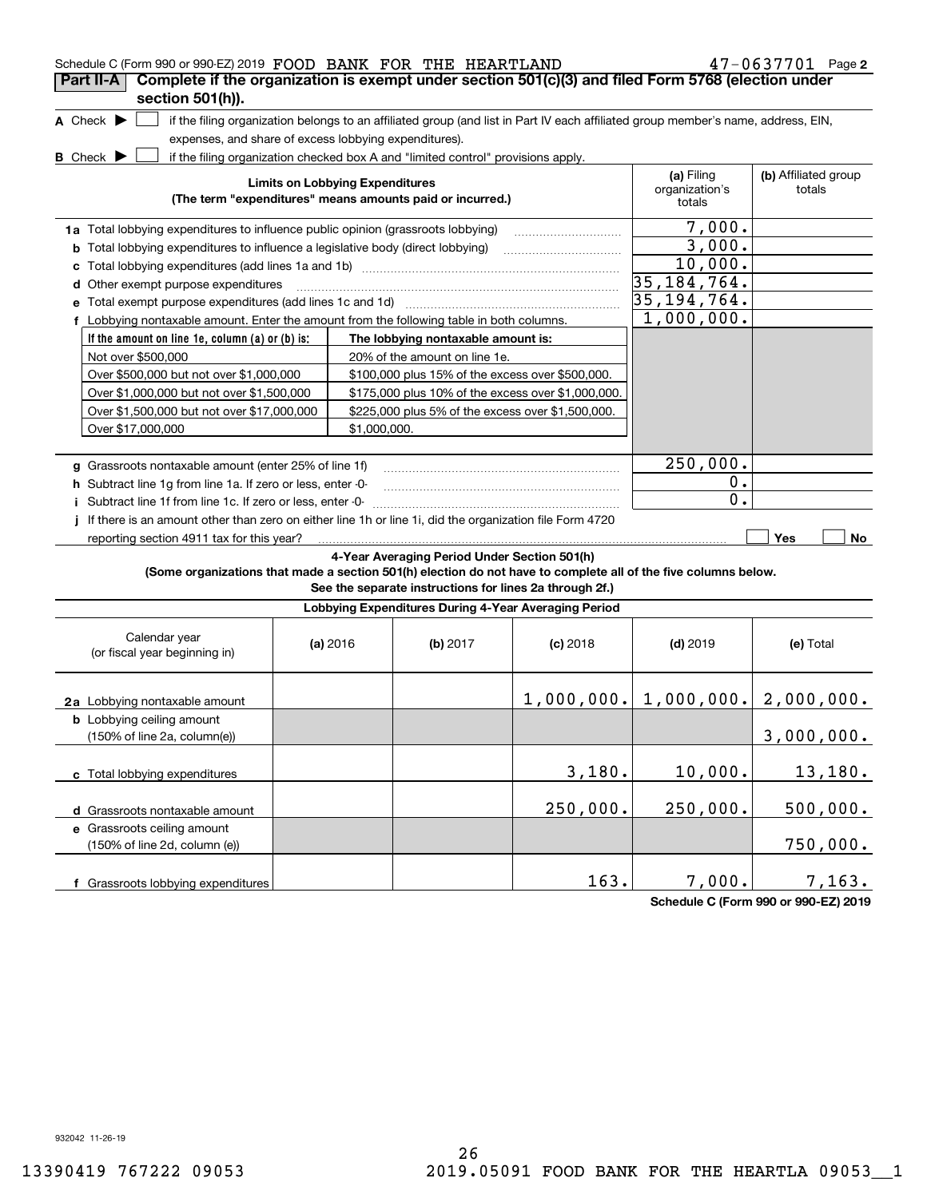Schedule C (Form 990 or 990-EZ) 2019 FOOD BANK FOR THE HEARTLAND 47-0637701 Page 2

## Part II-A Complete if the organization is exempt under section 501(c)(3) and filed Form 5768 (election under section 501(h)).

**A** Check ▶ ☐ if the filing organization belongs to an affiliated group (and list in Part IV each affiliated group member's name, address, EIN, expenses, and share of excess lobbying expenditures).

**B** Check ▶ ☐ if the filing organization checked box A and "limited control" provisions apply.

| Limits on Lobbying Expenditures (The term "expenditures" means amounts paid or incurred.) | (a) Filing organization's totals | (b) Affiliated group totals |
|---|---|---|
| **1a** Total lobbying expenditures to influence public opinion (grassroots lobbying) | 7,000. | |
| **b** Total lobbying expenditures to influence a legislative body (direct lobbying) | 3,000. | |
| **c** Total lobbying expenditures (add lines 1a and 1b) | 10,000. | |
| **d** Other exempt purpose expenditures | 35,184,764. | |
| **e** Total exempt purpose expenditures (add lines 1c and 1d) | 35,194,764. | |
| **f** Lobbying nontaxable amount. Enter the amount from the following table in both columns. | 1,000,000. | |

| If the amount on line 1e, column (a) or (b) is: | The lobbying nontaxable amount is: |
|---|---|
| Not over $500,000 | 20% of the amount on line 1e. |
| Over $500,000 but not over $1,000,000 | $100,000 plus 15% of the excess over $500,000. |
| Over $1,000,000 but not over $1,500,000 | $175,000 plus 10% of the excess over $1,000,000. |
| Over $1,500,000 but not over $17,000,000 | $225,000 plus 5% of the excess over $1,500,000. |
| Over $17,000,000 | $1,000,000. |

| | (a) | (b) |
|---|---|---|
| **g** Grassroots nontaxable amount (enter 25% of line 1f) | 250,000. | |
| **h** Subtract line 1g from line 1a. If zero or less, enter -0- | 0. | |
| **i** Subtract line 1f from line 1c. If zero or less, enter -0- | 0. | |
| **j** If there is an amount other than zero on either line 1h or line 1i, did the organization file Form 4720 reporting section 4911 tax for this year? | ☐ Yes | ☐ No |

### 4-Year Averaging Period Under Section 501(h)

**(Some organizations that made a section 501(h) election do not have to complete all of the five columns below. See the separate instructions for lines 2a through 2f.)**

| Lobbying Expenditures During 4-Year Averaging Period | | | | | |
|---|---|---|---|---|---|
| Calendar year (or fiscal year beginning in) | (a) 2016 | (b) 2017 | (c) 2018 | (d) 2019 | (e) Total |
| **2a** Lobbying nontaxable amount | | | 1,000,000. | 1,000,000. | 2,000,000. |
| **b** Lobbying ceiling amount (150% of line 2a, column(e)) | | | | | 3,000,000. |
| **c** Total lobbying expenditures | | | 3,180. | 10,000. | 13,180. |
| **d** Grassroots nontaxable amount | | | 250,000. | 250,000. | 500,000. |
| **e** Grassroots ceiling amount (150% of line 2d, column (e)) | | | | | 750,000. |
| **f** Grassroots lobbying expenditures | | | 163. | 7,000. | 7,163. |

Schedule C (Form 990 or 990-EZ) 2019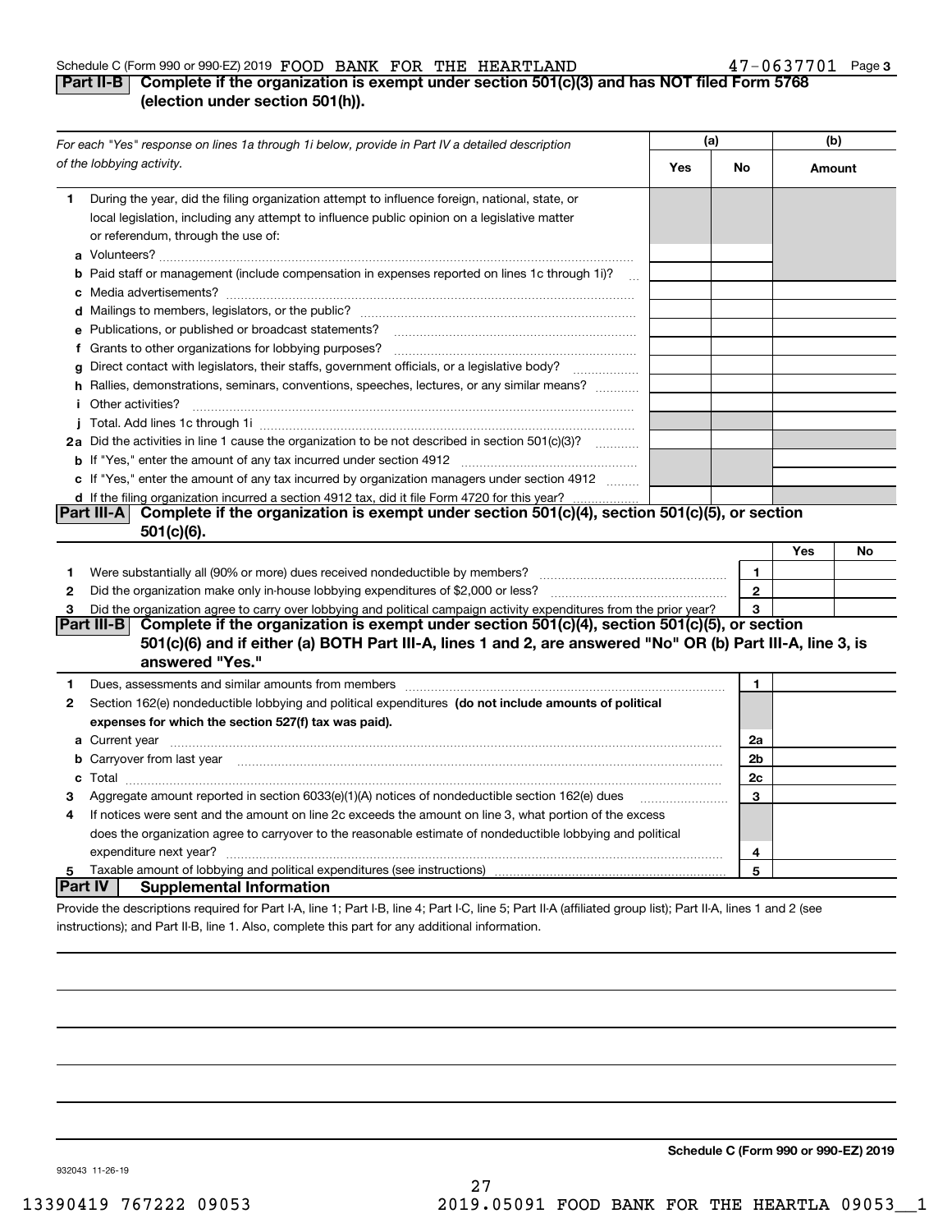Schedule C (Form 990 or 990-EZ) 2019 FOOD BANK FOR THE HEARTLAND 47-0637701 Page 3

## Part II-B Complete if the organization is exempt under section 501(c)(3) and has NOT filed Form 5768 (election under section 501(h)).

| *For each "Yes" response on lines 1a through 1i below, provide in Part IV a detailed description of the lobbying activity.* | (a) Yes | (a) No | (b) Amount |
|---|---|---|---|
| **1** During the year, did the filing organization attempt to influence foreign, national, state, or local legislation, including any attempt to influence public opinion on a legislative matter or referendum, through the use of: | | | |
| **a** Volunteers? | | | |
| **b** Paid staff or management (include compensation in expenses reported on lines 1c through 1i)? | | | |
| **c** Media advertisements? | | | |
| **d** Mailings to members, legislators, or the public? | | | |
| **e** Publications, or published or broadcast statements? | | | |
| **f** Grants to other organizations for lobbying purposes? | | | |
| **g** Direct contact with legislators, their staffs, government officials, or a legislative body? | | | |
| **h** Rallies, demonstrations, seminars, conventions, speeches, lectures, or any similar means? | | | |
| **i** Other activities? | | | |
| **j** Total. Add lines 1c through 1i | | | |
| **2a** Did the activities in line 1 cause the organization to be not described in section 501(c)(3)? | | | |
| **b** If "Yes," enter the amount of any tax incurred under section 4912 | | | |
| **c** If "Yes," enter the amount of any tax incurred by organization managers under section 4912 | | | |
| **d** If the filing organization incurred a section 4912 tax, did it file Form 4720 for this year? | | | |

## Part III-A Complete if the organization is exempt under section 501(c)(4), section 501(c)(5), or section 501(c)(6).

| | | Yes | No |
|---|---|---|---|
| **1** Were substantially all (90% or more) dues received nondeductible by members? | 1 | | |
| **2** Did the organization make only in-house lobbying expenditures of $2,000 or less? | 2 | | |
| **3** Did the organization agree to carry over lobbying and political campaign activity expenditures from the prior year? | 3 | | |

## Part III-B Complete if the organization is exempt under section 501(c)(4), section 501(c)(5), or section 501(c)(6) and if either (a) BOTH Part III-A, lines 1 and 2, are answered "No" OR (b) Part III-A, line 3, is answered "Yes."

| | | |
|---|---|---|
| **1** Dues, assessments and similar amounts from members | 1 | |
| **2** Section 162(e) nondeductible lobbying and political expenditures **(do not include amounts of political expenses for which the section 527(f) tax was paid).** | | |
| **a** Current year | 2a | |
| **b** Carryover from last year | 2b | |
| **c** Total | 2c | |
| **3** Aggregate amount reported in section 6033(e)(1)(A) notices of nondeductible section 162(e) dues | 3 | |
| **4** If notices were sent and the amount on line 2c exceeds the amount on line 3, what portion of the excess does the organization agree to carryover to the reasonable estimate of nondeductible lobbying and political expenditure next year? | 4 | |
| **5** Taxable amount of lobbying and political expenditures (see instructions) | 5 | |

## Part IV Supplemental Information

Provide the descriptions required for Part I-A, line 1; Part I-B, line 4; Part I-C, line 5; Part II-A (affiliated group list); Part II-A, lines 1 and 2 (see instructions); and Part II-B, line 1. Also, complete this part for any additional information.

Schedule C (Form 990 or 990-EZ) 2019

932043 11-26-19

13390419 767222 09053 2019.05091 FOOD BANK FOR THE HEARTLA 09053__1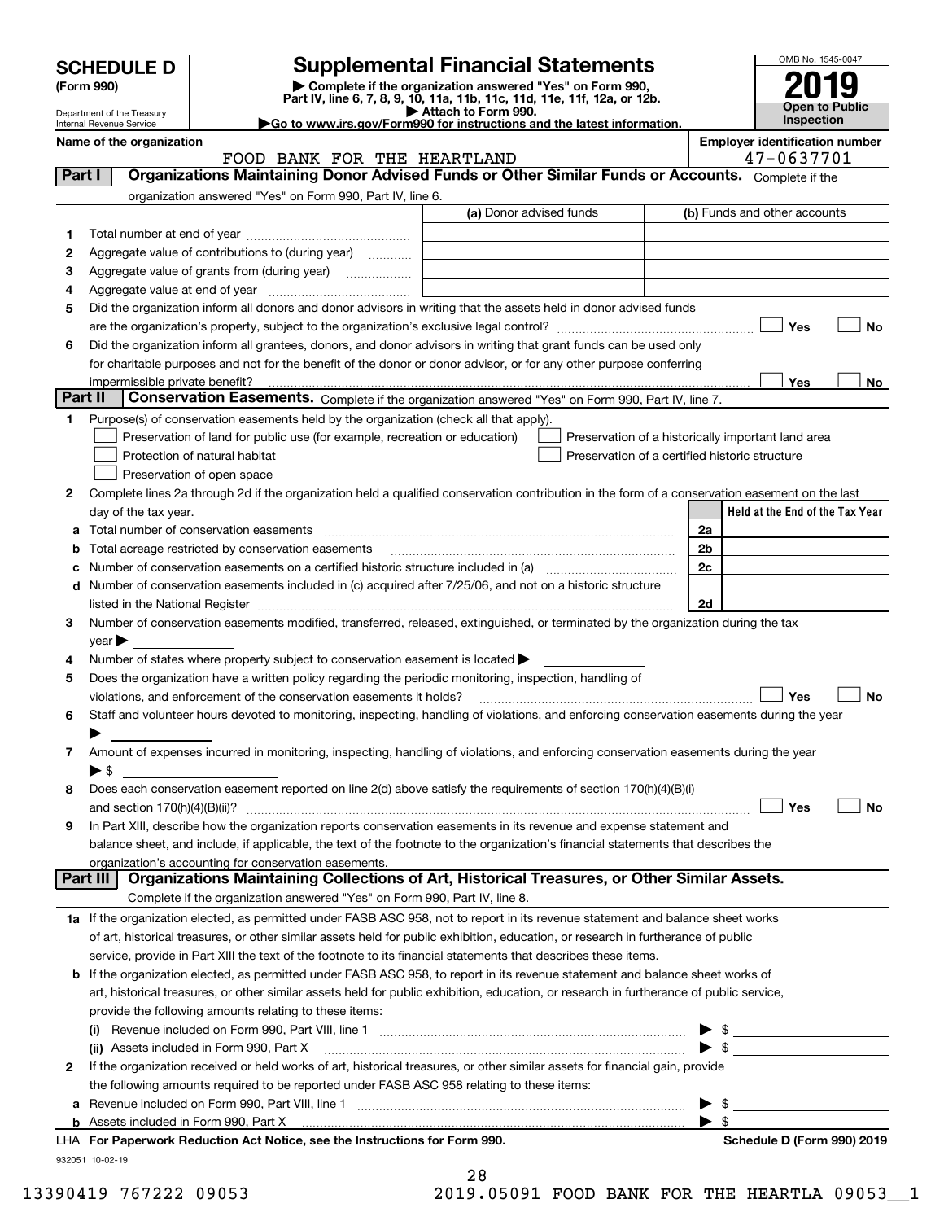# SCHEDULE D (Form 990)

Department of the Treasury
Internal Revenue Service

## Supplemental Financial Statements

▶ Complete if the organization answered "Yes" on Form 990, Part IV, line 6, 7, 8, 9, 10, 11a, 11b, 11c, 11d, 11e, 11f, 12a, or 12b.
▶ Attach to Form 990.
▶Go to www.irs.gov/Form990 for instructions and the latest information.

OMB No. 1545-0047

**2019**

**Open to Public Inspection**

**Name of the organization:** FOOD BANK FOR THE HEARTLAND

**Employer identification number:** 47-0637701

### Part I — Organizations Maintaining Donor Advised Funds or Other Similar Funds or Accounts.
Complete if the organization answered "Yes" on Form 990, Part IV, line 6.

| | | (a) Donor advised funds | (b) Funds and other accounts |
|---|---|---|---|
| 1 | Total number at end of year | | |
| 2 | Aggregate value of contributions to (during year) | | |
| 3 | Aggregate value of grants from (during year) | | |
| 4 | Aggregate value at end of year | | |

5 Did the organization inform all donors and donor advisors in writing that the assets held in donor advised funds are the organization's property, subject to the organization's exclusive legal control? ☐ Yes ☐ No

6 Did the organization inform all grantees, donors, and donor advisors in writing that grant funds can be used only for charitable purposes and not for the benefit of the donor or donor advisor, or for any other purpose conferring impermissible private benefit? ☐ Yes ☐ No

### Part II — Conservation Easements.
Complete if the organization answered "Yes" on Form 990, Part IV, line 7.

1 Purpose(s) of conservation easements held by the organization (check all that apply).

- ☐ Preservation of land for public use (for example, recreation or education)
- ☐ Protection of natural habitat
- ☐ Preservation of open space
- ☐ Preservation of a historically important land area
- ☐ Preservation of a certified historic structure

2 Complete lines 2a through 2d if the organization held a qualified conservation contribution in the form of a conservation easement on the last day of the tax year.

| | | | Held at the End of the Tax Year |
|---|---|---|---|
| a | Total number of conservation easements | 2a | |
| b | Total acreage restricted by conservation easements | 2b | |
| c | Number of conservation easements on a certified historic structure included in (a) | 2c | |
| d | Number of conservation easements included in (c) acquired after 7/25/06, and not on a historic structure listed in the National Register | 2d | |

3 Number of conservation easements modified, transferred, released, extinguished, or terminated by the organization during the tax year ▶

4 Number of states where property subject to conservation easement is located ▶

5 Does the organization have a written policy regarding the periodic monitoring, inspection, handling of violations, and enforcement of the conservation easements it holds? ☐ Yes ☐ No

6 Staff and volunteer hours devoted to monitoring, inspecting, handling of violations, and enforcing conservation easements during the year ▶

7 Amount of expenses incurred in monitoring, inspecting, handling of violations, and enforcing conservation easements during the year ▶ $

8 Does each conservation easement reported on line 2(d) above satisfy the requirements of section 170(h)(4)(B)(i) and section 170(h)(4)(B)(ii)? ☐ Yes ☐ No

9 In Part XIII, describe how the organization reports conservation easements in its revenue and expense statement and balance sheet, and include, if applicable, the text of the footnote to the organization's financial statements that describes the organization's accounting for conservation easements.

### Part III — Organizations Maintaining Collections of Art, Historical Treasures, or Other Similar Assets.
Complete if the organization answered "Yes" on Form 990, Part IV, line 8.

1a If the organization elected, as permitted under FASB ASC 958, not to report in its revenue statement and balance sheet works of art, historical treasures, or other similar assets held for public exhibition, education, or research in furtherance of public service, provide in Part XIII the text of the footnote to its financial statements that describes these items.

b If the organization elected, as permitted under FASB ASC 958, to report in its revenue statement and balance sheet works of art, historical treasures, or other similar assets held for public exhibition, education, or research in furtherance of public service, provide the following amounts relating to these items:

(i) Revenue included on Form 990, Part VIII, line 1 ▶ $

(ii) Assets included in Form 990, Part X ▶ $

2 If the organization received or held works of art, historical treasures, or other similar assets for financial gain, provide the following amounts required to be reported under FASB ASC 958 relating to these items:

a Revenue included on Form 990, Part VIII, line 1 ▶ $

b Assets included in Form 990, Part X ▶ $

LHA **For Paperwork Reduction Act Notice, see the Instructions for Form 990.** **Schedule D (Form 990) 2019**

932051 10-02-19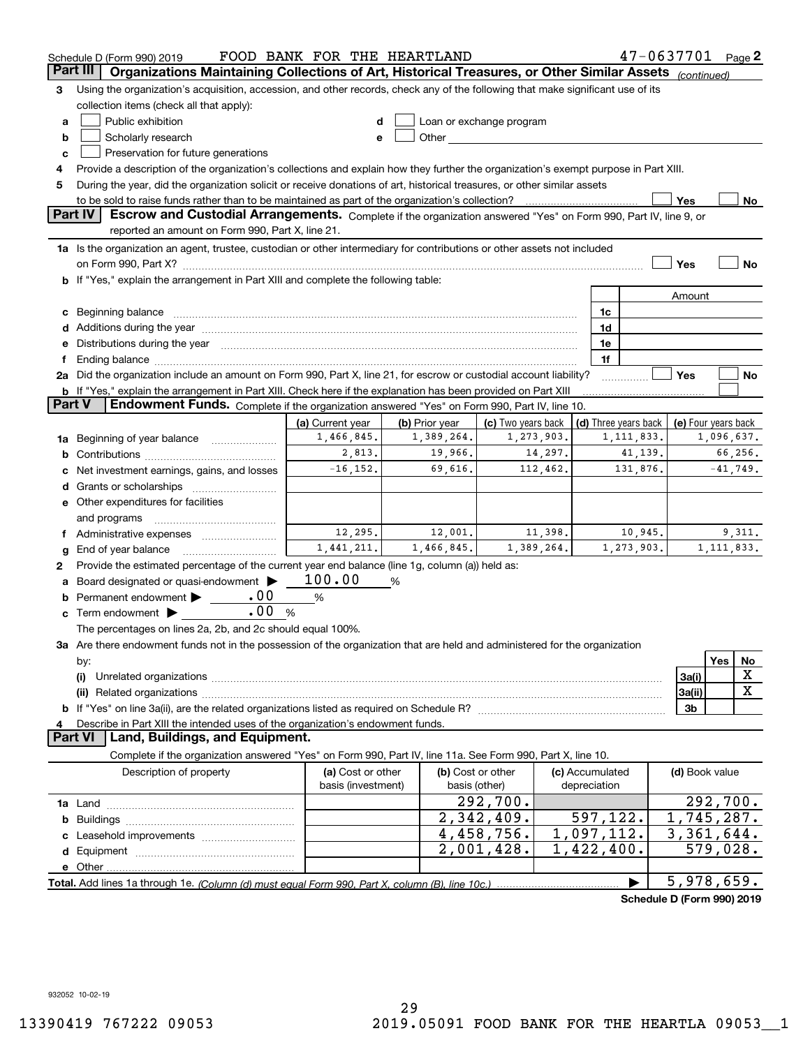Schedule D (Form 990) 2019 FOOD BANK FOR THE HEARTLAND 47-0637701 Page 2

## Part III Organizations Maintaining Collections of Art, Historical Treasures, or Other Similar Assets *(continued)*

3 Using the organization's acquisition, accession, and other records, check any of the following that make significant use of its collection items (check all that apply):

- a ☐ Public exhibition
- b ☐ Scholarly research
- c ☐ Preservation for future generations
- d ☐ Loan or exchange program
- e ☐ Other

4 Provide a description of the organization's collections and explain how they further the organization's exempt purpose in Part XIII.

5 During the year, did the organization solicit or receive donations of art, historical treasures, or other similar assets to be sold to raise funds rather than to be maintained as part of the organization's collection? ☐ Yes ☐ No

## Part IV Escrow and Custodial Arrangements.

Complete if the organization answered "Yes" on Form 990, Part IV, line 9, or reported an amount on Form 990, Part X, line 21.

1a Is the organization an agent, trustee, custodian or other intermediary for contributions or other assets not included on Form 990, Part X? ☐ Yes ☐ No

b If "Yes," explain the arrangement in Part XIII and complete the following table:

| | | Amount |
|---|---|---|
| c Beginning balance | 1c | |
| d Additions during the year | 1d | |
| e Distributions during the year | 1e | |
| f Ending balance | 1f | |

2a Did the organization include an amount on Form 990, Part X, line 21, for escrow or custodial account liability? ☐ Yes ☐ No

b If "Yes," explain the arrangement in Part XIII. Check here if the explanation has been provided on Part XIII ☐

## Part V Endowment Funds.

Complete if the organization answered "Yes" on Form 990, Part IV, line 10.

| | (a) Current year | (b) Prior year | (c) Two years back | (d) Three years back | (e) Four years back |
|---|---|---|---|---|---|
| 1a Beginning of year balance | 1,466,845. | 1,389,264. | 1,273,903. | 1,111,833. | 1,096,637. |
| b Contributions | 2,813. | 19,966. | 14,297. | 41,139. | 66,256. |
| c Net investment earnings, gains, and losses | -16,152. | 69,616. | 112,462. | 131,876. | -41,749. |
| d Grants or scholarships | | | | | |
| e Other expenditures for facilities and programs | | | | | |
| f Administrative expenses | 12,295. | 12,001. | 11,398. | 10,945. | 9,311. |
| g End of year balance | 1,441,211. | 1,466,845. | 1,389,264. | 1,273,903. | 1,111,833. |

2 Provide the estimated percentage of the current year end balance (line 1g, column (a)) held as:

- a Board designated or quasi-endowment ▶ 100.00 %
- b Permanent endowment ▶ .00 %
- c Term endowment ▶ .00 %

The percentages on lines 2a, 2b, and 2c should equal 100%.

3a Are there endowment funds not in the possession of the organization that are held and administered for the organization by:

| | | Yes | No |
|---|---|---|---|
| (i) Unrelated organizations | 3a(i) | | X |
| (ii) Related organizations | 3a(ii) | | X |
| b If "Yes" on line 3a(ii), are the related organizations listed as required on Schedule R? | 3b | | |

4 Describe in Part XIII the intended uses of the organization's endowment funds.

## Part VI Land, Buildings, and Equipment.

Complete if the organization answered "Yes" on Form 990, Part IV, line 11a. See Form 990, Part X, line 10.

| Description of property | (a) Cost or other basis (investment) | (b) Cost or other basis (other) | (c) Accumulated depreciation | (d) Book value |
|---|---|---|---|---|
| 1a Land | | 292,700. | | 292,700. |
| b Buildings | | 2,342,409. | 597,122. | 1,745,287. |
| c Leasehold improvements | | 4,458,756. | 1,097,112. | 3,361,644. |
| d Equipment | | 2,001,428. | 1,422,400. | 579,028. |
| e Other | | | | |
| **Total.** Add lines 1a through 1e. *(Column (d) must equal Form 990, Part X, column (B), line 10c.)* | | | ▶ | 5,978,659. |

Schedule D (Form 990) 2019

932052 10-02-19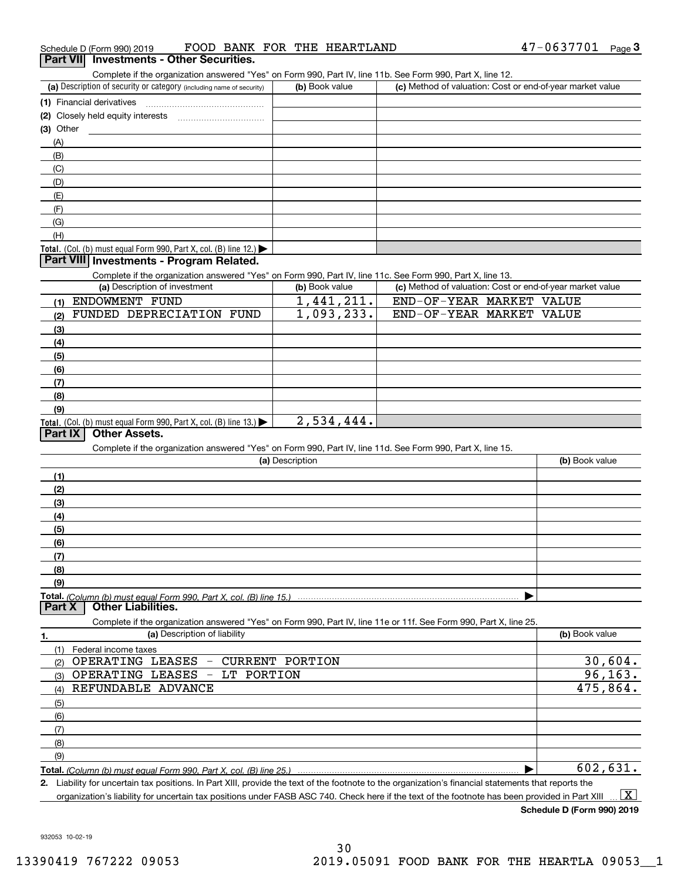Schedule D (Form 990) 2019 FOOD BANK FOR THE HEARTLAND 47-0637701 Page 3

## Part VII Investments - Other Securities.

Complete if the organization answered "Yes" on Form 990, Part IV, line 11b. See Form 990, Part X, line 12.

| (a) Description of security or category (including name of security) | (b) Book value | (c) Method of valuation: Cost or end-of-year market value |
|---|---|---|
| (1) Financial derivatives | | |
| (2) Closely held equity interests | | |
| (3) Other | | |
| (A) | | |
| (B) | | |
| (C) | | |
| (D) | | |
| (E) | | |
| (F) | | |
| (G) | | |
| (H) | | |
| **Total.** (Col. (b) must equal Form 990, Part X, col. (B) line 12.) ▶ | | |

## Part VIII Investments - Program Related.

Complete if the organization answered "Yes" on Form 990, Part IV, line 11c. See Form 990, Part X, line 13.

| (a) Description of investment | (b) Book value | (c) Method of valuation: Cost or end-of-year market value |
|---|---|---|
| (1) ENDOWMENT FUND | 1,441,211. | END-OF-YEAR MARKET VALUE |
| (2) FUNDED DEPRECIATION FUND | 1,093,233. | END-OF-YEAR MARKET VALUE |
| (3) | | |
| (4) | | |
| (5) | | |
| (6) | | |
| (7) | | |
| (8) | | |
| (9) | | |
| **Total.** (Col. (b) must equal Form 990, Part X, col. (B) line 13.) ▶ | 2,534,444. | |

## Part IX Other Assets.

Complete if the organization answered "Yes" on Form 990, Part IV, line 11d. See Form 990, Part X, line 15.

| (a) Description | (b) Book value |
|---|---|
| (1) | |
| (2) | |
| (3) | |
| (4) | |
| (5) | |
| (6) | |
| (7) | |
| (8) | |
| (9) | |
| **Total.** *(Column (b) must equal Form 990, Part X, col. (B) line 15.)* ▶ | |

## Part X Other Liabilities.

Complete if the organization answered "Yes" on Form 990, Part IV, line 11e or 11f. See Form 990, Part X, line 25.

| 1. (a) Description of liability | (b) Book value |
|---|---|
| (1) Federal income taxes | |
| (2) OPERATING LEASES - CURRENT PORTION | 30,604. |
| (3) OPERATING LEASES - LT PORTION | 96,163. |
| (4) REFUNDABLE ADVANCE | 475,864. |
| (5) | |
| (6) | |
| (7) | |
| (8) | |
| (9) | |
| **Total.** *(Column (b) must equal Form 990, Part X, col. (B) line 25.)* ▶ | 602,631. |

**2.** Liability for uncertain tax positions. In Part XIII, provide the text of the footnote to the organization's financial statements that reports the organization's liability for uncertain tax positions under FASB ASC 740. Check here if the text of the footnote has been provided in Part XIII ... [X]

**Schedule D (Form 990) 2019**

932053 10-02-19

30

13390419 767222 09053 2019.05091 FOOD BANK FOR THE HEARTLA 09053__1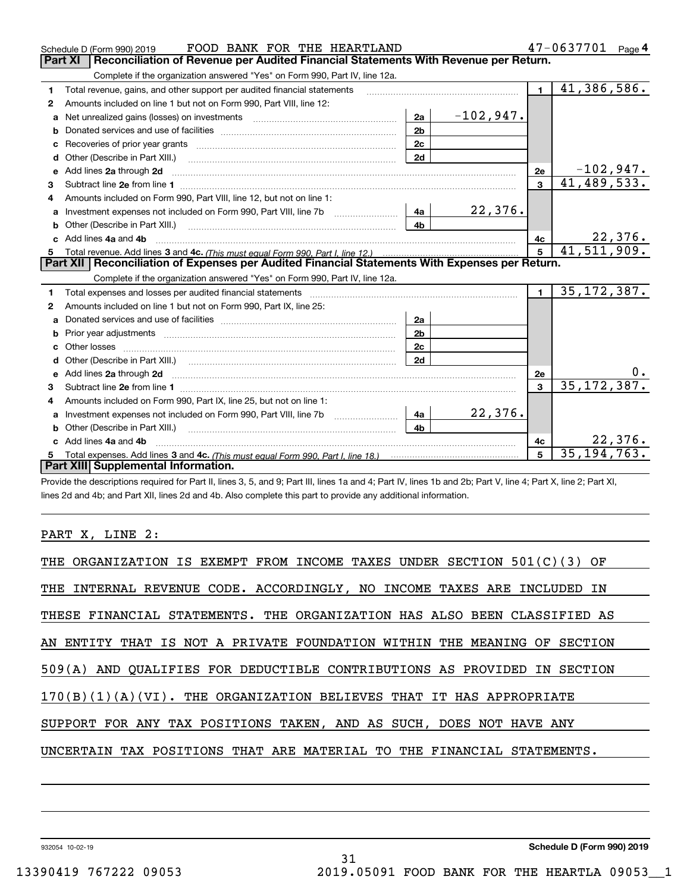Schedule D (Form 990) 2019 FOOD BANK FOR THE HEARTLAND 47-0637701 Page 4

## Part XI Reconciliation of Revenue per Audited Financial Statements With Revenue per Return.

Complete if the organization answered "Yes" on Form 990, Part IV, line 12a.

| | | | | | |
|---|---|---|---|---|---|
| 1 | Total revenue, gains, and other support per audited financial statements | | | 1 | 41,386,586. |
| 2 | Amounts included on line 1 but not on Form 990, Part VIII, line 12: | | | | |
| a | Net unrealized gains (losses) on investments | 2a | -102,947. | | |
| b | Donated services and use of facilities | 2b | | | |
| c | Recoveries of prior year grants | 2c | | | |
| d | Other (Describe in Part XIII.) | 2d | | | |
| e | Add lines 2a through 2d | | | 2e | -102,947. |
| 3 | Subtract line 2e from line 1 | | | 3 | 41,489,533. |
| 4 | Amounts included on Form 990, Part VIII, line 12, but not on line 1: | | | | |
| a | Investment expenses not included on Form 990, Part VIII, line 7b | 4a | 22,376. | | |
| b | Other (Describe in Part XIII.) | 4b | | | |
| c | Add lines 4a and 4b | | | 4c | 22,376. |
| 5 | Total revenue. Add lines 3 and 4c. *(This must equal Form 990, Part I, line 12.)* | | | 5 | 41,511,909. |

## Part XII Reconciliation of Expenses per Audited Financial Statements With Expenses per Return.

Complete if the organization answered "Yes" on Form 990, Part IV, line 12a.

| | | | | | |
|---|---|---|---|---|---|
| 1 | Total expenses and losses per audited financial statements | | | 1 | 35,172,387. |
| 2 | Amounts included on line 1 but not on Form 990, Part IX, line 25: | | | | |
| a | Donated services and use of facilities | 2a | | | |
| b | Prior year adjustments | 2b | | | |
| c | Other losses | 2c | | | |
| d | Other (Describe in Part XIII.) | 2d | | | |
| e | Add lines 2a through 2d | | | 2e | 0. |
| 3 | Subtract line 2e from line 1 | | | 3 | 35,172,387. |
| 4 | Amounts included on Form 990, Part IX, line 25, but not on line 1: | | | | |
| a | Investment expenses not included on Form 990, Part VIII, line 7b | 4a | 22,376. | | |
| b | Other (Describe in Part XIII.) | 4b | | | |
| c | Add lines 4a and 4b | | | 4c | 22,376. |
| 5 | Total expenses. Add lines 3 and 4c. *(This must equal Form 990, Part I, line 18.)* | | | 5 | 35,194,763. |

## Part XIII Supplemental Information.

Provide the descriptions required for Part II, lines 3, 5, and 9; Part III, lines 1a and 4; Part IV, lines 1b and 2b; Part V, line 4; Part X, line 2; Part XI, lines 2d and 4b; and Part XII, lines 2d and 4b. Also complete this part to provide any additional information.

PART X, LINE 2:

THE ORGANIZATION IS EXEMPT FROM INCOME TAXES UNDER SECTION 501(C)(3) OF THE INTERNAL REVENUE CODE. ACCORDINGLY, NO INCOME TAXES ARE INCLUDED IN THESE FINANCIAL STATEMENTS. THE ORGANIZATION HAS ALSO BEEN CLASSIFIED AS AN ENTITY THAT IS NOT A PRIVATE FOUNDATION WITHIN THE MEANING OF SECTION 509(A) AND QUALIFIES FOR DEDUCTIBLE CONTRIBUTIONS AS PROVIDED IN SECTION 170(B)(1)(A)(VI). THE ORGANIZATION BELIEVES THAT IT HAS APPROPRIATE SUPPORT FOR ANY TAX POSITIONS TAKEN, AND AS SUCH, DOES NOT HAVE ANY UNCERTAIN TAX POSITIONS THAT ARE MATERIAL TO THE FINANCIAL STATEMENTS.

932054 10-02-19 **Schedule D (Form 990) 2019**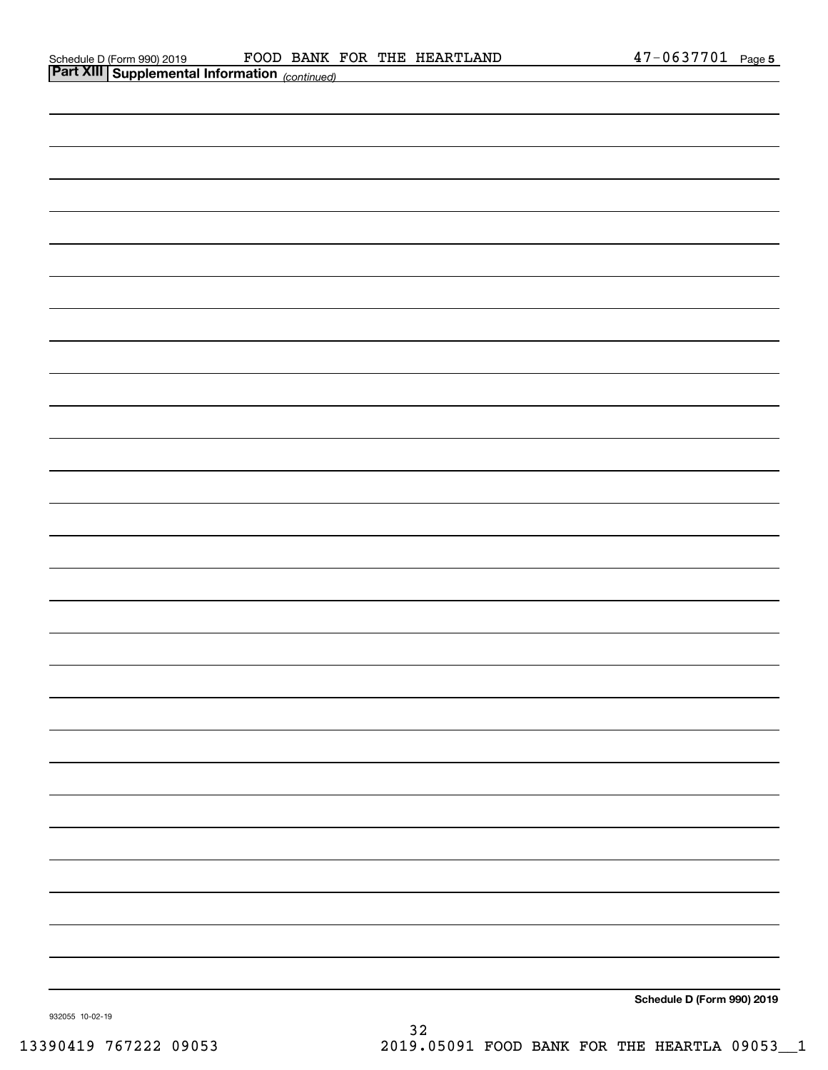## Part XIII Supplemental Information *(continued)*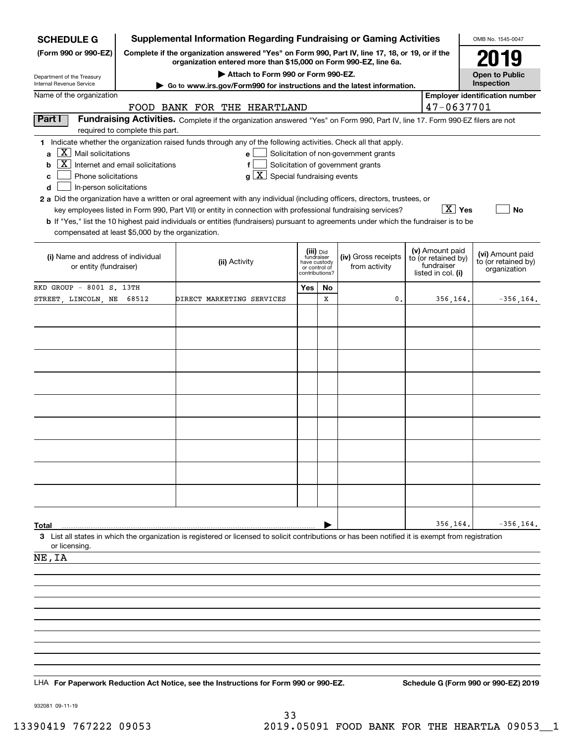**SCHEDULE G** (Form 990 or 990-EZ)

Department of the Treasury
Internal Revenue Service

# Supplemental Information Regarding Fundraising or Gaming Activities

**Complete if the organization answered "Yes" on Form 990, Part IV, line 17, 18, or 19, or if the organization entered more than $15,000 on Form 990-EZ, line 6a.**

**▶ Attach to Form 990 or Form 990-EZ.**

**▶ Go to www.irs.gov/Form990 for instructions and the latest information.**

OMB No. 1545-0047

**2019**

**Open to Public Inspection**

Name of the organization: FOOD BANK FOR THE HEARTLAND

Employer identification number: 47-0637701

## Part I Fundraising Activities.

Complete if the organization answered "Yes" on Form 990, Part IV, line 17. Form 990-EZ filers are not required to complete this part.

**1** Indicate whether the organization raised funds through any of the following activities. Check all that apply.

- **a** [X] Mail solicitations
- **b** [X] Internet and email solicitations
- **c** [ ] Phone solicitations
- **d** [ ] In-person solicitations
- **e** [ ] Solicitation of non-government grants
- **f** [ ] Solicitation of government grants
- **g** [X] Special fundraising events

**2 a** Did the organization have a written or oral agreement with any individual (including officers, directors, trustees, or key employees listed in Form 990, Part VII) or entity in connection with professional fundraising services? [X] Yes [ ] No

**b** If "Yes," list the 10 highest paid individuals or entities (fundraisers) pursuant to agreements under which the fundraiser is to be compensated at least $5,000 by the organization.

| (i) Name and address of individual or entity (fundraiser) | (ii) Activity | (iii) Did fundraiser have custody or control of contributions? Yes | No | (iv) Gross receipts from activity | (v) Amount paid to (or retained by) fundraiser listed in col. (i) | (vi) Amount paid to (or retained by) organization |
|---|---|---|---|---|---|---|
| RKD GROUP - 8001 S. 13TH STREET, LINCOLN, NE 68512 | DIRECT MARKETING SERVICES | | X | 0. | 356,164. | -356,164. |
| | | | | | | |
| | | | | | | |
| | | | | | | |
| | | | | | | |
| | | | | | | |
| | | | | | | |
| | | | | | | |
| | | | | | | |
| | | | | | | |
| **Total** | | | | | 356,164. | -356,164. |

**3** List all states in which the organization is registered or licensed to solicit contributions or has been notified it is exempt from registration or licensing.

NE,IA

LHA **For Paperwork Reduction Act Notice, see the Instructions for Form 990 or 990-EZ.** **Schedule G (Form 990 or 990-EZ) 2019**

932081 09-11-19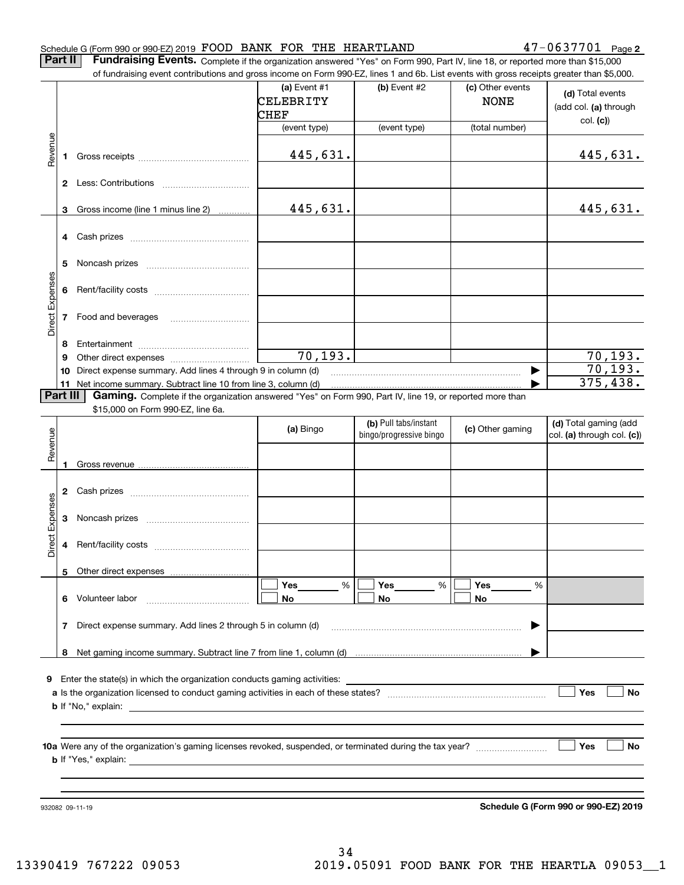Schedule G (Form 990 or 990-EZ) 2019 FOOD BANK FOR THE HEARTLAND 47-0637701 Page **2**

**Part II** **Fundraising Events.** Complete if the organization answered "Yes" on Form 990, Part IV, line 18, or reported more than $15,000 of fundraising event contributions and gross income on Form 990-EZ, lines 1 and 6b. List events with gross receipts greater than $5,000.

| | | (a) Event #1 CELEBRITY CHEF (event type) | (b) Event #2 (event type) | (c) Other events NONE (total number) | (d) Total events (add col. (a) through col. (c)) |
|---|---|---|---|---|---|
| Revenue | 1 Gross receipts | 445,631. | | | 445,631. |
| | 2 Less: Contributions | | | | |
| | 3 Gross income (line 1 minus line 2) | 445,631. | | | 445,631. |
| Direct Expenses | 4 Cash prizes | | | | |
| | 5 Noncash prizes | | | | |
| | 6 Rent/facility costs | | | | |
| | 7 Food and beverages | | | | |
| | 8 Entertainment | | | | |
| | 9 Other direct expenses | 70,193. | | | 70,193. |
| | 10 Direct expense summary. Add lines 4 through 9 in column (d) | | | ▶ | 70,193. |
| | 11 Net income summary. Subtract line 10 from line 3, column (d) | | | ▶ | 375,438. |

**Part III** **Gaming.** Complete if the organization answered "Yes" on Form 990, Part IV, line 19, or reported more than $15,000 on Form 990-EZ, line 6a.

| | | (a) Bingo | (b) Pull tabs/instant bingo/progressive bingo | (c) Other gaming | (d) Total gaming (add col. (a) through col. (c)) |
|---|---|---|---|---|---|
| Revenue | 1 Gross revenue | | | | |
| Direct Expenses | 2 Cash prizes | | | | |
| | 3 Noncash prizes | | | | |
| | 4 Rent/facility costs | | | | |
| | 5 Other direct expenses | | | | |
| | 6 Volunteer labor | ☐ Yes ____ % ☐ No | ☐ Yes ____ % ☐ No | ☐ Yes ____ % ☐ No | |
| | 7 Direct expense summary. Add lines 2 through 5 in column (d) | | | ▶ | |
| | 8 Net gaming income summary. Subtract line 7 from line 1, column (d) | | | ▶ | |

**9** Enter the state(s) in which the organization conducts gaming activities: ____________________

**a** Is the organization licensed to conduct gaming activities in each of these states? ☐ Yes ☐ No

**b** If "No," explain: ____________________

**10a** Were any of the organization's gaming licenses revoked, suspended, or terminated during the tax year? ☐ Yes ☐ No

**b** If "Yes," explain: ____________________

932082 09-11-19 **Schedule G (Form 990 or 990-EZ) 2019**

13390419 767222 09053 2019.05091 FOOD BANK FOR THE HEARTLA 09053__1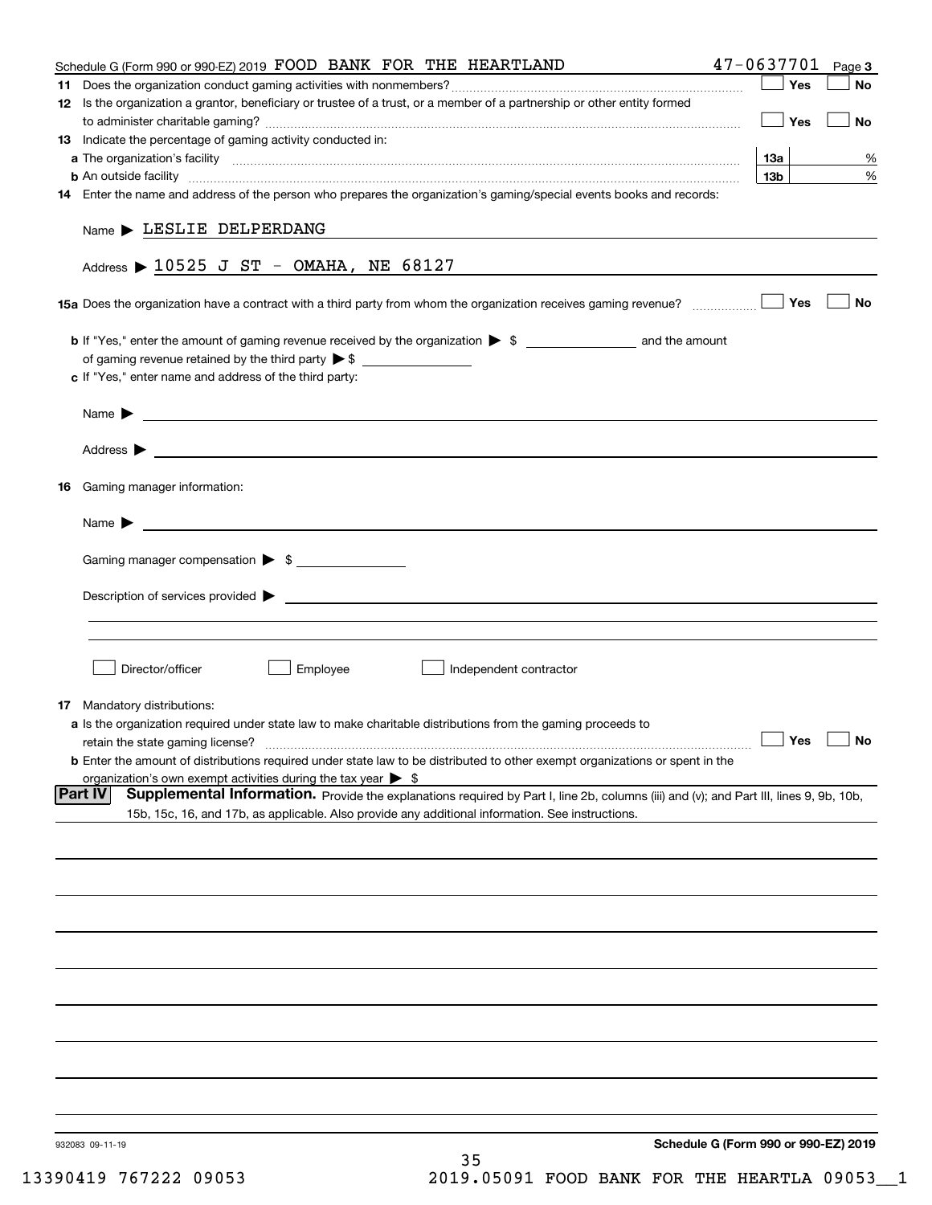Schedule G (Form 990 or 990-EZ) 2019 FOOD BANK FOR THE HEARTLAND 47-0637701 Page 3

**11** Does the organization conduct gaming activities with nonmembers? ☐ Yes ☐ No

**12** Is the organization a grantor, beneficiary or trustee of a trust, or a member of a partnership or other entity formed to administer charitable gaming? ☐ Yes ☐ No

**13** Indicate the percentage of gaming activity conducted in:

**a** The organization's facility **13a** %

**b** An outside facility **13b** %

**14** Enter the name and address of the person who prepares the organization's gaming/special events books and records:

Name ▶ LESLIE DELPERDANG

Address ▶ 10525 J ST - OMAHA, NE 68127

**15a** Does the organization have a contract with a third party from whom the organization receives gaming revenue? ☐ Yes ☐ No

**b** If "Yes," enter the amount of gaming revenue received by the organization ▶ $ ______ and the amount of gaming revenue retained by the third party ▶ $ ______

**c** If "Yes," enter name and address of the third party:

Name ▶

Address ▶

**16** Gaming manager information:

Name ▶

Gaming manager compensation ▶ $

Description of services provided ▶

☐ Director/officer ☐ Employee ☐ Independent contractor

**17** Mandatory distributions:

**a** Is the organization required under state law to make charitable distributions from the gaming proceeds to retain the state gaming license? ☐ Yes ☐ No

**b** Enter the amount of distributions required under state law to be distributed to other exempt organizations or spent in the organization's own exempt activities during the tax year ▶ $

**Part IV** **Supplemental Information.** Provide the explanations required by Part I, line 2b, columns (iii) and (v); and Part III, lines 9, 9b, 10b, 15b, 15c, 16, and 17b, as applicable. Also provide any additional information. See instructions.

932083 09-11-19 **Schedule G (Form 990 or 990-EZ) 2019**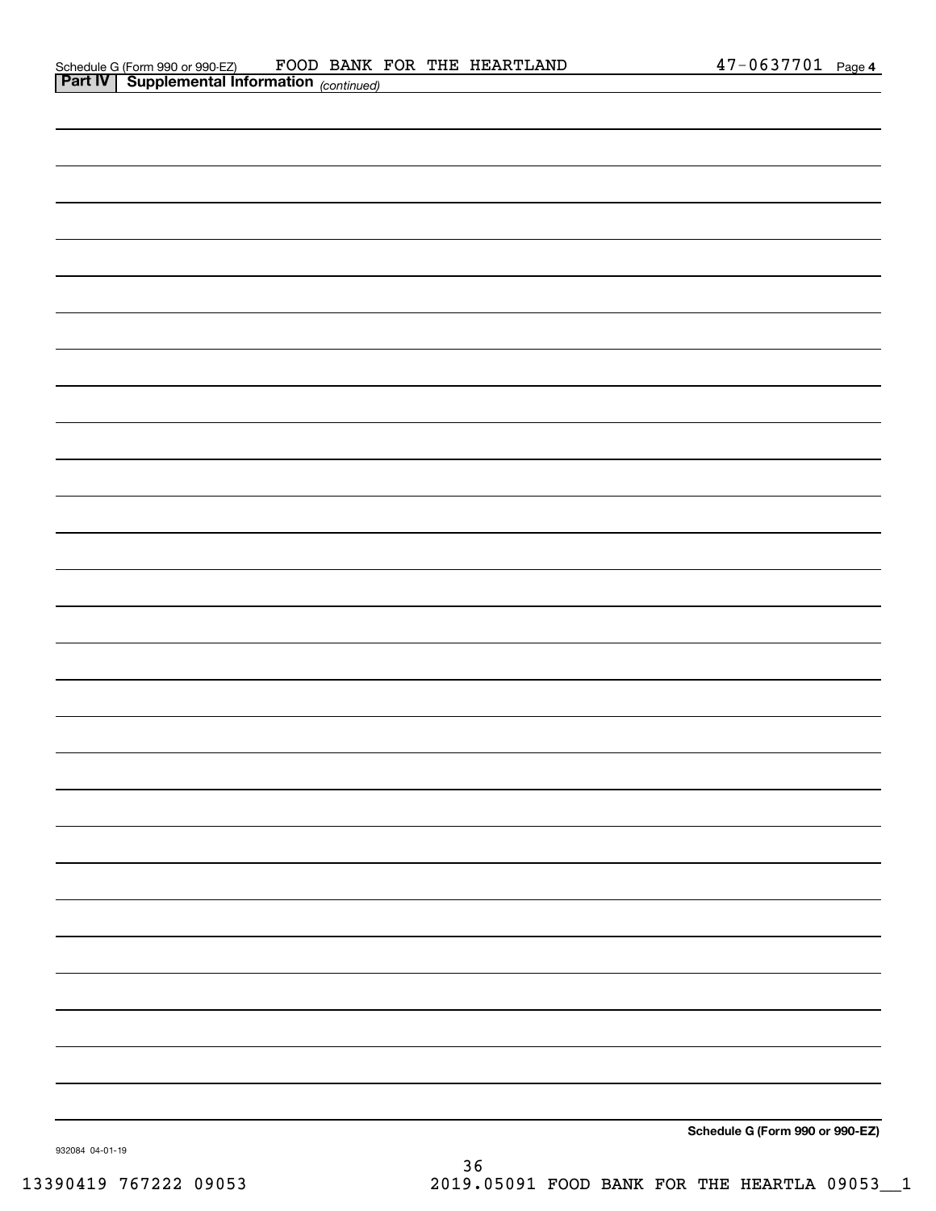Schedule G (Form 990 or 990-EZ) FOOD BANK FOR THE HEARTLAND 47-0637701 Page 4

**Part IV | Supplemental Information** *(continued)*

**Schedule G (Form 990 or 990-EZ)**

932084 04-01-19

13390419 767222 09053 2019.05091 FOOD BANK FOR THE HEARTLA 09053__1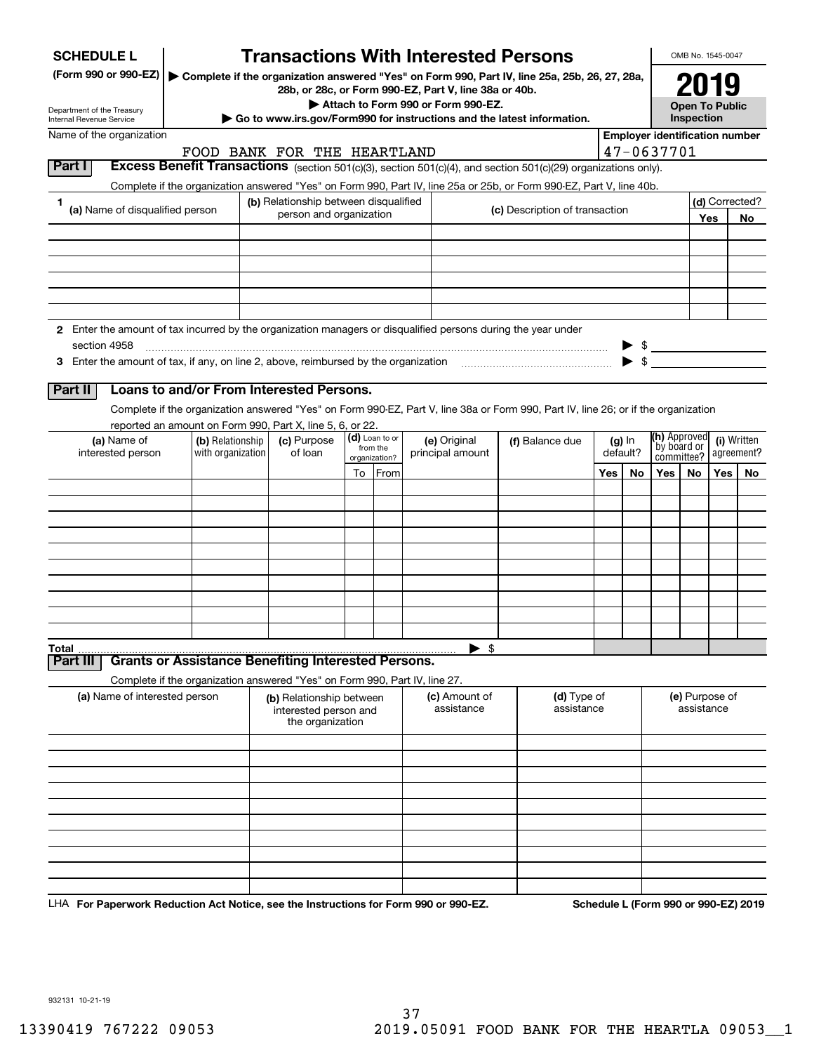# SCHEDULE L (Form 990 or 990-EZ)

Department of the Treasury
Internal Revenue Service

## Transactions With Interested Persons

▶ Complete if the organization answered "Yes" on Form 990, Part IV, line 25a, 25b, 26, 27, 28a, 28b, or 28c, or Form 990-EZ, Part V, line 38a or 40b.
▶ Attach to Form 990 or Form 990-EZ.
▶ Go to www.irs.gov/Form990 for instructions and the latest information.

OMB No. 1545-0047

**2019**

**Open To Public Inspection**

Name of the organization: FOOD BANK FOR THE HEARTLAND

Employer identification number: 47-0637701

**Part I** **Excess Benefit Transactions** (section 501(c)(3), section 501(c)(4), and section 501(c)(29) organizations only).

Complete if the organization answered "Yes" on Form 990, Part IV, line 25a or 25b, or Form 990-EZ, Part V, line 40b.

| 1 (a) Name of disqualified person | (b) Relationship between disqualified person and organization | (c) Description of transaction | (d) Corrected? Yes | No |
|---|---|---|---|---|
| | | | | |
| | | | | |
| | | | | |
| | | | | |
| | | | | |
| | | | | |

**2** Enter the amount of tax incurred by the organization managers or disqualified persons during the year under section 4958 ▶ $

**3** Enter the amount of tax, if any, on line 2, above, reimbursed by the organization ▶ $

**Part II** **Loans to and/or From Interested Persons.**

Complete if the organization answered "Yes" on Form 990-EZ, Part V, line 38a or Form 990, Part IV, line 26; or if the organization reported an amount on Form 990, Part X, line 5, 6, or 22.

| (a) Name of interested person | (b) Relationship with organization | (c) Purpose of loan | (d) Loan to or from the organization? To | From | (e) Original principal amount | (f) Balance due | (g) In default? Yes | No | (h) Approved by board or committee? Yes | No | (i) Written agreement? Yes | No |
|---|---|---|---|---|---|---|---|---|---|---|---|---|
| | | | | | | | | | | | | |
| | | | | | | | | | | | | |
| | | | | | | | | | | | | |
| | | | | | | | | | | | | |
| | | | | | | | | | | | | |
| | | | | | | | | | | | | |
| | | | | | | | | | | | | |
| | | | | | | | | | | | | |
| | | | | | | | | | | | | |
| | | | | | | | | | | | | |
| **Total** | | | | | ▶ $ | | | | | | | |

**Part III** **Grants or Assistance Benefiting Interested Persons.**

Complete if the organization answered "Yes" on Form 990, Part IV, line 27.

| (a) Name of interested person | (b) Relationship between interested person and the organization | (c) Amount of assistance | (d) Type of assistance | (e) Purpose of assistance |
|---|---|---|---|---|
| | | | | |
| | | | | |
| | | | | |
| | | | | |
| | | | | |
| | | | | |
| | | | | |
| | | | | |
| | | | | |
| | | | | |

LHA For Paperwork Reduction Act Notice, see the Instructions for Form 990 or 990-EZ.

Schedule L (Form 990 or 990-EZ) 2019

932131 10-21-19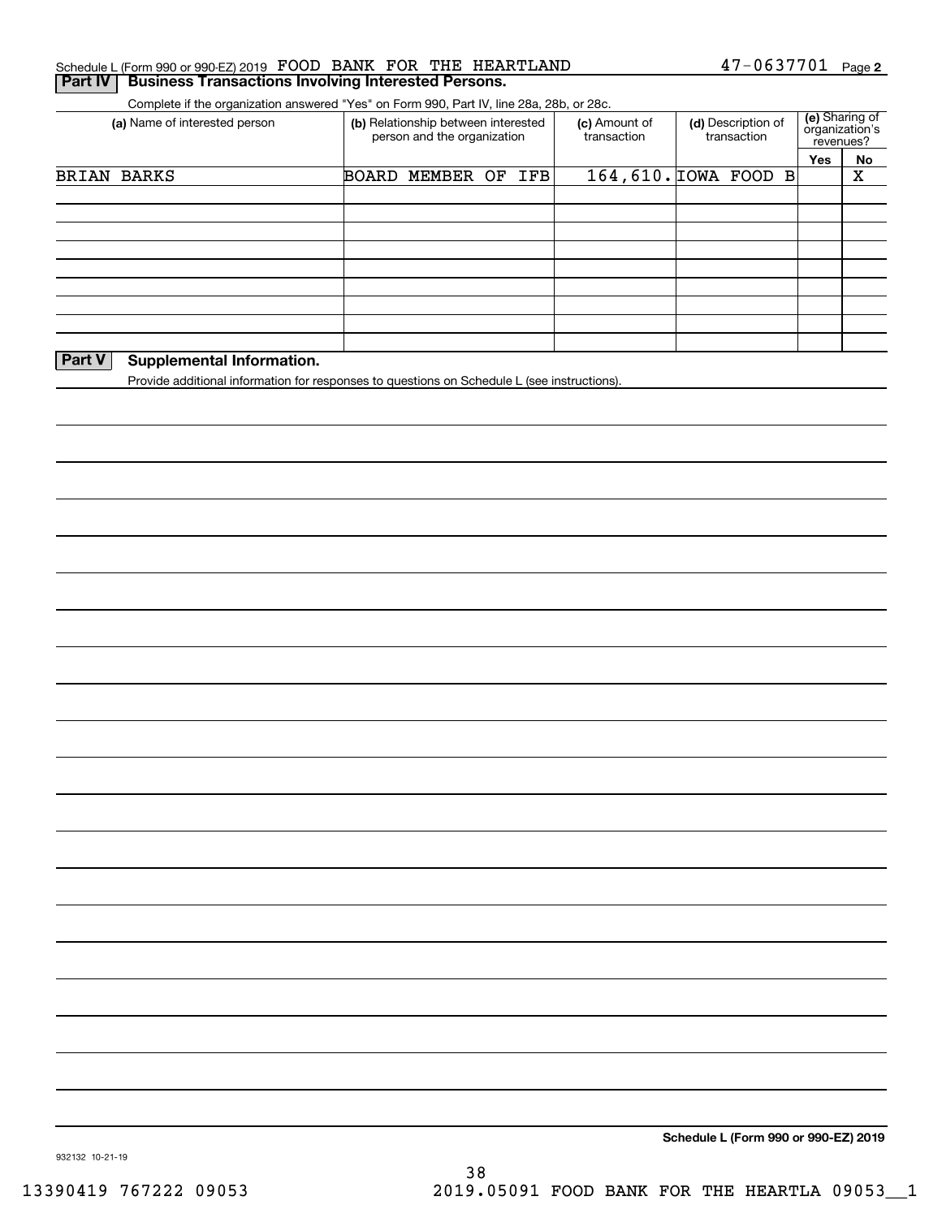Schedule L (Form 990 or 990-EZ) 2019 FOOD BANK FOR THE HEARTLAND 47-0637701 Page 2

## Part IV Business Transactions Involving Interested Persons.

Complete if the organization answered "Yes" on Form 990, Part IV, line 28a, 28b, or 28c.

| (a) Name of interested person | (b) Relationship between interested person and the organization | (c) Amount of transaction | (d) Description of transaction | (e) Sharing of organization's revenues? | |
|---|---|---|---|---|---|
| | | | | Yes | No |
| BRIAN BARKS | BOARD MEMBER OF IFB | 164,610. | IOWA FOOD B | | X |
| | | | | | |
| | | | | | |
| | | | | | |
| | | | | | |
| | | | | | |
| | | | | | |
| | | | | | |
| | | | | | |

## Part V Supplemental Information.

Provide additional information for responses to questions on Schedule L (see instructions).

**Schedule L (Form 990 or 990-EZ) 2019**

932132 10-21-19

13390419 767222 09053 2019.05091 FOOD BANK FOR THE HEARTLA 09053__1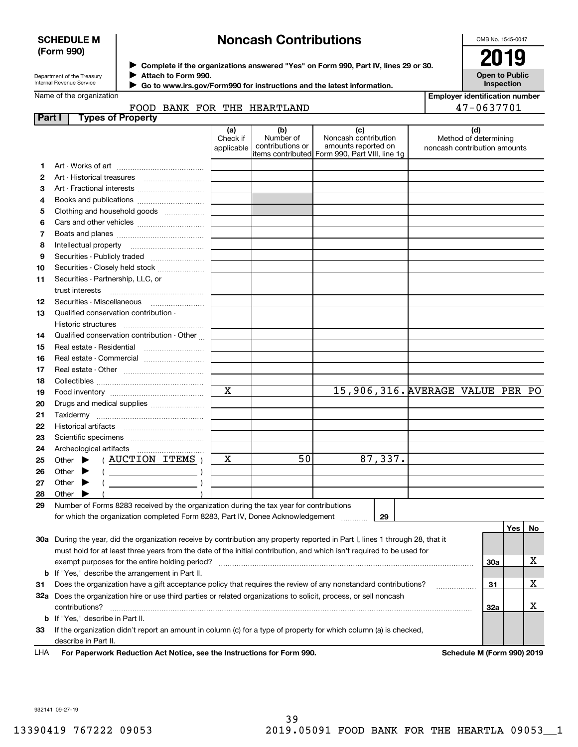**SCHEDULE M (Form 990)**

Department of the Treasury
Internal Revenue Service

# Noncash Contributions

▶ Complete if the organizations answered "Yes" on Form 990, Part IV, lines 29 or 30.
▶ Attach to Form 990.
▶ Go to www.irs.gov/Form990 for instructions and the latest information.

OMB No. 1545-0047

**2019**

**Open to Public Inspection**

Name of the organization: FOOD BANK FOR THE HEARTLAND

Employer identification number: 47-0637701

## Part I Types of Property

| | | (a) Check if applicable | (b) Number of contributions or items contributed | (c) Noncash contribution amounts reported on Form 990, Part VIII, line 1g | (d) Method of determining noncash contribution amounts |
|---|---|---|---|---|---|
| 1 | Art - Works of art | | | | |
| 2 | Art - Historical treasures | | | | |
| 3 | Art - Fractional interests | | | | |
| 4 | Books and publications | | | | |
| 5 | Clothing and household goods | | | | |
| 6 | Cars and other vehicles | | | | |
| 7 | Boats and planes | | | | |
| 8 | Intellectual property | | | | |
| 9 | Securities - Publicly traded | | | | |
| 10 | Securities - Closely held stock | | | | |
| 11 | Securities - Partnership, LLC, or trust interests | | | | |
| 12 | Securities - Miscellaneous | | | | |
| 13 | Qualified conservation contribution - Historic structures | | | | |
| 14 | Qualified conservation contribution - Other | | | | |
| 15 | Real estate - Residential | | | | |
| 16 | Real estate - Commercial | | | | |
| 17 | Real estate - Other | | | | |
| 18 | Collectibles | | | | |
| 19 | Food inventory | X | | 15,906,316. | AVERAGE VALUE PER PO |
| 20 | Drugs and medical supplies | | | | |
| 21 | Taxidermy | | | | |
| 22 | Historical artifacts | | | | |
| 23 | Scientific specimens | | | | |
| 24 | Archeological artifacts | | | | |
| 25 | Other ▶ ( AUCTION ITEMS ) | X | 50 | 87,337. | |
| 26 | Other ▶ ( ) | | | | |
| 27 | Other ▶ ( ) | | | | |
| 28 | Other ▶ ( ) | | | | |

29 Number of Forms 8283 received by the organization during the tax year for contributions for which the organization completed Form 8283, Part IV, Donee Acknowledgement ..... 29

| | | | Yes | No |
|---|---|---|---|---|
| 30a | During the year, did the organization receive by contribution any property reported in Part I, lines 1 through 28, that it must hold for at least three years from the date of the initial contribution, and which isn't required to be used for exempt purposes for the entire holding period? | 30a | | X |
| b | If "Yes," describe the arrangement in Part II. | | | |
| 31 | Does the organization have a gift acceptance policy that requires the review of any nonstandard contributions? | 31 | | X |
| 32a | Does the organization hire or use third parties or related organizations to solicit, process, or sell noncash contributions? | 32a | | X |
| b | If "Yes," describe in Part II. | | | |
| 33 | If the organization didn't report an amount in column (c) for a type of property for which column (a) is checked, describe in Part II. | | | |

LHA For Paperwork Reduction Act Notice, see the Instructions for Form 990. Schedule M (Form 990) 2019

932141 09-27-19

13390419 767222 09053 2019.05091 FOOD BANK FOR THE HEARTLA 09053__1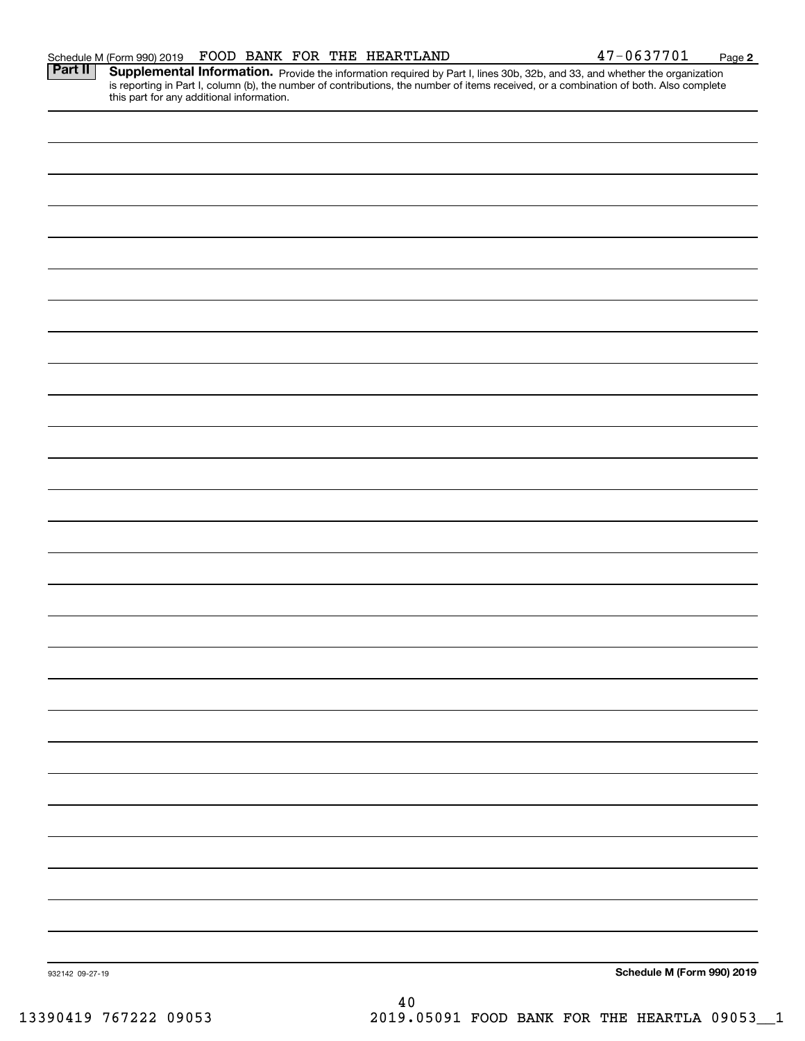Schedule M (Form 990) 2019 FOOD BANK FOR THE HEARTLAND 47-0637701 Page **2**

**Part II** **Supplemental Information.** Provide the information required by Part I, lines 30b, 32b, and 33, and whether the organization is reporting in Part I, column (b), the number of contributions, the number of items received, or a combination of both. Also complete this part for any additional information.

932142 09-27-19

**Schedule M (Form 990) 2019**

13390419 767222 09053 2019.05091 FOOD BANK FOR THE HEARTLA 09053__1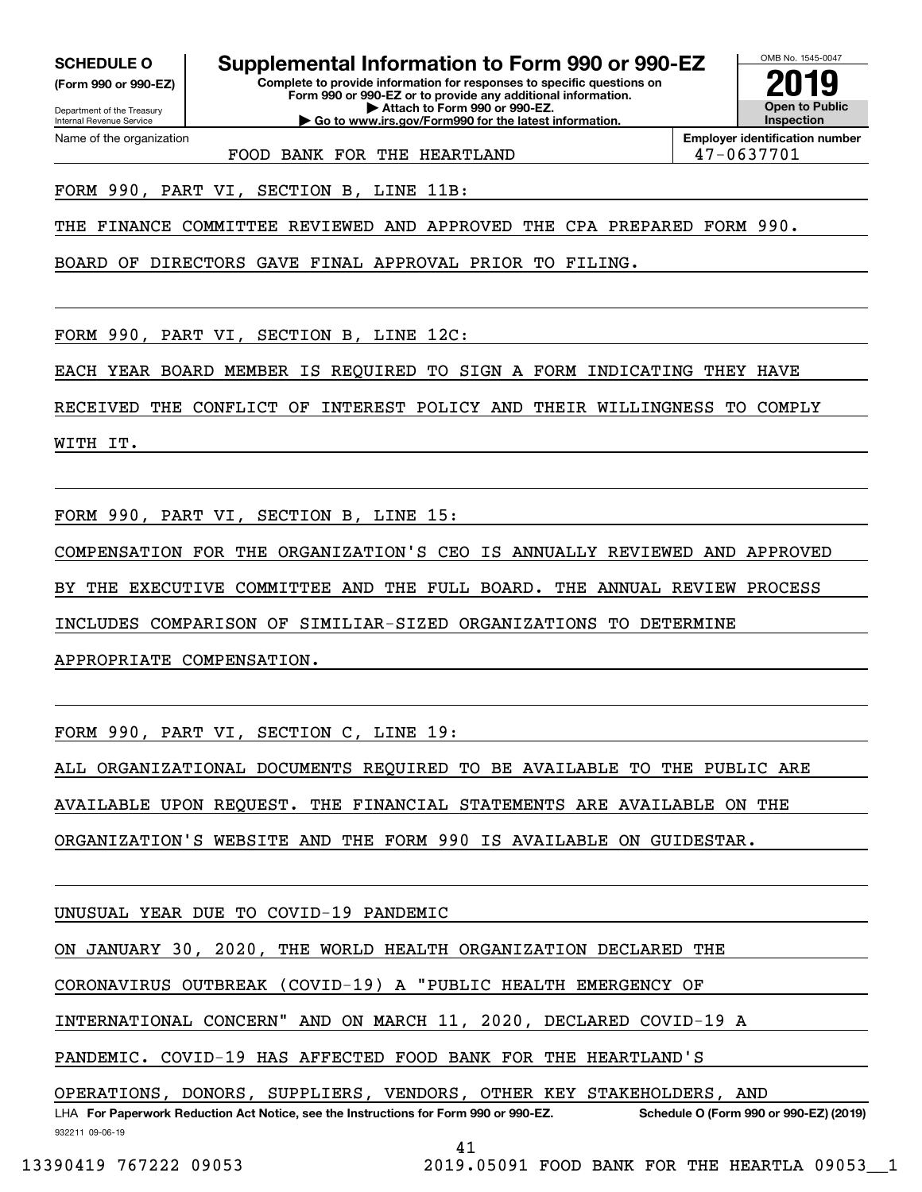**SCHEDULE O**
**(Form 990 or 990-EZ)**

Department of the Treasury
Internal Revenue Service

# Supplemental Information to Form 990 or 990-EZ

**Complete to provide information for responses to specific questions on Form 990 or 990-EZ or to provide any additional information.**
**▶ Attach to Form 990 or 990-EZ.**
**▶ Go to www.irs.gov/Form990 for the latest information.**

OMB No. 1545-0047
**2019**
**Open to Public Inspection**

| Name of the organization | Employer identification number |
|---|---|
| FOOD BANK FOR THE HEARTLAND | 47-0637701 |

FORM 990, PART VI, SECTION B, LINE 11B:

THE FINANCE COMMITTEE REVIEWED AND APPROVED THE CPA PREPARED FORM 990. BOARD OF DIRECTORS GAVE FINAL APPROVAL PRIOR TO FILING.

FORM 990, PART VI, SECTION B, LINE 12C:

EACH YEAR BOARD MEMBER IS REQUIRED TO SIGN A FORM INDICATING THEY HAVE RECEIVED THE CONFLICT OF INTEREST POLICY AND THEIR WILLINGNESS TO COMPLY WITH IT.

FORM 990, PART VI, SECTION B, LINE 15:

COMPENSATION FOR THE ORGANIZATION'S CEO IS ANNUALLY REVIEWED AND APPROVED BY THE EXECUTIVE COMMITTEE AND THE FULL BOARD. THE ANNUAL REVIEW PROCESS INCLUDES COMPARISON OF SIMILIAR-SIZED ORGANIZATIONS TO DETERMINE APPROPRIATE COMPENSATION.

FORM 990, PART VI, SECTION C, LINE 19:

ALL ORGANIZATIONAL DOCUMENTS REQUIRED TO BE AVAILABLE TO THE PUBLIC ARE AVAILABLE UPON REQUEST. THE FINANCIAL STATEMENTS ARE AVAILABLE ON THE ORGANIZATION'S WEBSITE AND THE FORM 990 IS AVAILABLE ON GUIDESTAR.

UNUSUAL YEAR DUE TO COVID-19 PANDEMIC

ON JANUARY 30, 2020, THE WORLD HEALTH ORGANIZATION DECLARED THE CORONAVIRUS OUTBREAK (COVID-19) A "PUBLIC HEALTH EMERGENCY OF INTERNATIONAL CONCERN" AND ON MARCH 11, 2020, DECLARED COVID-19 A PANDEMIC. COVID-19 HAS AFFECTED FOOD BANK FOR THE HEARTLAND'S OPERATIONS, DONORS, SUPPLIERS, VENDORS, OTHER KEY STAKEHOLDERS, AND

LHA **For Paperwork Reduction Act Notice, see the Instructions for Form 990 or 990-EZ.** **Schedule O (Form 990 or 990-EZ) (2019)**
932211 09-06-19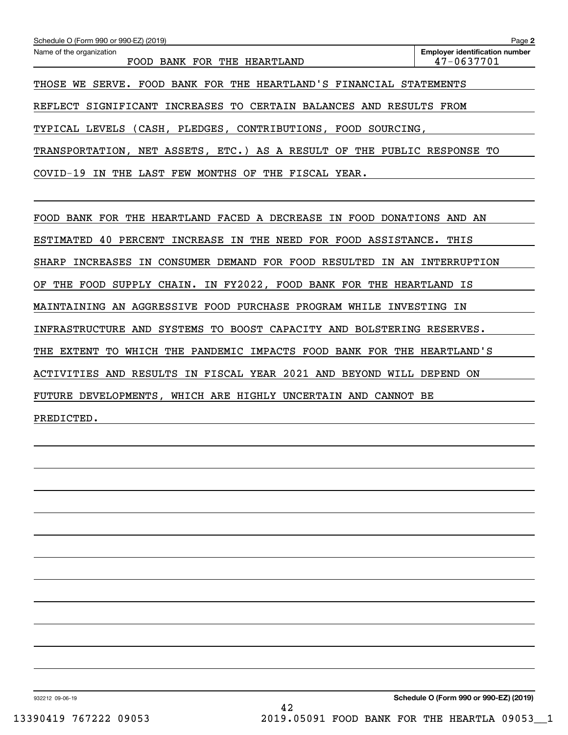Schedule O (Form 990 or 990-EZ) (2019)

Name of the organization: FOOD BANK FOR THE HEARTLAND

Employer identification number: 47-0637701

THOSE WE SERVE. FOOD BANK FOR THE HEARTLAND'S FINANCIAL STATEMENTS REFLECT SIGNIFICANT INCREASES TO CERTAIN BALANCES AND RESULTS FROM TYPICAL LEVELS (CASH, PLEDGES, CONTRIBUTIONS, FOOD SOURCING, TRANSPORTATION, NET ASSETS, ETC.) AS A RESULT OF THE PUBLIC RESPONSE TO COVID-19 IN THE LAST FEW MONTHS OF THE FISCAL YEAR.

FOOD BANK FOR THE HEARTLAND FACED A DECREASE IN FOOD DONATIONS AND AN ESTIMATED 40 PERCENT INCREASE IN THE NEED FOR FOOD ASSISTANCE. THIS SHARP INCREASES IN CONSUMER DEMAND FOR FOOD RESULTED IN AN INTERRUPTION OF THE FOOD SUPPLY CHAIN. IN FY2022, FOOD BANK FOR THE HEARTLAND IS MAINTAINING AN AGGRESSIVE FOOD PURCHASE PROGRAM WHILE INVESTING IN INFRASTRUCTURE AND SYSTEMS TO BOOST CAPACITY AND BOLSTERING RESERVES. THE EXTENT TO WHICH THE PANDEMIC IMPACTS FOOD BANK FOR THE HEARTLAND'S ACTIVITIES AND RESULTS IN FISCAL YEAR 2021 AND BEYOND WILL DEPEND ON FUTURE DEVELOPMENTS, WHICH ARE HIGHLY UNCERTAIN AND CANNOT BE PREDICTED.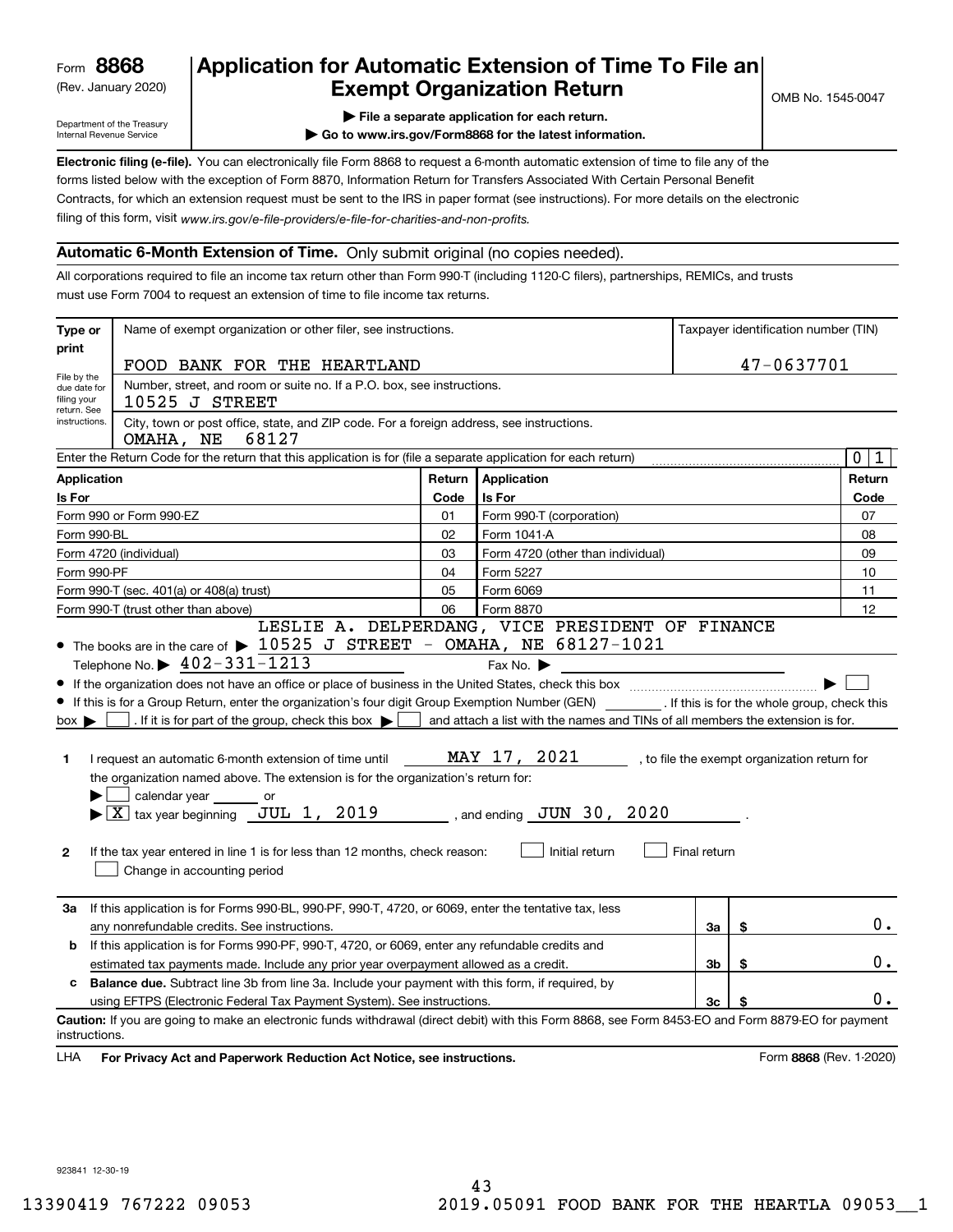Form **8868**
(Rev. January 2020)

Department of the Treasury
Internal Revenue Service

# Application for Automatic Extension of Time To File an Exempt Organization Return

▶ File a separate application for each return.
▶ Go to www.irs.gov/Form8868 for the latest information.

OMB No. 1545-0047

**Electronic filing (e-file).** You can electronically file Form 8868 to request a 6-month automatic extension of time to file any of the forms listed below with the exception of Form 8870, Information Return for Transfers Associated With Certain Personal Benefit Contracts, for which an extension request must be sent to the IRS in paper format (see instructions). For more details on the electronic filing of this form, visit *www.irs.gov/e-file-providers/e-file-for-charities-and-non-profits.*

## Automatic 6-Month Extension of Time. Only submit original (no copies needed).

All corporations required to file an income tax return other than Form 990-T (including 1120-C filers), partnerships, REMICs, and trusts must use Form 7004 to request an extension of time to file income tax returns.

| Type or print | Name of exempt organization or other filer, see instructions. | Taxpayer identification number (TIN) |
|---|---|---|
| File by the due date for filing your return. See instructions. | FOOD BANK FOR THE HEARTLAND | 47-0637701 |
| | Number, street, and room or suite no. If a P.O. box, see instructions.<br>10525 J STREET | |
| | City, town or post office, state, and ZIP code. For a foreign address, see instructions.<br>OMAHA, NE 68127 | |

Enter the Return Code for the return that this application is for (file a separate application for each return) ..... 0 1

| Application Is For | Return Code | Application Is For | Return Code |
|---|---|---|---|
| Form 990 or Form 990-EZ | 01 | Form 990-T (corporation) | 07 |
| Form 990-BL | 02 | Form 1041-A | 08 |
| Form 4720 (individual) | 03 | Form 4720 (other than individual) | 09 |
| Form 990-PF | 04 | Form 5227 | 10 |
| Form 990-T (sec. 401(a) or 408(a) trust) | 05 | Form 6069 | 11 |
| Form 990-T (trust other than above) | 06 | Form 8870 | 12 |

- The books are in the care of ▶ LESLIE A. DELPERDANG, VICE PRESIDENT OF FINANCE 10525 J STREET - OMAHA, NE 68127-1021
  Telephone No. ▶ 402-331-1213 Fax No. ▶
- If the organization does not have an office or place of business in the United States, check this box ▶ ☐
- If this is for a Group Return, enter the organization's four digit Group Exemption Number (GEN) ______ . If this is for the whole group, check this box ▶ ☐ . If it is for part of the group, check this box ▶ ☐ and attach a list with the names and TINs of all members the extension is for.

**1** I request an automatic 6-month extension of time until MAY 17, 2021 , to file the exempt organization return for the organization named above. The extension is for the organization's return for:
▶ ☐ calendar year ______ or
▶ ☒ tax year beginning JUL 1, 2019 , and ending JUN 30, 2020 .

**2** If the tax year entered in line 1 is for less than 12 months, check reason: ☐ Initial return ☐ Final return
☐ Change in accounting period

| | | | |
|---|---|---|---|
| **3a** If this application is for Forms 990-BL, 990-PF, 990-T, 4720, or 6069, enter the tentative tax, less any nonrefundable credits. See instructions. | 3a | $ | 0. |
| **b** If this application is for Forms 990-PF, 990-T, 4720, or 6069, enter any refundable credits and estimated tax payments made. Include any prior year overpayment allowed as a credit. | 3b | $ | 0. |
| **c** **Balance due.** Subtract line 3b from line 3a. Include your payment with this form, if required, by using EFTPS (Electronic Federal Tax Payment System). See instructions. | 3c | $ | 0. |

**Caution:** If you are going to make an electronic funds withdrawal (direct debit) with this Form 8868, see Form 8453-EO and Form 8879-EO for payment instructions.

LHA **For Privacy Act and Paperwork Reduction Act Notice, see instructions.** Form **8868** (Rev. 1-2020)

923841 12-30-19

13390419 767222 09053 2019.05091 FOOD BANK FOR THE HEARTLA 09053__1